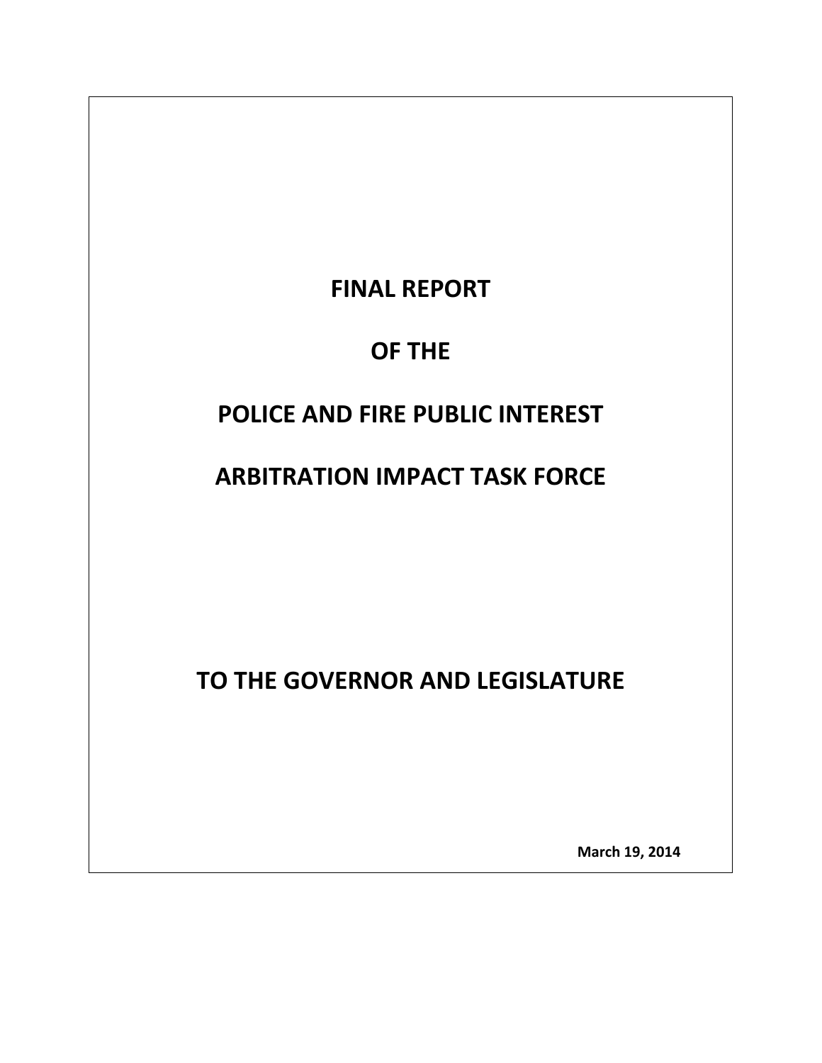# FINAL REPORT

# OF THE

# POLICE AND FIRE PUBLIC INTEREST

# ARBITRATION IMPACT TASK FORCE

# TO THE GOVERNOR AND LEGISLATURE

**March 19, 2014**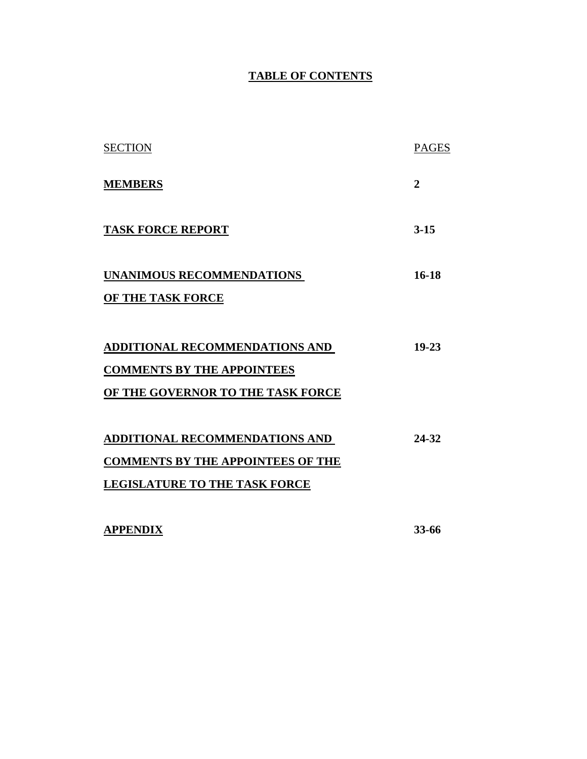# TABLE OF CONTENTS

| SECTION | PAGES |
|---|---|
| **MEMBERS** | **2** |
| **TASK FORCE REPORT** | **3-15** |
| **UNANIMOUS RECOMMENDATIONS OF THE TASK FORCE** | **16-18** |
| **ADDITIONAL RECOMMENDATIONS AND COMMENTS BY THE APPOINTEES OF THE GOVERNOR TO THE TASK FORCE** | **19-23** |
| **ADDITIONAL RECOMMENDATIONS AND COMMENTS BY THE APPOINTEES OF THE LEGISLATURE TO THE TASK FORCE** | **24-32** |
| **APPENDIX** | **33-66** |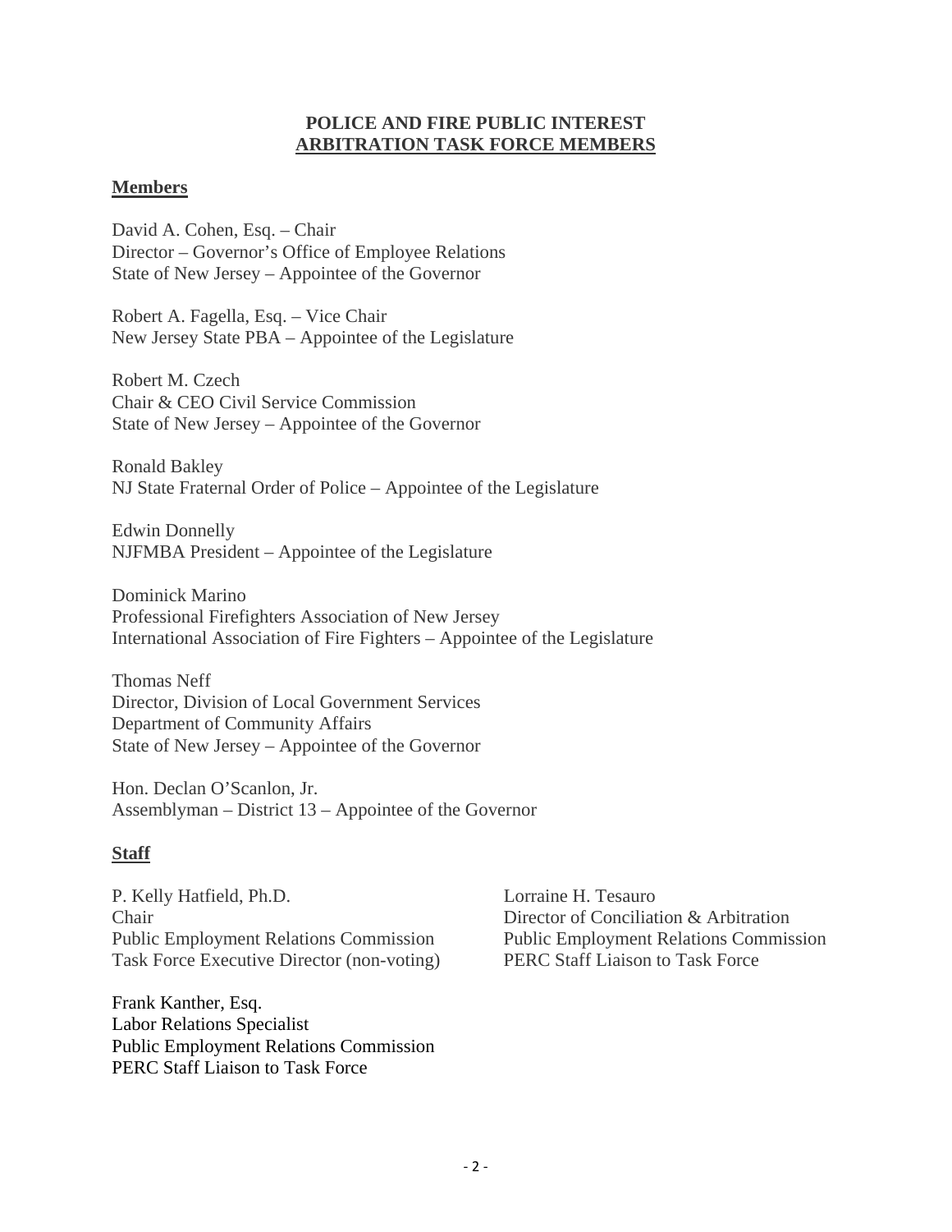# POLICE AND FIRE PUBLIC INTEREST ARBITRATION TASK FORCE MEMBERS

## Members

David A. Cohen, Esq. – Chair
Director – Governor's Office of Employee Relations
State of New Jersey – Appointee of the Governor

Robert A. Fagella, Esq. – Vice Chair
New Jersey State PBA – Appointee of the Legislature

Robert M. Czech
Chair & CEO Civil Service Commission
State of New Jersey – Appointee of the Governor

Ronald Bakley
NJ State Fraternal Order of Police – Appointee of the Legislature

Edwin Donnelly
NJFMBA President – Appointee of the Legislature

Dominick Marino
Professional Firefighters Association of New Jersey
International Association of Fire Fighters – Appointee of the Legislature

Thomas Neff
Director, Division of Local Government Services
Department of Community Affairs
State of New Jersey – Appointee of the Governor

Hon. Declan O'Scanlon, Jr.
Assemblyman – District 13 – Appointee of the Governor

## Staff

P. Kelly Hatfield, Ph.D.
Chair
Public Employment Relations Commission
Task Force Executive Director (non-voting)

Lorraine H. Tesauro
Director of Conciliation & Arbitration
Public Employment Relations Commission
PERC Staff Liaison to Task Force

Frank Kanther, Esq.
Labor Relations Specialist
Public Employment Relations Commission
PERC Staff Liaison to Task Force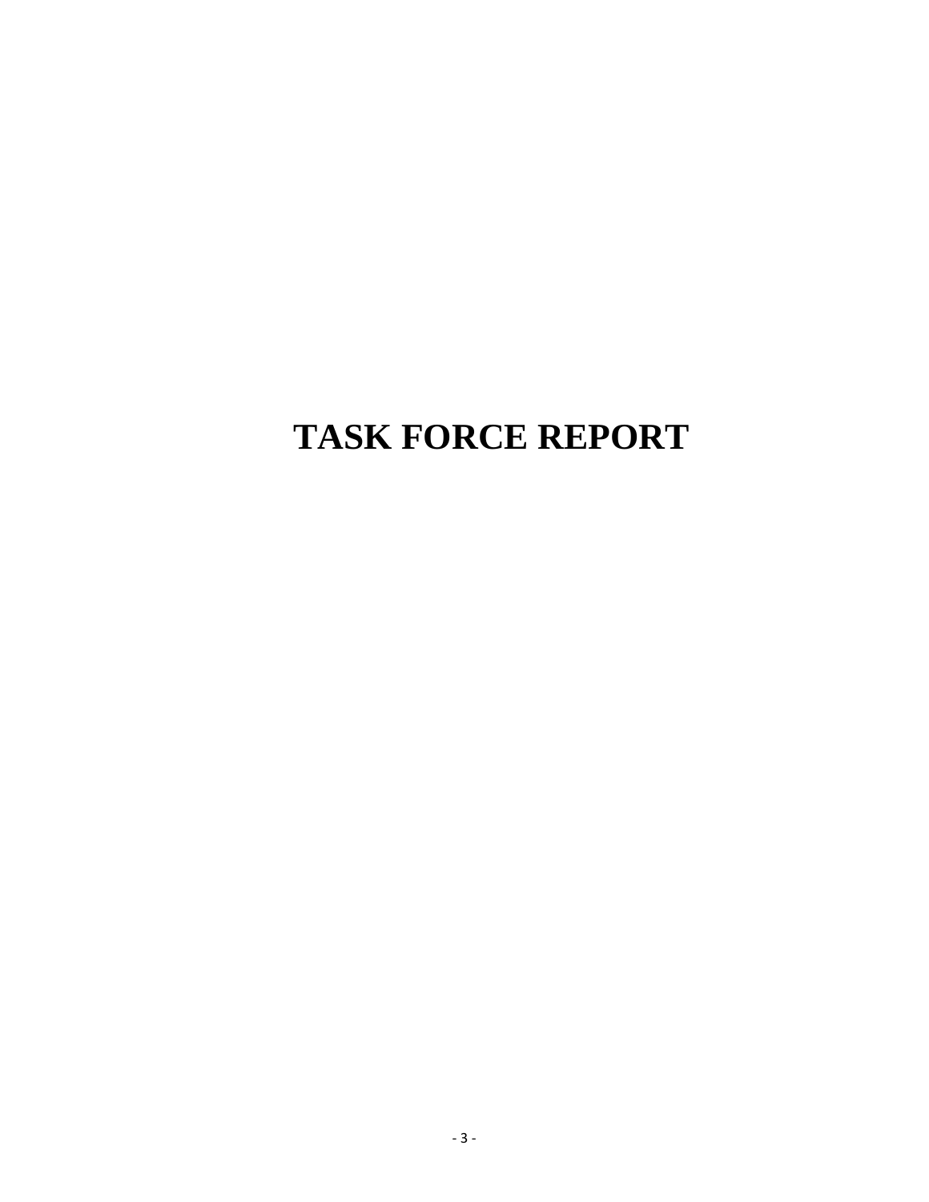# TASK FORCE REPORT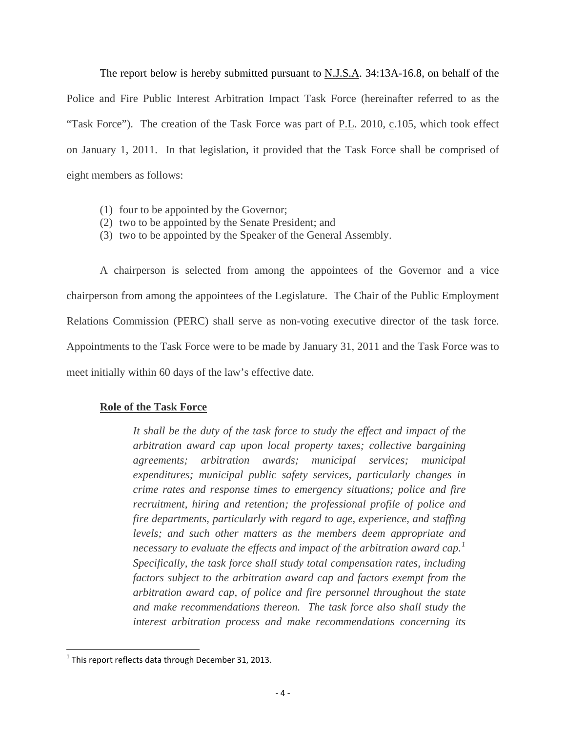The report below is hereby submitted pursuant to N.J.S.A. 34:13A-16.8, on behalf of the Police and Fire Public Interest Arbitration Impact Task Force (hereinafter referred to as the "Task Force"). The creation of the Task Force was part of P.L. 2010, c.105, which took effect on January 1, 2011. In that legislation, it provided that the Task Force shall be comprised of eight members as follows:

(1) four to be appointed by the Governor;
(2) two to be appointed by the Senate President; and
(3) two to be appointed by the Speaker of the General Assembly.

A chairperson is selected from among the appointees of the Governor and a vice chairperson from among the appointees of the Legislature. The Chair of the Public Employment Relations Commission (PERC) shall serve as non-voting executive director of the task force. Appointments to the Task Force were to be made by January 31, 2011 and the Task Force was to meet initially within 60 days of the law's effective date.

**Role of the Task Force**

> *It shall be the duty of the task force to study the effect and impact of the arbitration award cap upon local property taxes; collective bargaining agreements; arbitration awards; municipal services; municipal expenditures; municipal public safety services, particularly changes in crime rates and response times to emergency situations; police and fire recruitment, hiring and retention; the professional profile of police and fire departments, particularly with regard to age, experience, and staffing levels; and such other matters as the members deem appropriate and necessary to evaluate the effects and impact of the arbitration award cap.*[1] *Specifically, the task force shall study total compensation rates, including factors subject to the arbitration award cap and factors exempt from the arbitration award cap, of police and fire personnel throughout the state and make recommendations thereon. The task force also shall study the interest arbitration process and make recommendations concerning its*

[1] This report reflects data through December 31, 2013.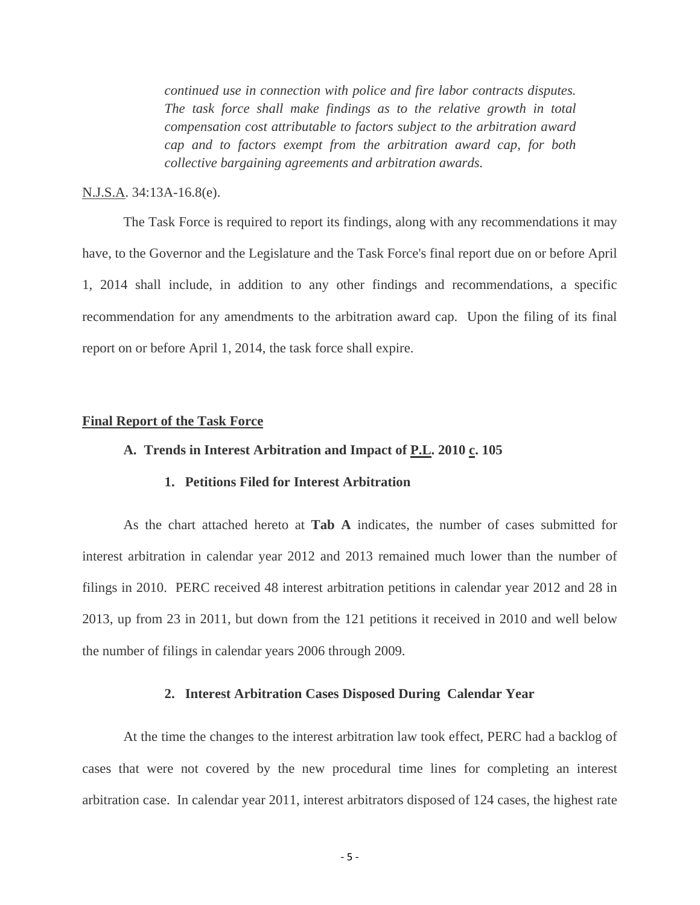*continued use in connection with police and fire labor contracts disputes. The task force shall make findings as to the relative growth in total compensation cost attributable to factors subject to the arbitration award cap and to factors exempt from the arbitration award cap, for both collective bargaining agreements and arbitration awards.*

N.J.S.A. 34:13A-16.8(e).

The Task Force is required to report its findings, along with any recommendations it may have, to the Governor and the Legislature and the Task Force's final report due on or before April 1, 2014 shall include, in addition to any other findings and recommendations, a specific recommendation for any amendments to the arbitration award cap. Upon the filing of its final report on or before April 1, 2014, the task force shall expire.

## Final Report of the Task Force

### A. Trends in Interest Arbitration and Impact of P.L. 2010 c. 105

#### 1. Petitions Filed for Interest Arbitration

As the chart attached hereto at **Tab A** indicates, the number of cases submitted for interest arbitration in calendar year 2012 and 2013 remained much lower than the number of filings in 2010. PERC received 48 interest arbitration petitions in calendar year 2012 and 28 in 2013, up from 23 in 2011, but down from the 121 petitions it received in 2010 and well below the number of filings in calendar years 2006 through 2009.

#### 2. Interest Arbitration Cases Disposed During Calendar Year

At the time the changes to the interest arbitration law took effect, PERC had a backlog of cases that were not covered by the new procedural time lines for completing an interest arbitration case. In calendar year 2011, interest arbitrators disposed of 124 cases, the highest rate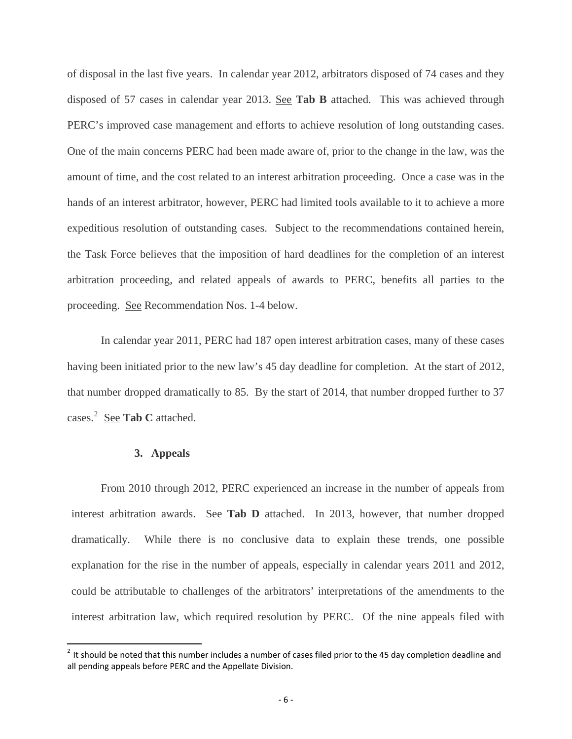of disposal in the last five years. In calendar year 2012, arbitrators disposed of 74 cases and they disposed of 57 cases in calendar year 2013. See **Tab B** attached. This was achieved through PERC's improved case management and efforts to achieve resolution of long outstanding cases. One of the main concerns PERC had been made aware of, prior to the change in the law, was the amount of time, and the cost related to an interest arbitration proceeding. Once a case was in the hands of an interest arbitrator, however, PERC had limited tools available to it to achieve a more expeditious resolution of outstanding cases. Subject to the recommendations contained herein, the Task Force believes that the imposition of hard deadlines for the completion of an interest arbitration proceeding, and related appeals of awards to PERC, benefits all parties to the proceeding. See Recommendation Nos. 1-4 below.

In calendar year 2011, PERC had 187 open interest arbitration cases, many of these cases having been initiated prior to the new law's 45 day deadline for completion. At the start of 2012, that number dropped dramatically to 85. By the start of 2014, that number dropped further to 37 cases.[2] See **Tab C** attached.

### 3. Appeals

From 2010 through 2012, PERC experienced an increase in the number of appeals from interest arbitration awards. See **Tab D** attached. In 2013, however, that number dropped dramatically. While there is no conclusive data to explain these trends, one possible explanation for the rise in the number of appeals, especially in calendar years 2011 and 2012, could be attributable to challenges of the arbitrators' interpretations of the amendments to the interest arbitration law, which required resolution by PERC. Of the nine appeals filed with

[2] It should be noted that this number includes a number of cases filed prior to the 45 day completion deadline and all pending appeals before PERC and the Appellate Division.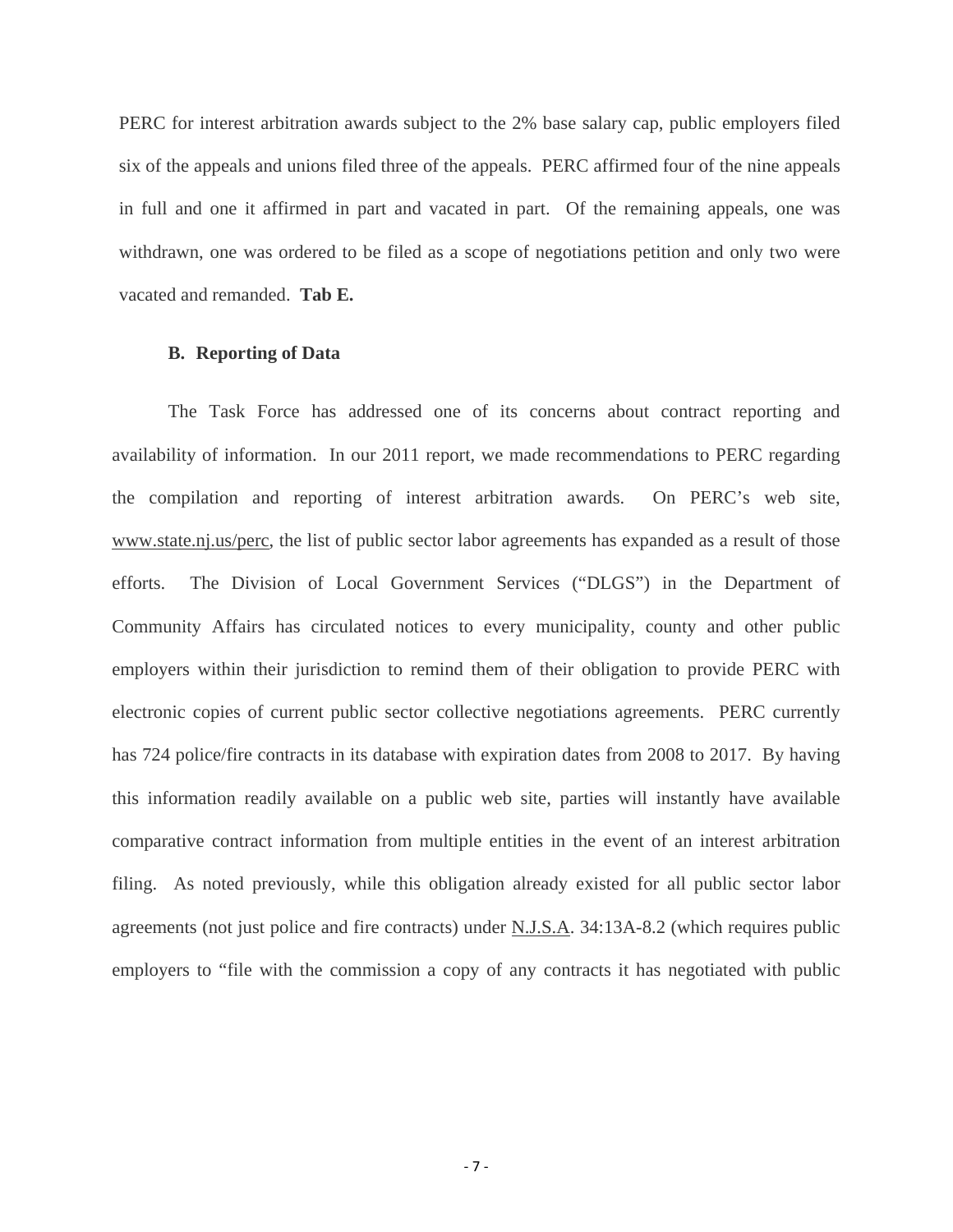PERC for interest arbitration awards subject to the 2% base salary cap, public employers filed six of the appeals and unions filed three of the appeals. PERC affirmed four of the nine appeals in full and one it affirmed in part and vacated in part. Of the remaining appeals, one was withdrawn, one was ordered to be filed as a scope of negotiations petition and only two were vacated and remanded. **Tab E.**

**B. Reporting of Data**

The Task Force has addressed one of its concerns about contract reporting and availability of information. In our 2011 report, we made recommendations to PERC regarding the compilation and reporting of interest arbitration awards. On PERC's web site, www.state.nj.us/perc, the list of public sector labor agreements has expanded as a result of those efforts. The Division of Local Government Services ("DLGS") in the Department of Community Affairs has circulated notices to every municipality, county and other public employers within their jurisdiction to remind them of their obligation to provide PERC with electronic copies of current public sector collective negotiations agreements. PERC currently has 724 police/fire contracts in its database with expiration dates from 2008 to 2017. By having this information readily available on a public web site, parties will instantly have available comparative contract information from multiple entities in the event of an interest arbitration filing. As noted previously, while this obligation already existed for all public sector labor agreements (not just police and fire contracts) under N.J.S.A. 34:13A-8.2 (which requires public employers to "file with the commission a copy of any contracts it has negotiated with public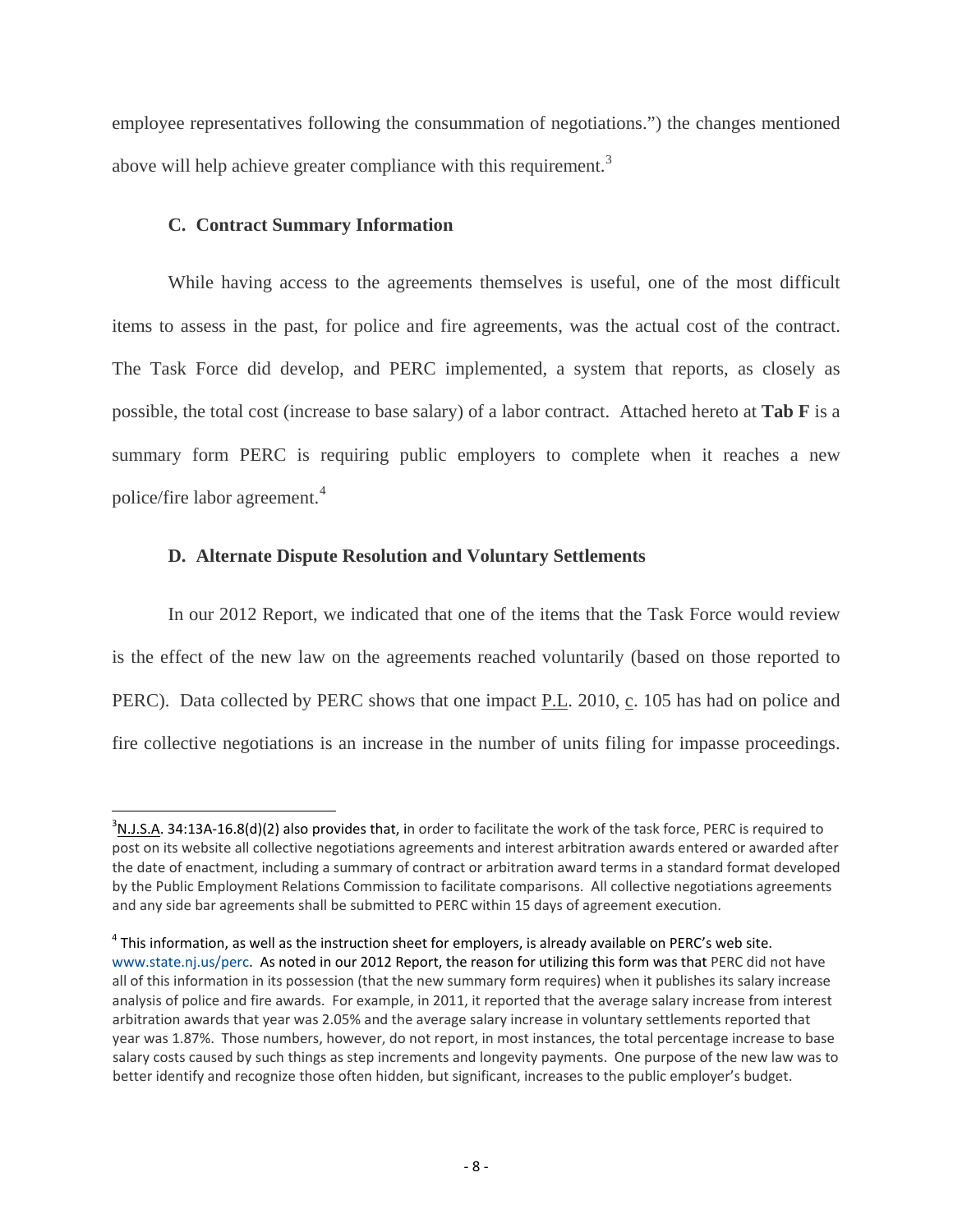employee representatives following the consummation of negotiations.") the changes mentioned above will help achieve greater compliance with this requirement.[3]

### C. Contract Summary Information

While having access to the agreements themselves is useful, one of the most difficult items to assess in the past, for police and fire agreements, was the actual cost of the contract. The Task Force did develop, and PERC implemented, a system that reports, as closely as possible, the total cost (increase to base salary) of a labor contract. Attached hereto at **Tab F** is a summary form PERC is requiring public employers to complete when it reaches a new police/fire labor agreement.[4]

### D. Alternate Dispute Resolution and Voluntary Settlements

In our 2012 Report, we indicated that one of the items that the Task Force would review is the effect of the new law on the agreements reached voluntarily (based on those reported to PERC). Data collected by PERC shows that one impact P.L. 2010, c. 105 has had on police and fire collective negotiations is an increase in the number of units filing for impasse proceedings.

---

[3] N.J.S.A. 34:13A-16.8(d)(2) also provides that, in order to facilitate the work of the task force, PERC is required to post on its website all collective negotiations agreements and interest arbitration awards entered or awarded after the date of enactment, including a summary of contract or arbitration award terms in a standard format developed by the Public Employment Relations Commission to facilitate comparisons. All collective negotiations agreements and any side bar agreements shall be submitted to PERC within 15 days of agreement execution.

[4] This information, as well as the instruction sheet for employers, is already available on PERC's web site. www.state.nj.us/perc. As noted in our 2012 Report, the reason for utilizing this form was that PERC did not have all of this information in its possession (that the new summary form requires) when it publishes its salary increase analysis of police and fire awards. For example, in 2011, it reported that the average salary increase from interest arbitration awards that year was 2.05% and the average salary increase in voluntary settlements reported that year was 1.87%. Those numbers, however, do not report, in most instances, the total percentage increase to base salary costs caused by such things as step increments and longevity payments. One purpose of the new law was to better identify and recognize those often hidden, but significant, increases to the public employer's budget.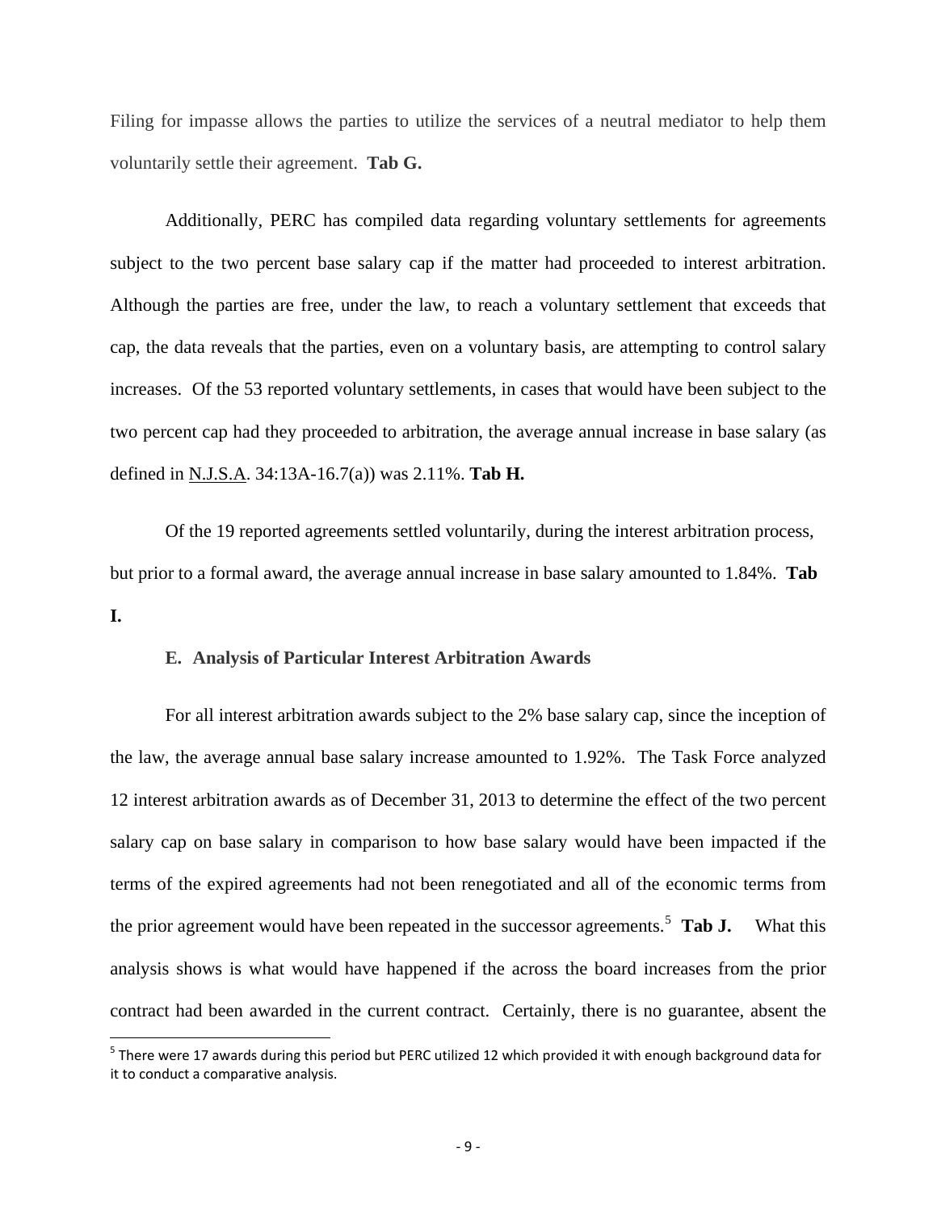Filing for impasse allows the parties to utilize the services of a neutral mediator to help them voluntarily settle their agreement. **Tab G.**

Additionally, PERC has compiled data regarding voluntary settlements for agreements subject to the two percent base salary cap if the matter had proceeded to interest arbitration. Although the parties are free, under the law, to reach a voluntary settlement that exceeds that cap, the data reveals that the parties, even on a voluntary basis, are attempting to control salary increases. Of the 53 reported voluntary settlements, in cases that would have been subject to the two percent cap had they proceeded to arbitration, the average annual increase in base salary (as defined in N.J.S.A. 34:13A-16.7(a)) was 2.11%. **Tab H.**

Of the 19 reported agreements settled voluntarily, during the interest arbitration process, but prior to a formal award, the average annual increase in base salary amounted to 1.84%. **Tab I.**

### E. Analysis of Particular Interest Arbitration Awards

For all interest arbitration awards subject to the 2% base salary cap, since the inception of the law, the average annual base salary increase amounted to 1.92%. The Task Force analyzed 12 interest arbitration awards as of December 31, 2013 to determine the effect of the two percent salary cap on base salary in comparison to how base salary would have been impacted if the terms of the expired agreements had not been renegotiated and all of the economic terms from the prior agreement would have been repeated in the successor agreements.[5] **Tab J.** What this analysis shows is what would have happened if the across the board increases from the prior contract had been awarded in the current contract. Certainly, there is no guarantee, absent the

[5] There were 17 awards during this period but PERC utilized 12 which provided it with enough background data for it to conduct a comparative analysis.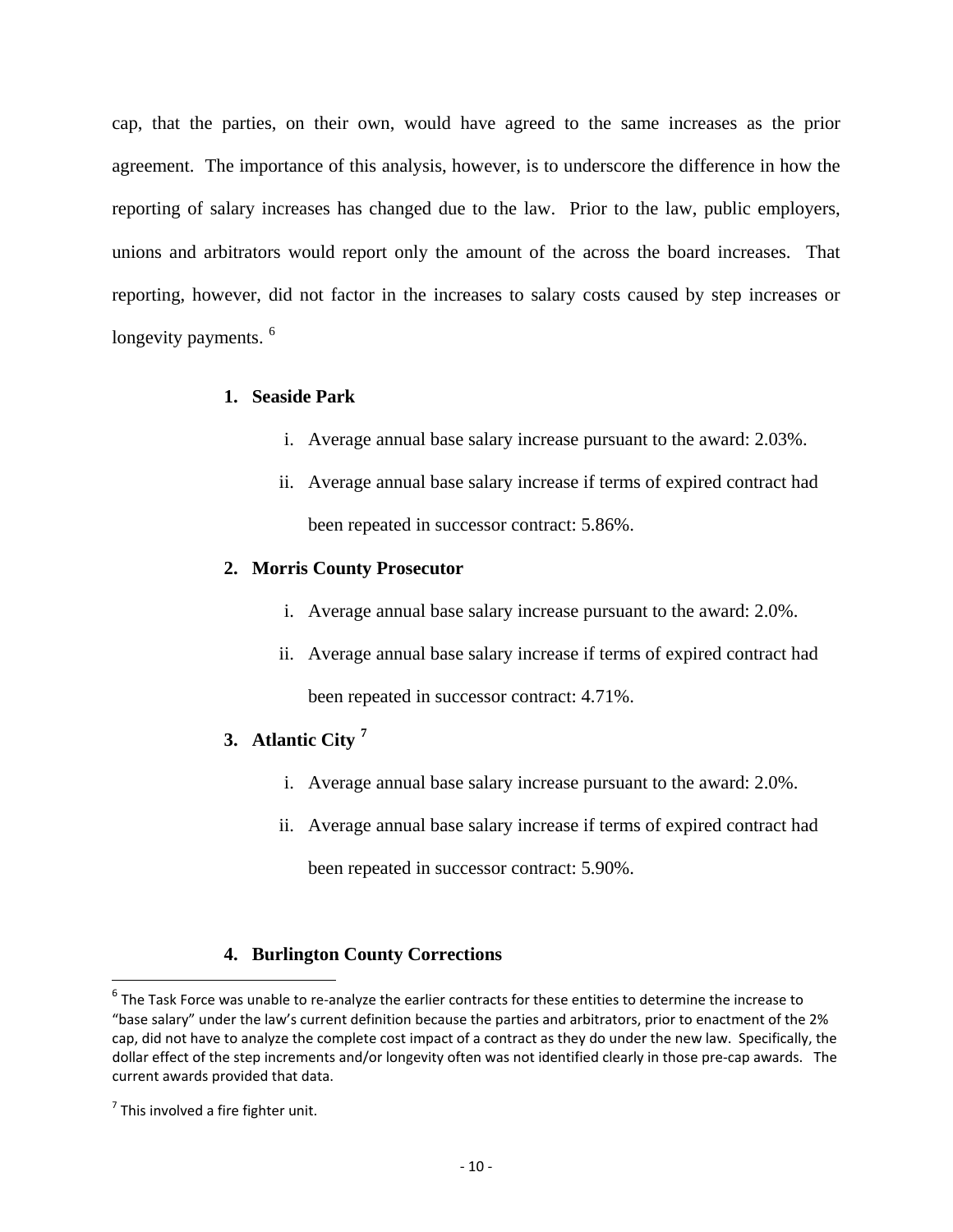cap, that the parties, on their own, would have agreed to the same increases as the prior agreement. The importance of this analysis, however, is to underscore the difference in how the reporting of salary increases has changed due to the law. Prior to the law, public employers, unions and arbitrators would report only the amount of the across the board increases. That reporting, however, did not factor in the increases to salary costs caused by step increases or longevity payments. [6]

1. **Seaside Park**
   i. Average annual base salary increase pursuant to the award: 2.03%.
   ii. Average annual base salary increase if terms of expired contract had been repeated in successor contract: 5.86%.

2. **Morris County Prosecutor**
   i. Average annual base salary increase pursuant to the award: 2.0%.
   ii. Average annual base salary increase if terms of expired contract had been repeated in successor contract: 4.71%.

3. **Atlantic City** [7]
   i. Average annual base salary increase pursuant to the award: 2.0%.
   ii. Average annual base salary increase if terms of expired contract had been repeated in successor contract: 5.90%.

4. **Burlington County Corrections**

---

[6] The Task Force was unable to re-analyze the earlier contracts for these entities to determine the increase to "base salary" under the law's current definition because the parties and arbitrators, prior to enactment of the 2% cap, did not have to analyze the complete cost impact of a contract as they do under the new law. Specifically, the dollar effect of the step increments and/or longevity often was not identified clearly in those pre-cap awards. The current awards provided that data.

[7] This involved a fire fighter unit.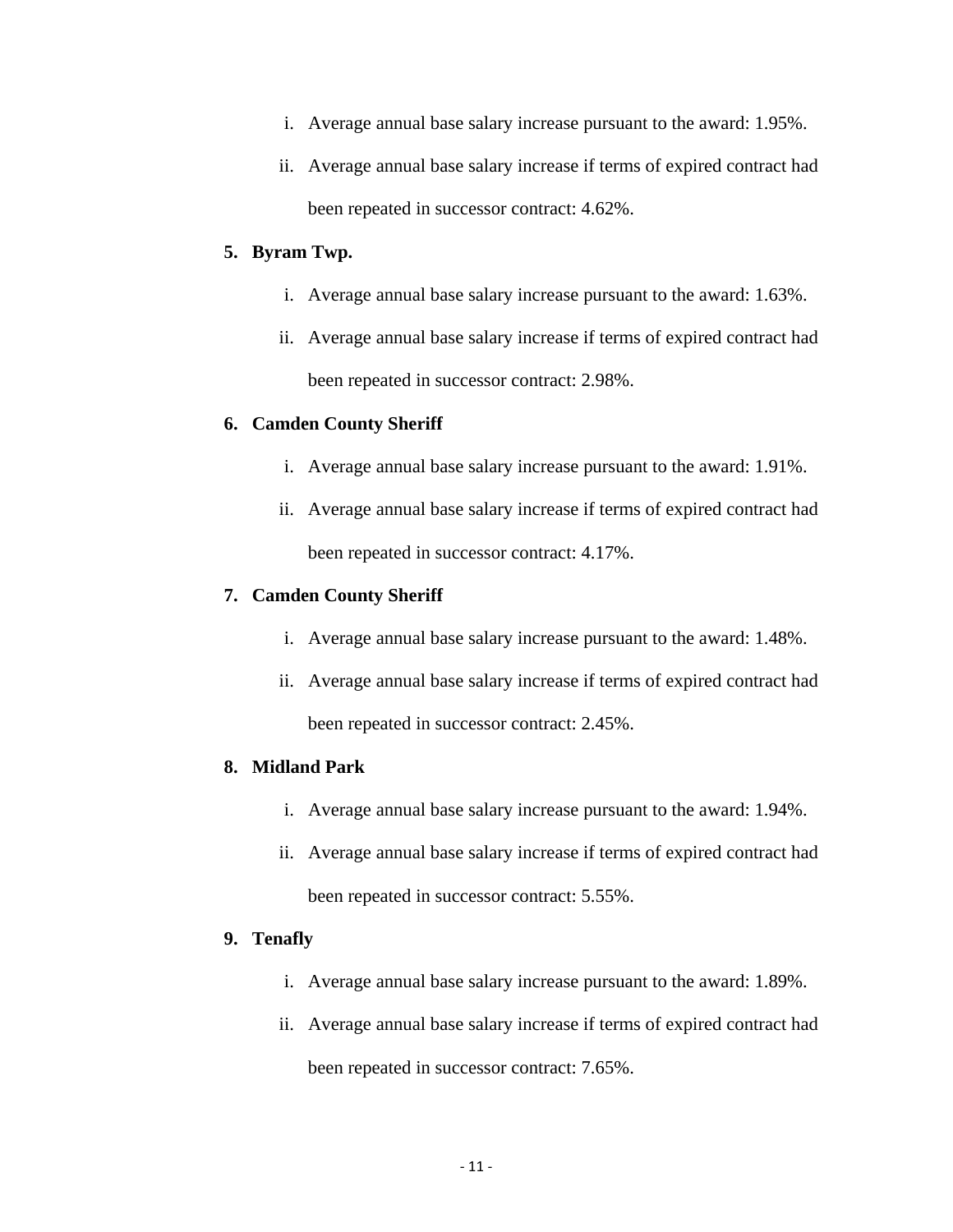i. Average annual base salary increase pursuant to the award: 1.95%.
   ii. Average annual base salary increase if terms of expired contract had been repeated in successor contract: 4.62%.

5. **Byram Twp.**
   i. Average annual base salary increase pursuant to the award: 1.63%.
   ii. Average annual base salary increase if terms of expired contract had been repeated in successor contract: 2.98%.

6. **Camden County Sheriff**
   i. Average annual base salary increase pursuant to the award: 1.91%.
   ii. Average annual base salary increase if terms of expired contract had been repeated in successor contract: 4.17%.

7. **Camden County Sheriff**
   i. Average annual base salary increase pursuant to the award: 1.48%.
   ii. Average annual base salary increase if terms of expired contract had been repeated in successor contract: 2.45%.

8. **Midland Park**
   i. Average annual base salary increase pursuant to the award: 1.94%.
   ii. Average annual base salary increase if terms of expired contract had been repeated in successor contract: 5.55%.

9. **Tenafly**
   i. Average annual base salary increase pursuant to the award: 1.89%.
   ii. Average annual base salary increase if terms of expired contract had been repeated in successor contract: 7.65%.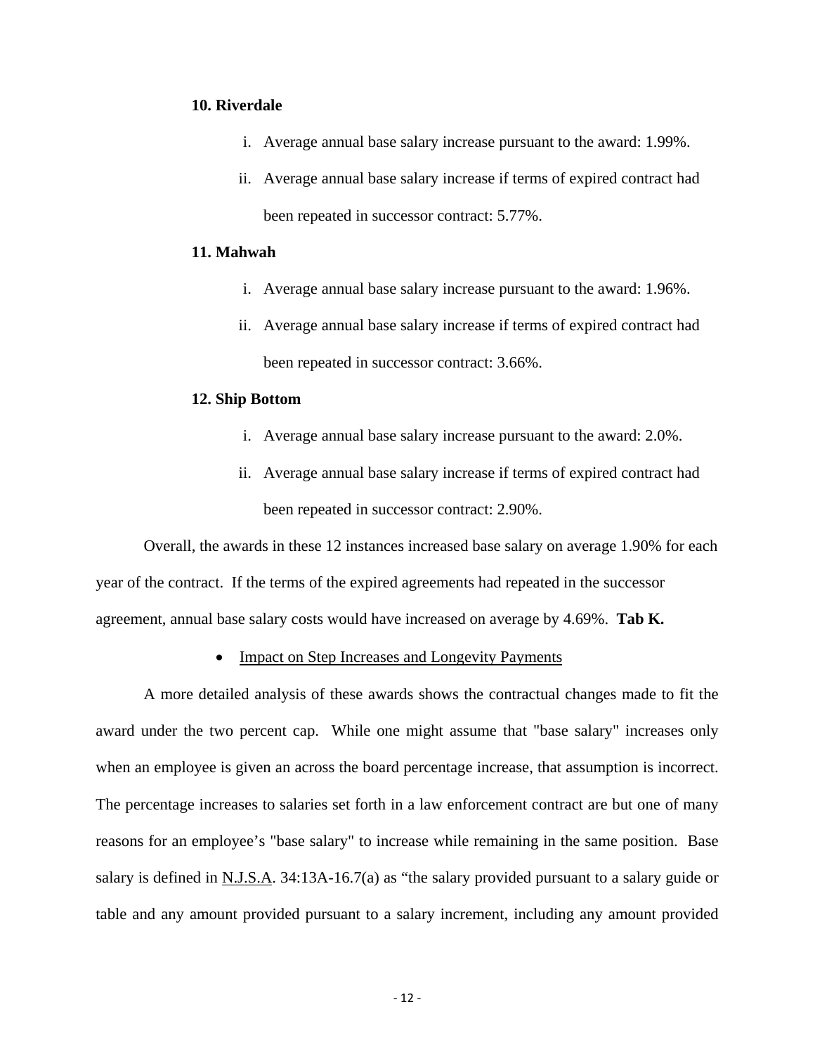**10. Riverdale**

i. Average annual base salary increase pursuant to the award: 1.99%.

ii. Average annual base salary increase if terms of expired contract had been repeated in successor contract: 5.77%.

**11. Mahwah**

i. Average annual base salary increase pursuant to the award: 1.96%.

ii. Average annual base salary increase if terms of expired contract had been repeated in successor contract: 3.66%.

**12. Ship Bottom**

i. Average annual base salary increase pursuant to the award: 2.0%.

ii. Average annual base salary increase if terms of expired contract had been repeated in successor contract: 2.90%.

Overall, the awards in these 12 instances increased base salary on average 1.90% for each year of the contract. If the terms of the expired agreements had repeated in the successor agreement, annual base salary costs would have increased on average by 4.69%. **Tab K.**

- <u>Impact on Step Increases and Longevity Payments</u>

A more detailed analysis of these awards shows the contractual changes made to fit the award under the two percent cap. While one might assume that "base salary" increases only when an employee is given an across the board percentage increase, that assumption is incorrect. The percentage increases to salaries set forth in a law enforcement contract are but one of many reasons for an employee's "base salary" to increase while remaining in the same position. Base salary is defined in <u>N.J.S.A</u>. 34:13A-16.7(a) as "the salary provided pursuant to a salary guide or table and any amount provided pursuant to a salary increment, including any amount provided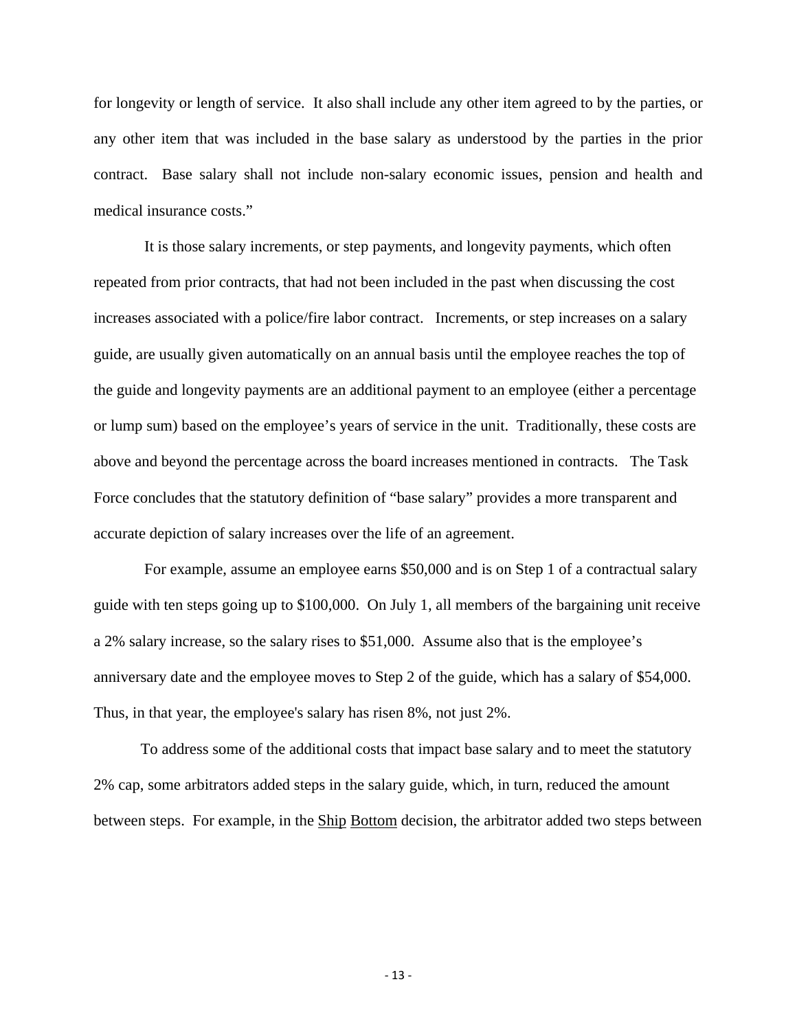for longevity or length of service. It also shall include any other item agreed to by the parties, or any other item that was included in the base salary as understood by the parties in the prior contract. Base salary shall not include non-salary economic issues, pension and health and medical insurance costs."

It is those salary increments, or step payments, and longevity payments, which often repeated from prior contracts, that had not been included in the past when discussing the cost increases associated with a police/fire labor contract. Increments, or step increases on a salary guide, are usually given automatically on an annual basis until the employee reaches the top of the guide and longevity payments are an additional payment to an employee (either a percentage or lump sum) based on the employee's years of service in the unit. Traditionally, these costs are above and beyond the percentage across the board increases mentioned in contracts. The Task Force concludes that the statutory definition of "base salary" provides a more transparent and accurate depiction of salary increases over the life of an agreement.

For example, assume an employee earns $50,000 and is on Step 1 of a contractual salary guide with ten steps going up to $100,000. On July 1, all members of the bargaining unit receive a 2% salary increase, so the salary rises to $51,000. Assume also that is the employee's anniversary date and the employee moves to Step 2 of the guide, which has a salary of $54,000. Thus, in that year, the employee's salary has risen 8%, not just 2%.

To address some of the additional costs that impact base salary and to meet the statutory 2% cap, some arbitrators added steps in the salary guide, which, in turn, reduced the amount between steps. For example, in the Ship Bottom decision, the arbitrator added two steps between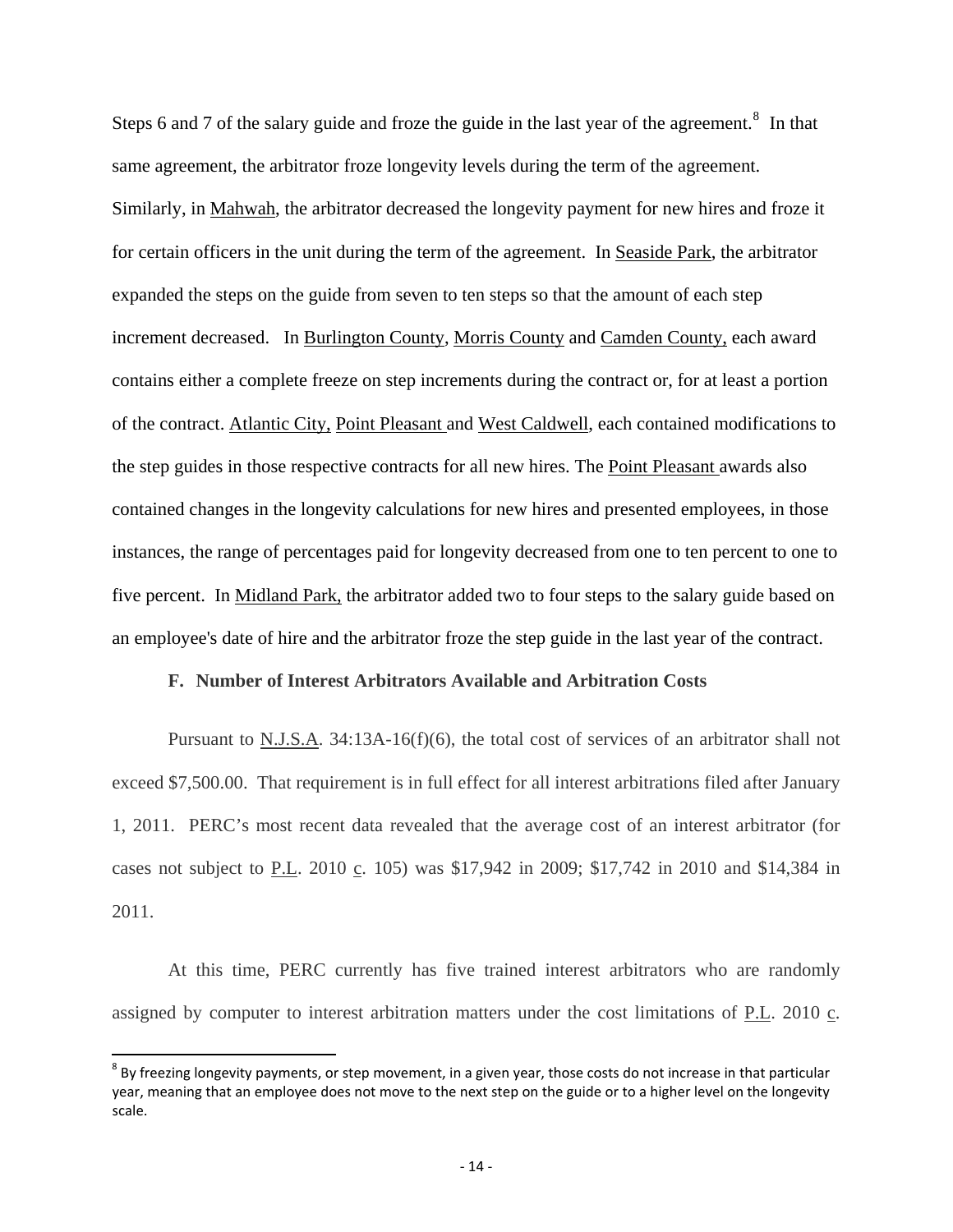Steps 6 and 7 of the salary guide and froze the guide in the last year of the agreement.[8] In that same agreement, the arbitrator froze longevity levels during the term of the agreement. Similarly, in Mahwah, the arbitrator decreased the longevity payment for new hires and froze it for certain officers in the unit during the term of the agreement. In Seaside Park, the arbitrator expanded the steps on the guide from seven to ten steps so that the amount of each step increment decreased. In Burlington County, Morris County and Camden County, each award contains either a complete freeze on step increments during the contract or, for at least a portion of the contract. Atlantic City, Point Pleasant and West Caldwell, each contained modifications to the step guides in those respective contracts for all new hires. The Point Pleasant awards also contained changes in the longevity calculations for new hires and presented employees, in those instances, the range of percentages paid for longevity decreased from one to ten percent to one to five percent. In Midland Park, the arbitrator added two to four steps to the salary guide based on an employee's date of hire and the arbitrator froze the step guide in the last year of the contract.

**F. Number of Interest Arbitrators Available and Arbitration Costs**

Pursuant to N.J.S.A. 34:13A-16(f)(6), the total cost of services of an arbitrator shall not exceed $7,500.00. That requirement is in full effect for all interest arbitrations filed after January 1, 2011. PERC's most recent data revealed that the average cost of an interest arbitrator (for cases not subject to P.L. 2010 c. 105) was $17,942 in 2009; $17,742 in 2010 and $14,384 in 2011.

At this time, PERC currently has five trained interest arbitrators who are randomly assigned by computer to interest arbitration matters under the cost limitations of P.L. 2010 c.

---

[8] By freezing longevity payments, or step movement, in a given year, those costs do not increase in that particular year, meaning that an employee does not move to the next step on the guide or to a higher level on the longevity scale.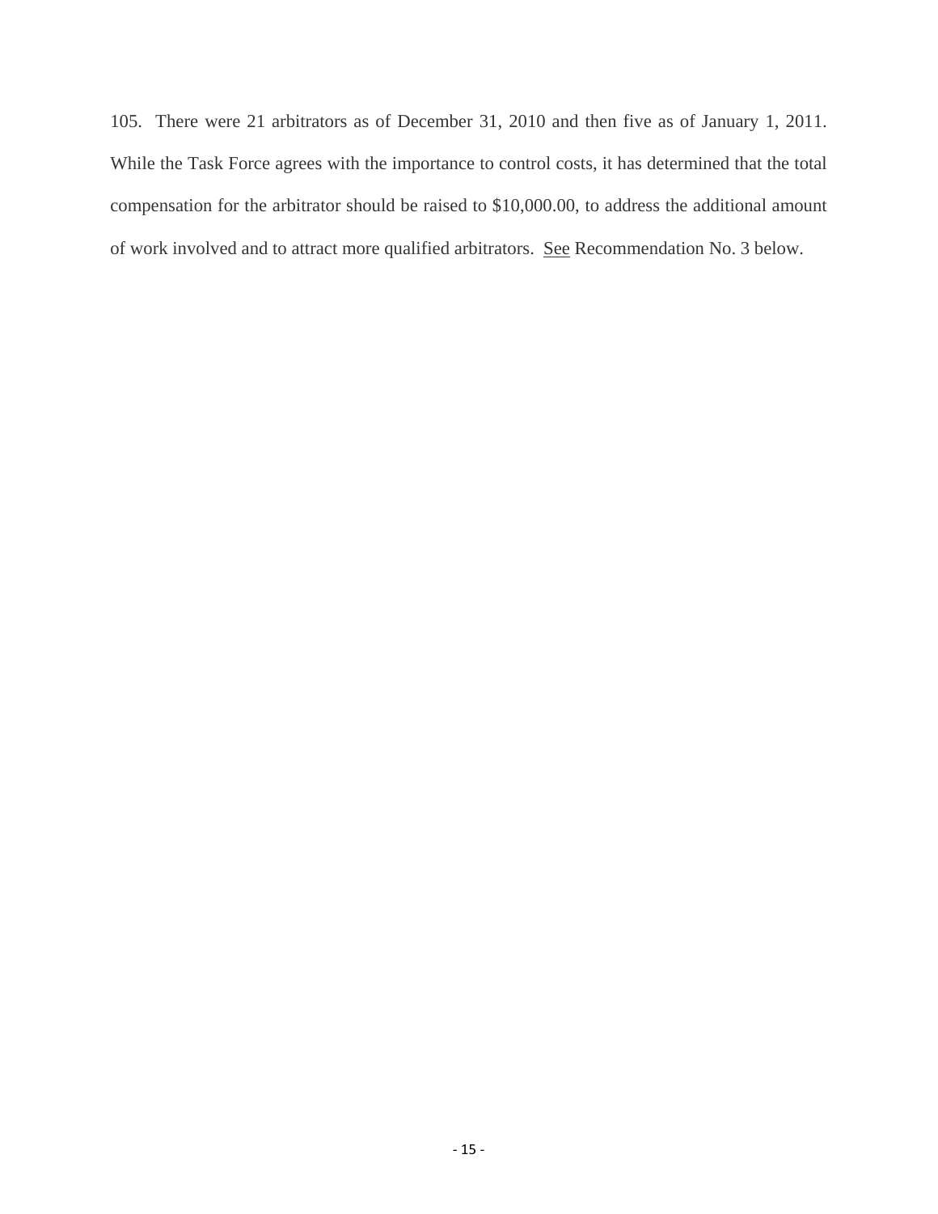105. There were 21 arbitrators as of December 31, 2010 and then five as of January 1, 2011. While the Task Force agrees with the importance to control costs, it has determined that the total compensation for the arbitrator should be raised to $10,000.00, to address the additional amount of work involved and to attract more qualified arbitrators. <u>See</u> Recommendation No. 3 below.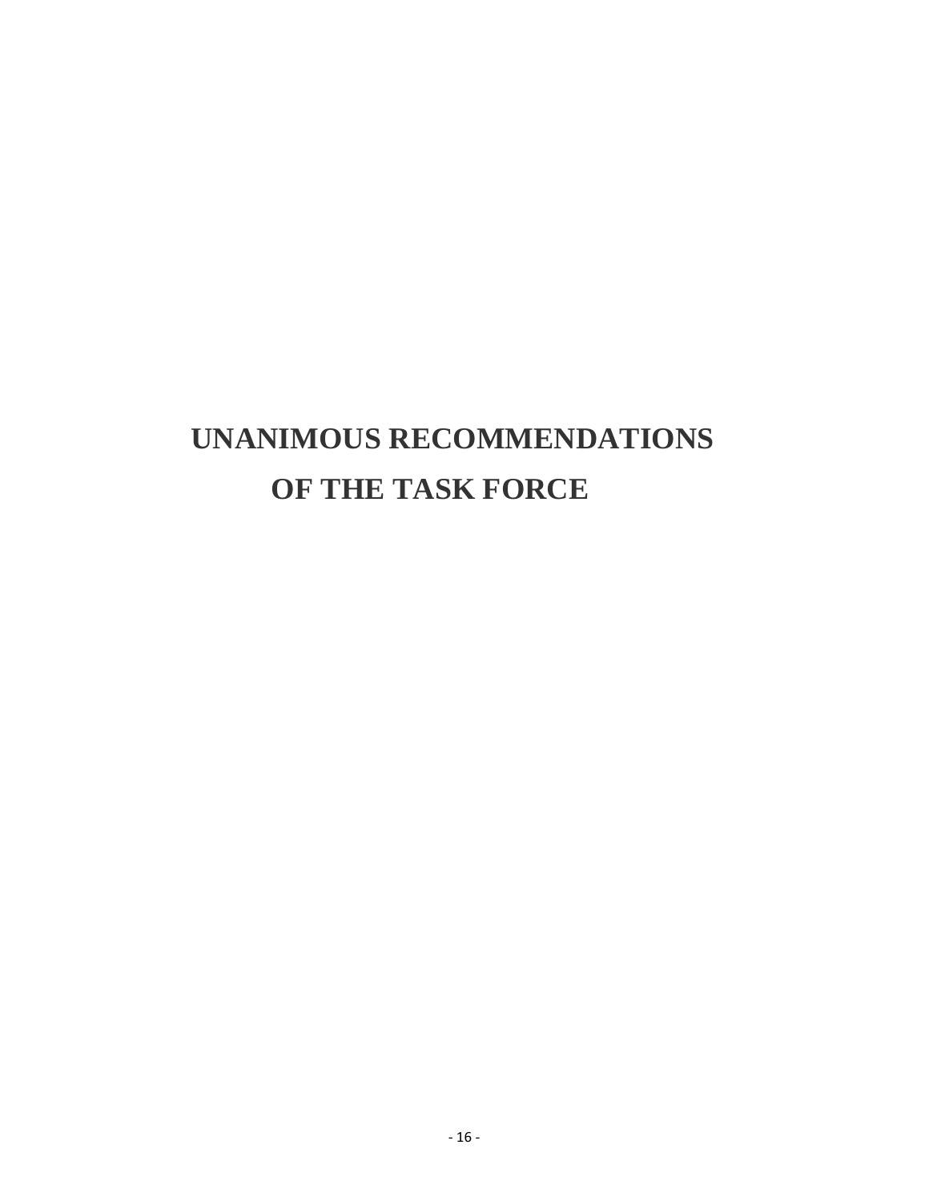# UNANIMOUS RECOMMENDATIONS OF THE TASK FORCE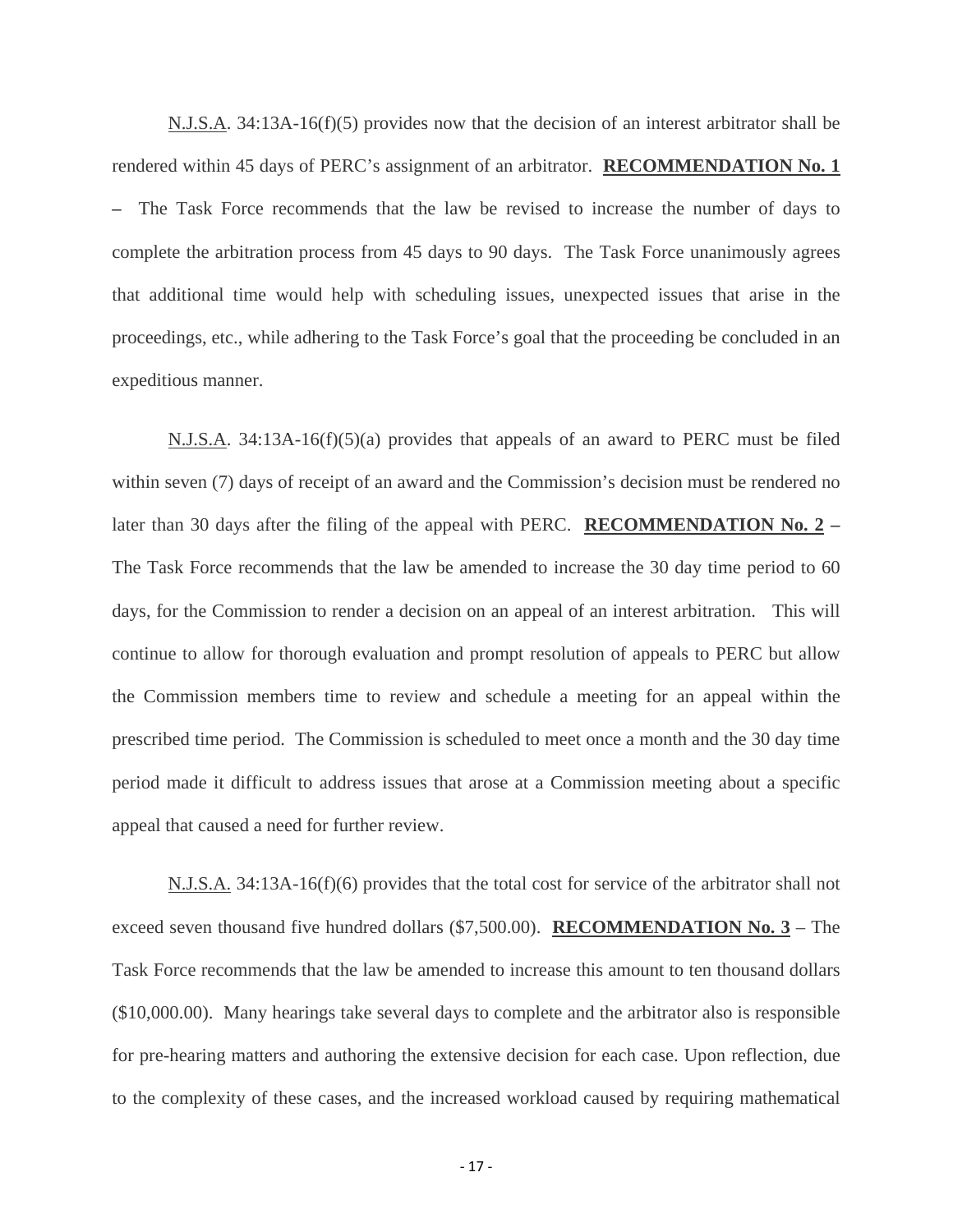N.J.S.A. 34:13A-16(f)(5) provides now that the decision of an interest arbitrator shall be rendered within 45 days of PERC's assignment of an arbitrator. **RECOMMENDATION No. 1** – The Task Force recommends that the law be revised to increase the number of days to complete the arbitration process from 45 days to 90 days. The Task Force unanimously agrees that additional time would help with scheduling issues, unexpected issues that arise in the proceedings, etc., while adhering to the Task Force's goal that the proceeding be concluded in an expeditious manner.

N.J.S.A. 34:13A-16(f)(5)(a) provides that appeals of an award to PERC must be filed within seven (7) days of receipt of an award and the Commission's decision must be rendered no later than 30 days after the filing of the appeal with PERC. **RECOMMENDATION No. 2** – The Task Force recommends that the law be amended to increase the 30 day time period to 60 days, for the Commission to render a decision on an appeal of an interest arbitration. This will continue to allow for thorough evaluation and prompt resolution of appeals to PERC but allow the Commission members time to review and schedule a meeting for an appeal within the prescribed time period. The Commission is scheduled to meet once a month and the 30 day time period made it difficult to address issues that arose at a Commission meeting about a specific appeal that caused a need for further review.

N.J.S.A. 34:13A-16(f)(6) provides that the total cost for service of the arbitrator shall not exceed seven thousand five hundred dollars ($7,500.00). **RECOMMENDATION No. 3** – The Task Force recommends that the law be amended to increase this amount to ten thousand dollars ($10,000.00). Many hearings take several days to complete and the arbitrator also is responsible for pre-hearing matters and authoring the extensive decision for each case. Upon reflection, due to the complexity of these cases, and the increased workload caused by requiring mathematical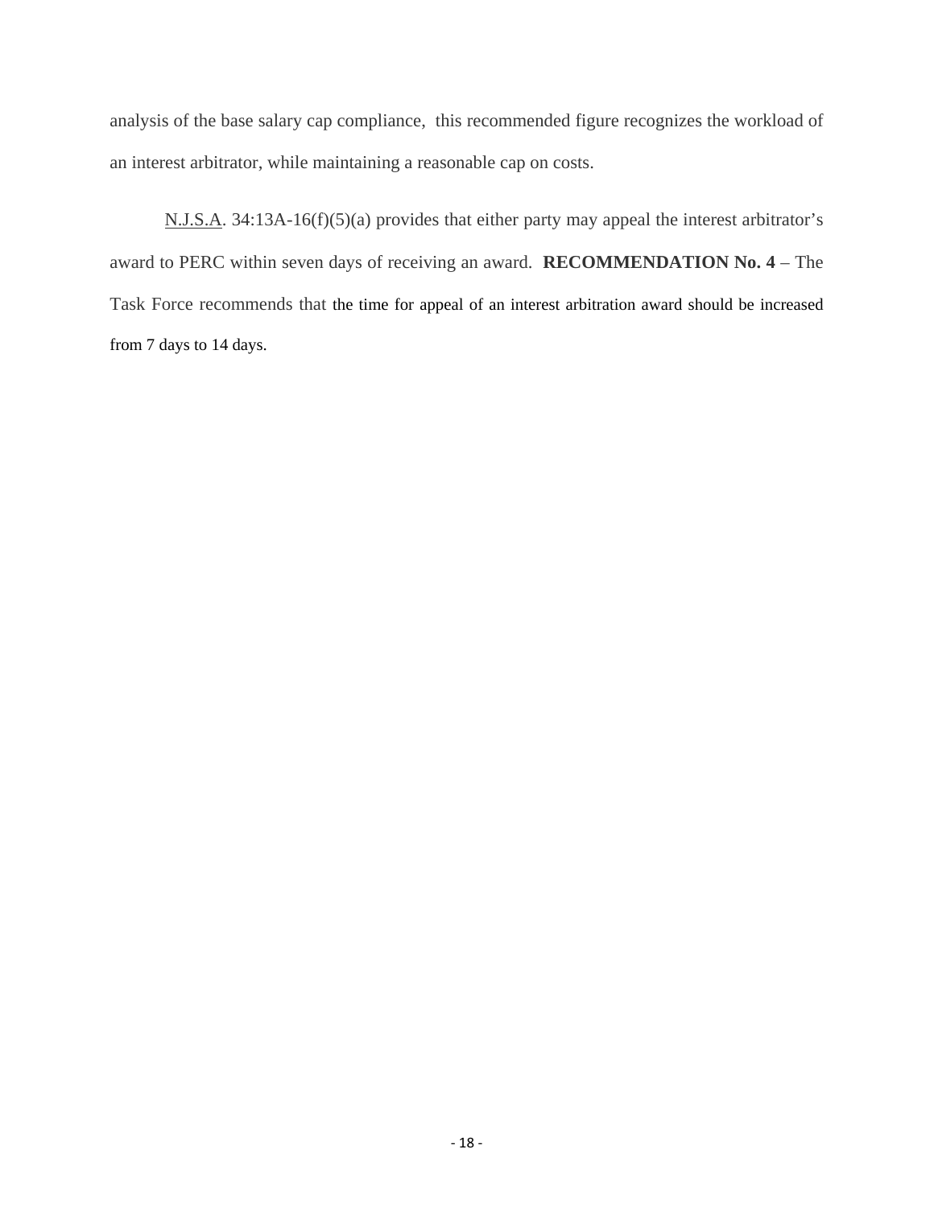analysis of the base salary cap compliance, this recommended figure recognizes the workload of an interest arbitrator, while maintaining a reasonable cap on costs.

N.J.S.A. 34:13A-16(f)(5)(a) provides that either party may appeal the interest arbitrator's award to PERC within seven days of receiving an award. **RECOMMENDATION No. 4** – The Task Force recommends that the time for appeal of an interest arbitration award should be increased from 7 days to 14 days.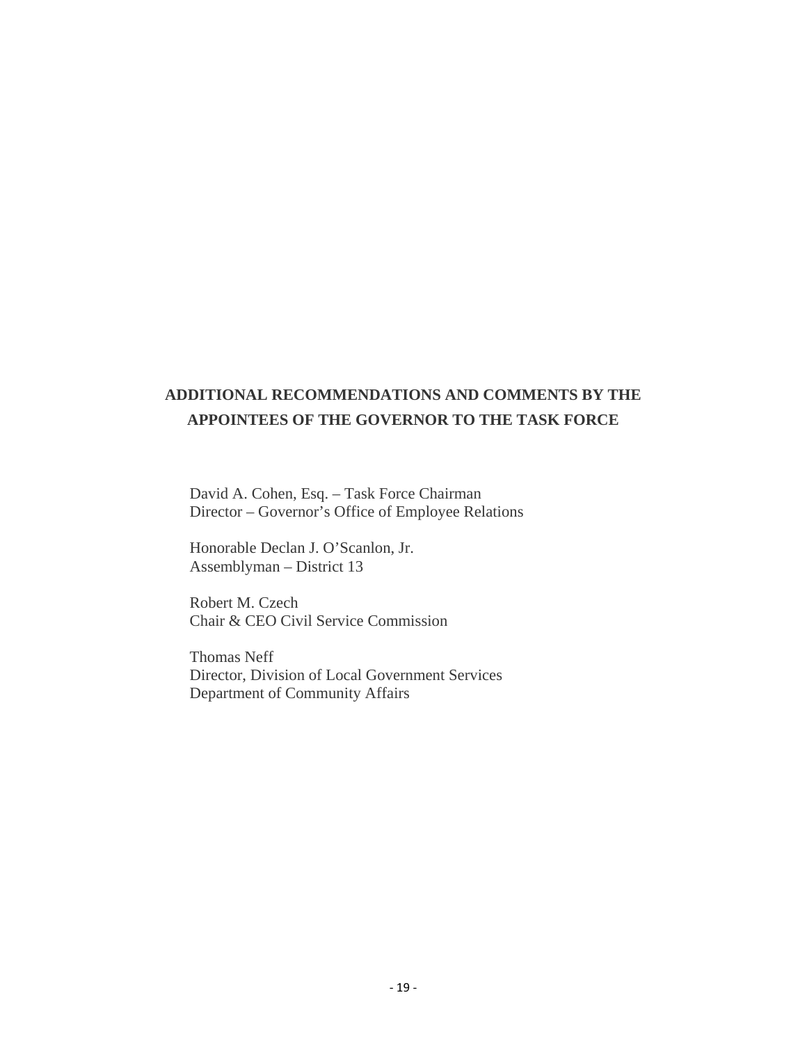## ADDITIONAL RECOMMENDATIONS AND COMMENTS BY THE APPOINTEES OF THE GOVERNOR TO THE TASK FORCE

David A. Cohen, Esq. – Task Force Chairman
Director – Governor's Office of Employee Relations

Honorable Declan J. O'Scanlon, Jr.
Assemblyman – District 13

Robert M. Czech
Chair & CEO Civil Service Commission

Thomas Neff
Director, Division of Local Government Services
Department of Community Affairs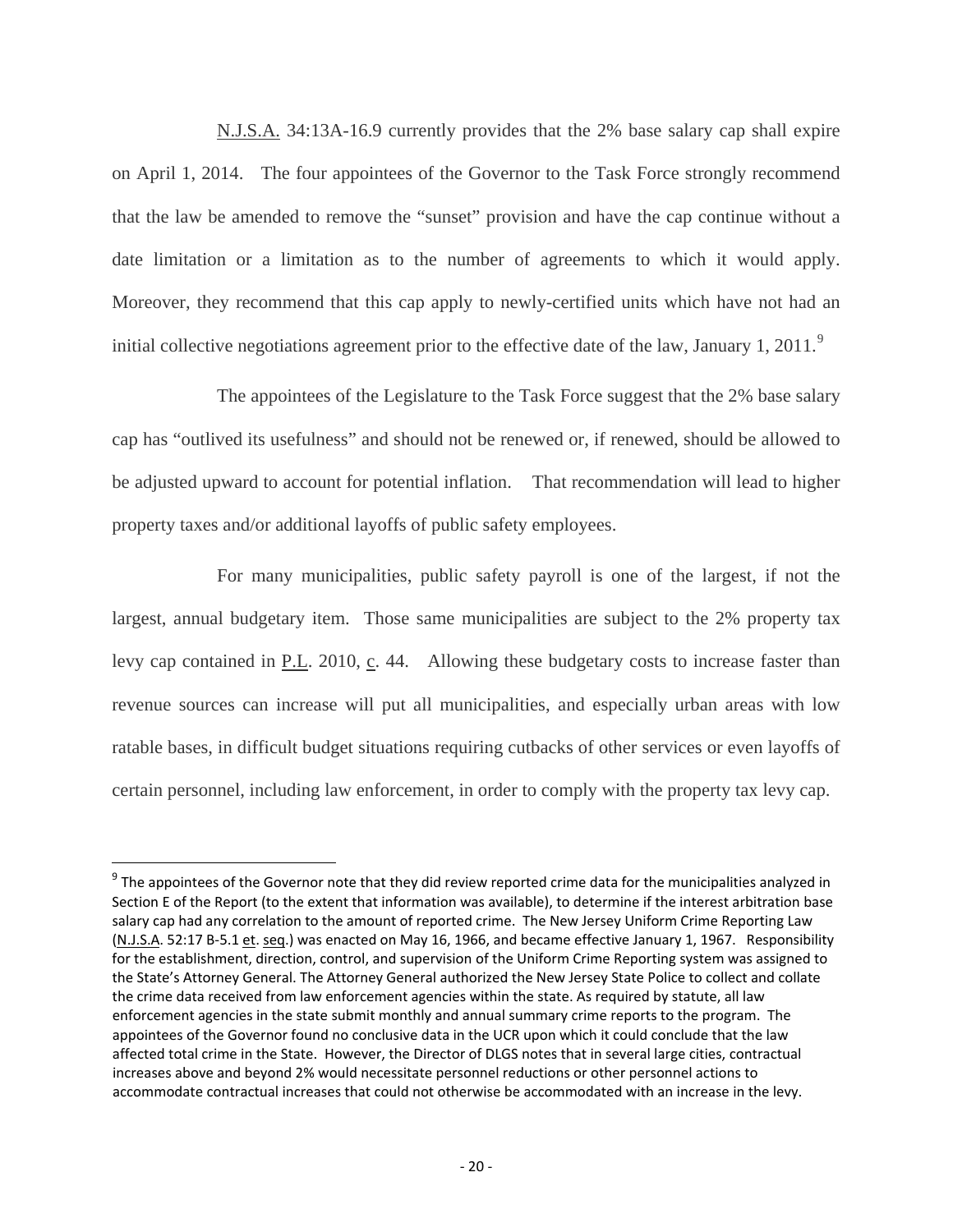N.J.S.A. 34:13A-16.9 currently provides that the 2% base salary cap shall expire on April 1, 2014. The four appointees of the Governor to the Task Force strongly recommend that the law be amended to remove the "sunset" provision and have the cap continue without a date limitation or a limitation as to the number of agreements to which it would apply. Moreover, they recommend that this cap apply to newly-certified units which have not had an initial collective negotiations agreement prior to the effective date of the law, January 1, 2011.[9]

The appointees of the Legislature to the Task Force suggest that the 2% base salary cap has "outlived its usefulness" and should not be renewed or, if renewed, should be allowed to be adjusted upward to account for potential inflation. That recommendation will lead to higher property taxes and/or additional layoffs of public safety employees.

For many municipalities, public safety payroll is one of the largest, if not the largest, annual budgetary item. Those same municipalities are subject to the 2% property tax levy cap contained in P.L. 2010, c. 44. Allowing these budgetary costs to increase faster than revenue sources can increase will put all municipalities, and especially urban areas with low ratable bases, in difficult budget situations requiring cutbacks of other services or even layoffs of certain personnel, including law enforcement, in order to comply with the property tax levy cap.

[9] The appointees of the Governor note that they did review reported crime data for the municipalities analyzed in Section E of the Report (to the extent that information was available), to determine if the interest arbitration base salary cap had any correlation to the amount of reported crime. The New Jersey Uniform Crime Reporting Law (N.J.S.A. 52:17 B-5.1 et. seq.) was enacted on May 16, 1966, and became effective January 1, 1967. Responsibility for the establishment, direction, control, and supervision of the Uniform Crime Reporting system was assigned to the State's Attorney General. The Attorney General authorized the New Jersey State Police to collect and collate the crime data received from law enforcement agencies within the state. As required by statute, all law enforcement agencies in the state submit monthly and annual summary crime reports to the program. The appointees of the Governor found no conclusive data in the UCR upon which it could conclude that the law affected total crime in the State. However, the Director of DLGS notes that in several large cities, contractual increases above and beyond 2% would necessitate personnel reductions or other personnel actions to accommodate contractual increases that could not otherwise be accommodated with an increase in the levy.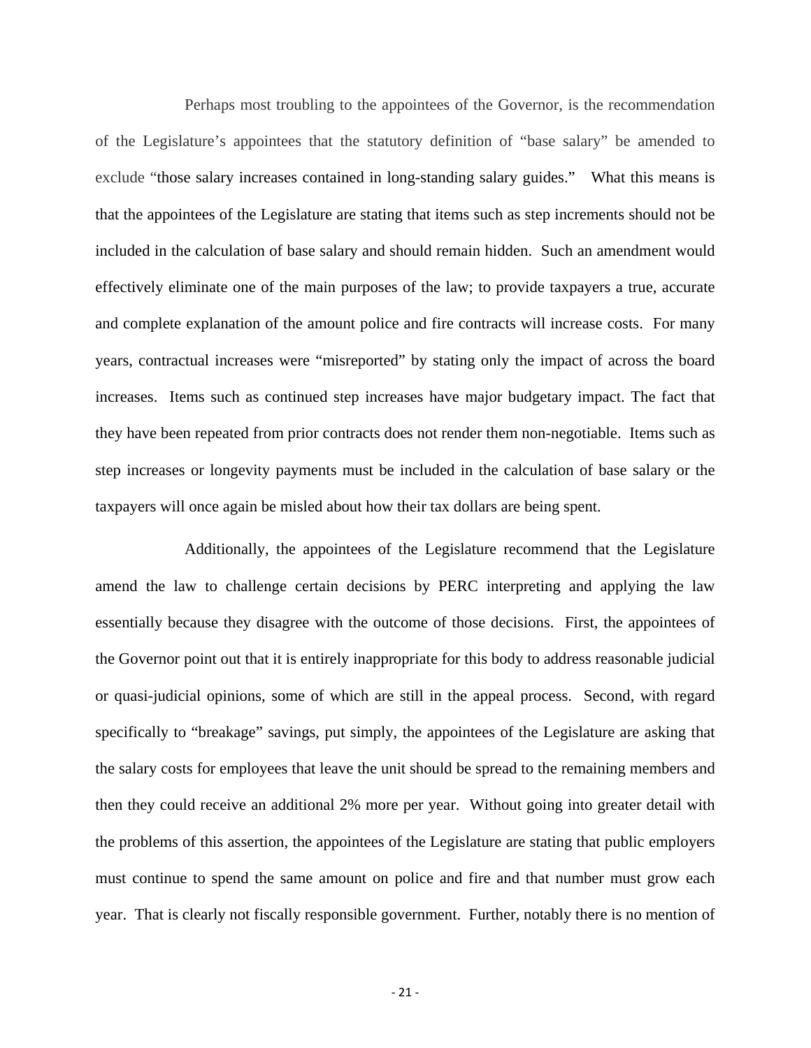Perhaps most troubling to the appointees of the Governor, is the recommendation of the Legislature's appointees that the statutory definition of "base salary" be amended to exclude "those salary increases contained in long-standing salary guides." What this means is that the appointees of the Legislature are stating that items such as step increments should not be included in the calculation of base salary and should remain hidden. Such an amendment would effectively eliminate one of the main purposes of the law; to provide taxpayers a true, accurate and complete explanation of the amount police and fire contracts will increase costs. For many years, contractual increases were "misreported" by stating only the impact of across the board increases. Items such as continued step increases have major budgetary impact. The fact that they have been repeated from prior contracts does not render them non-negotiable. Items such as step increases or longevity payments must be included in the calculation of base salary or the taxpayers will once again be misled about how their tax dollars are being spent.

Additionally, the appointees of the Legislature recommend that the Legislature amend the law to challenge certain decisions by PERC interpreting and applying the law essentially because they disagree with the outcome of those decisions. First, the appointees of the Governor point out that it is entirely inappropriate for this body to address reasonable judicial or quasi-judicial opinions, some of which are still in the appeal process. Second, with regard specifically to "breakage" savings, put simply, the appointees of the Legislature are asking that the salary costs for employees that leave the unit should be spread to the remaining members and then they could receive an additional 2% more per year. Without going into greater detail with the problems of this assertion, the appointees of the Legislature are stating that public employers must continue to spend the same amount on police and fire and that number must grow each year. That is clearly not fiscally responsible government. Further, notably there is no mention of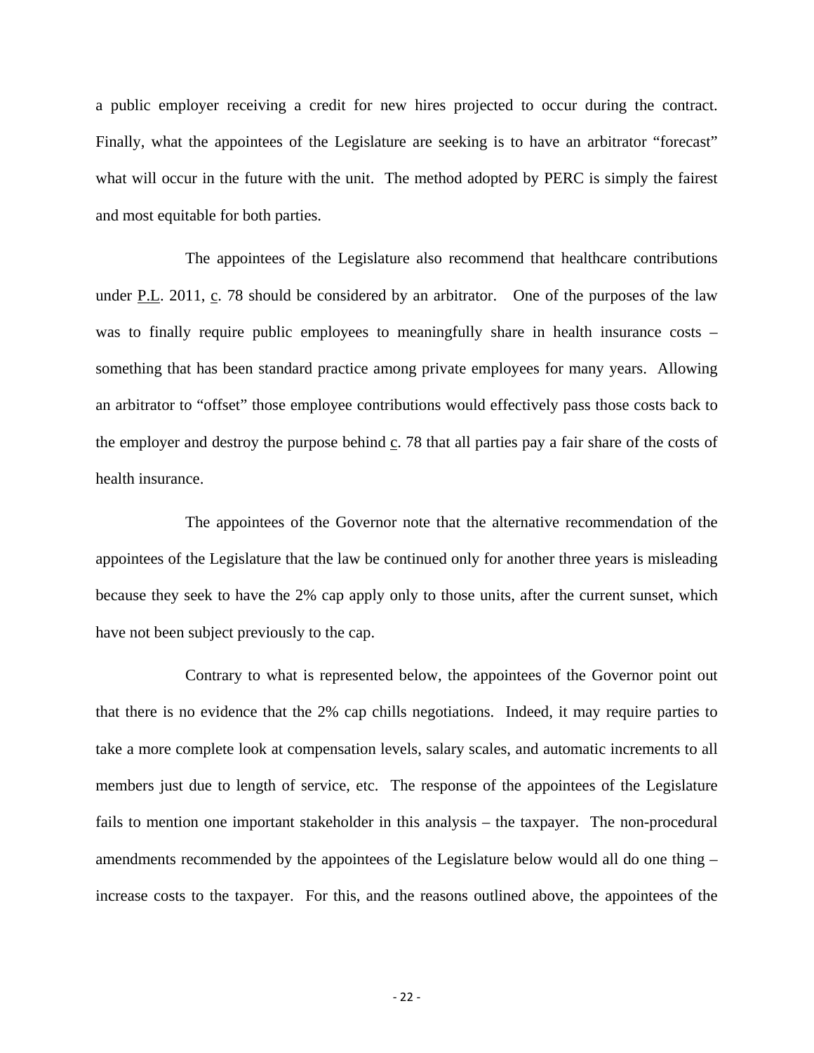a public employer receiving a credit for new hires projected to occur during the contract. Finally, what the appointees of the Legislature are seeking is to have an arbitrator "forecast" what will occur in the future with the unit. The method adopted by PERC is simply the fairest and most equitable for both parties.

The appointees of the Legislature also recommend that healthcare contributions under P.L. 2011, c. 78 should be considered by an arbitrator. One of the purposes of the law was to finally require public employees to meaningfully share in health insurance costs – something that has been standard practice among private employees for many years. Allowing an arbitrator to "offset" those employee contributions would effectively pass those costs back to the employer and destroy the purpose behind c. 78 that all parties pay a fair share of the costs of health insurance.

The appointees of the Governor note that the alternative recommendation of the appointees of the Legislature that the law be continued only for another three years is misleading because they seek to have the 2% cap apply only to those units, after the current sunset, which have not been subject previously to the cap.

Contrary to what is represented below, the appointees of the Governor point out that there is no evidence that the 2% cap chills negotiations. Indeed, it may require parties to take a more complete look at compensation levels, salary scales, and automatic increments to all members just due to length of service, etc. The response of the appointees of the Legislature fails to mention one important stakeholder in this analysis – the taxpayer. The non-procedural amendments recommended by the appointees of the Legislature below would all do one thing – increase costs to the taxpayer. For this, and the reasons outlined above, the appointees of the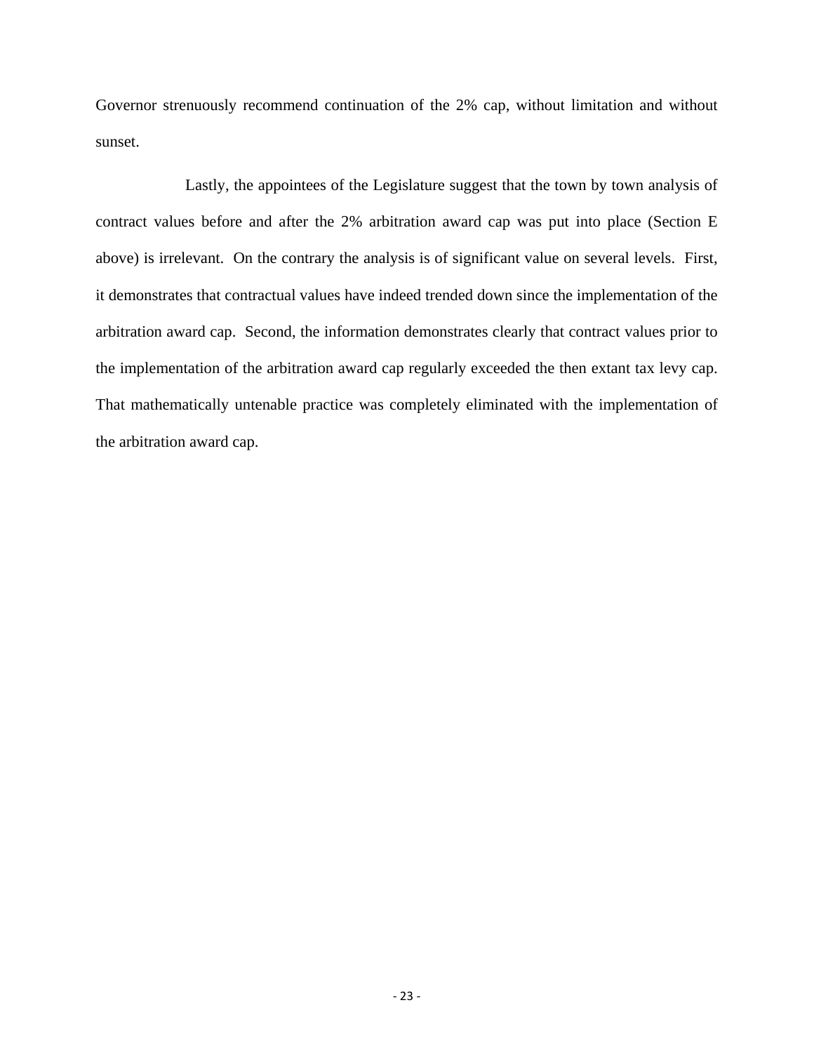Governor strenuously recommend continuation of the 2% cap, without limitation and without sunset.

Lastly, the appointees of the Legislature suggest that the town by town analysis of contract values before and after the 2% arbitration award cap was put into place (Section E above) is irrelevant. On the contrary the analysis is of significant value on several levels. First, it demonstrates that contractual values have indeed trended down since the implementation of the arbitration award cap. Second, the information demonstrates clearly that contract values prior to the implementation of the arbitration award cap regularly exceeded the then extant tax levy cap. That mathematically untenable practice was completely eliminated with the implementation of the arbitration award cap.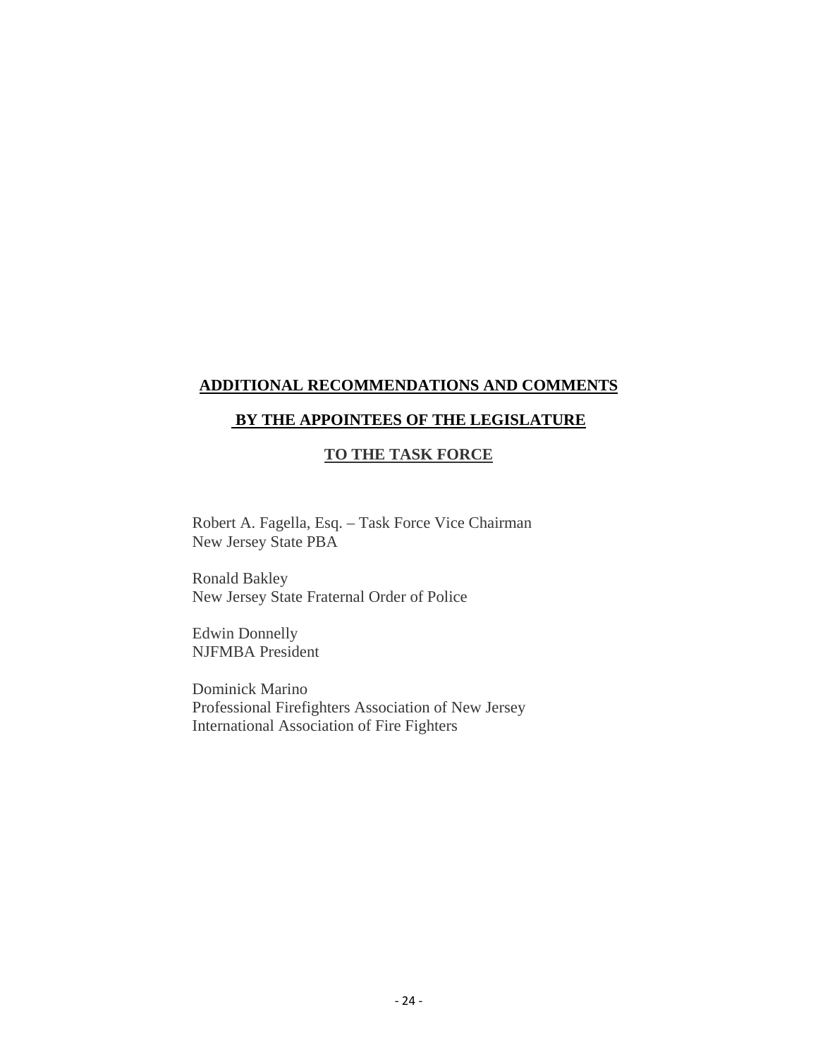## ADDITIONAL RECOMMENDATIONS AND COMMENTS

## BY THE APPOINTEES OF THE LEGISLATURE

## TO THE TASK FORCE

Robert A. Fagella, Esq. – Task Force Vice Chairman
New Jersey State PBA

Ronald Bakley
New Jersey State Fraternal Order of Police

Edwin Donnelly
NJFMBA President

Dominick Marino
Professional Firefighters Association of New Jersey
International Association of Fire Fighters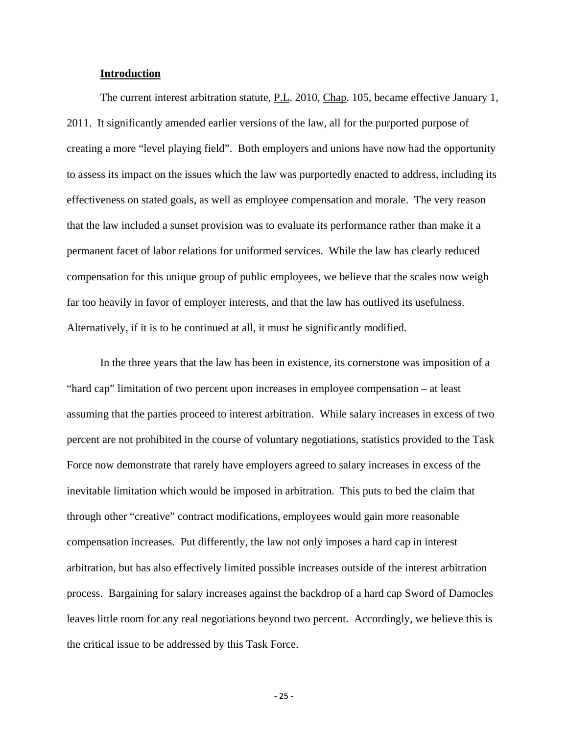## Introduction

The current interest arbitration statute, P.L. 2010, Chap. 105, became effective January 1, 2011. It significantly amended earlier versions of the law, all for the purported purpose of creating a more "level playing field". Both employers and unions have now had the opportunity to assess its impact on the issues which the law was purportedly enacted to address, including its effectiveness on stated goals, as well as employee compensation and morale. The very reason that the law included a sunset provision was to evaluate its performance rather than make it a permanent facet of labor relations for uniformed services. While the law has clearly reduced compensation for this unique group of public employees, we believe that the scales now weigh far too heavily in favor of employer interests, and that the law has outlived its usefulness. Alternatively, if it is to be continued at all, it must be significantly modified.

In the three years that the law has been in existence, its cornerstone was imposition of a "hard cap" limitation of two percent upon increases in employee compensation – at least assuming that the parties proceed to interest arbitration. While salary increases in excess of two percent are not prohibited in the course of voluntary negotiations, statistics provided to the Task Force now demonstrate that rarely have employers agreed to salary increases in excess of the inevitable limitation which would be imposed in arbitration. This puts to bed the claim that through other "creative" contract modifications, employees would gain more reasonable compensation increases. Put differently, the law not only imposes a hard cap in interest arbitration, but has also effectively limited possible increases outside of the interest arbitration process. Bargaining for salary increases against the backdrop of a hard cap Sword of Damocles leaves little room for any real negotiations beyond two percent. Accordingly, we believe this is the critical issue to be addressed by this Task Force.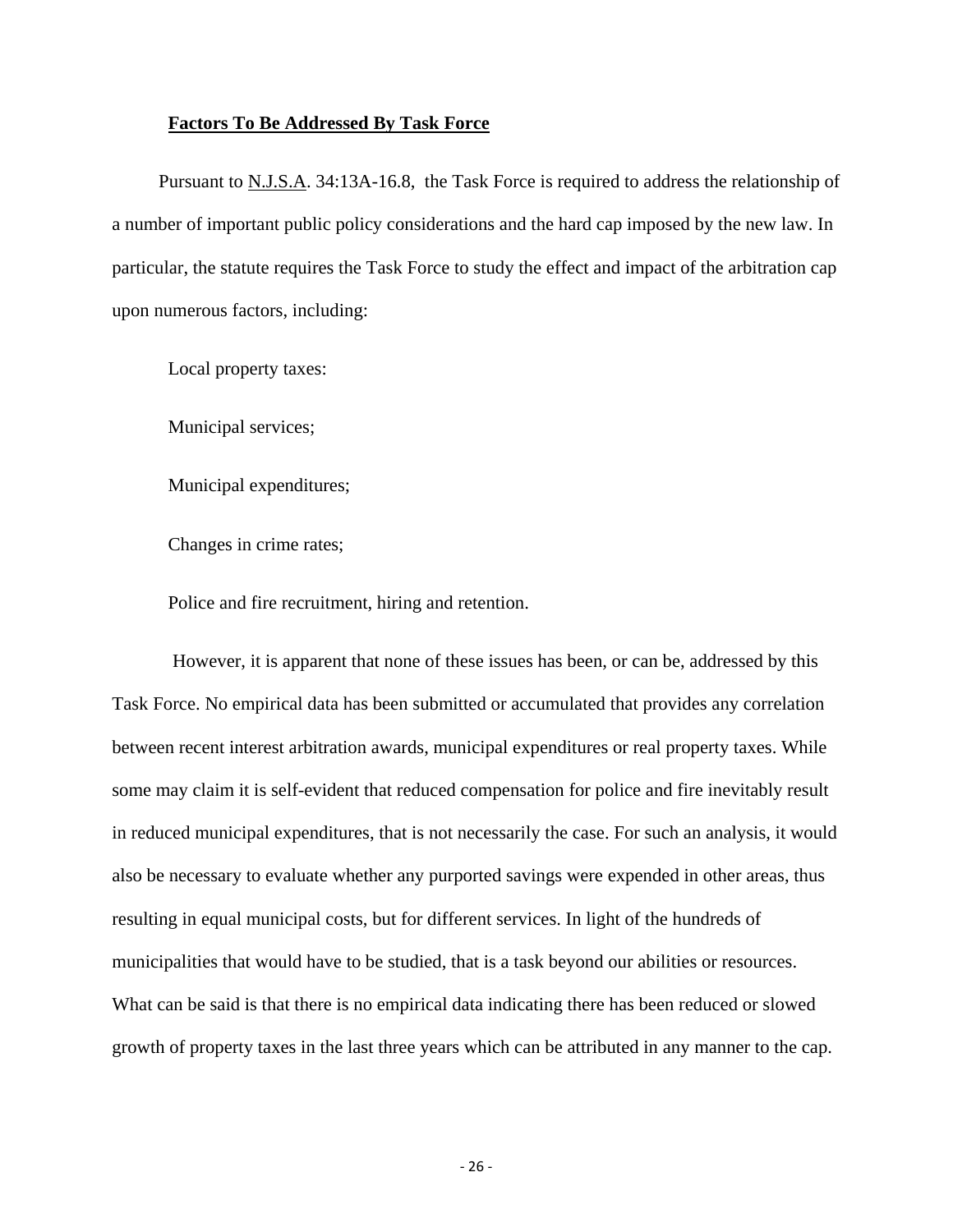**Factors To Be Addressed By Task Force**

Pursuant to N.J.S.A. 34:13A-16.8, the Task Force is required to address the relationship of a number of important public policy considerations and the hard cap imposed by the new law. In particular, the statute requires the Task Force to study the effect and impact of the arbitration cap upon numerous factors, including:

Local property taxes:

Municipal services;

Municipal expenditures;

Changes in crime rates;

Police and fire recruitment, hiring and retention.

However, it is apparent that none of these issues has been, or can be, addressed by this Task Force. No empirical data has been submitted or accumulated that provides any correlation between recent interest arbitration awards, municipal expenditures or real property taxes. While some may claim it is self-evident that reduced compensation for police and fire inevitably result in reduced municipal expenditures, that is not necessarily the case. For such an analysis, it would also be necessary to evaluate whether any purported savings were expended in other areas, thus resulting in equal municipal costs, but for different services. In light of the hundreds of municipalities that would have to be studied, that is a task beyond our abilities or resources. What can be said is that there is no empirical data indicating there has been reduced or slowed growth of property taxes in the last three years which can be attributed in any manner to the cap.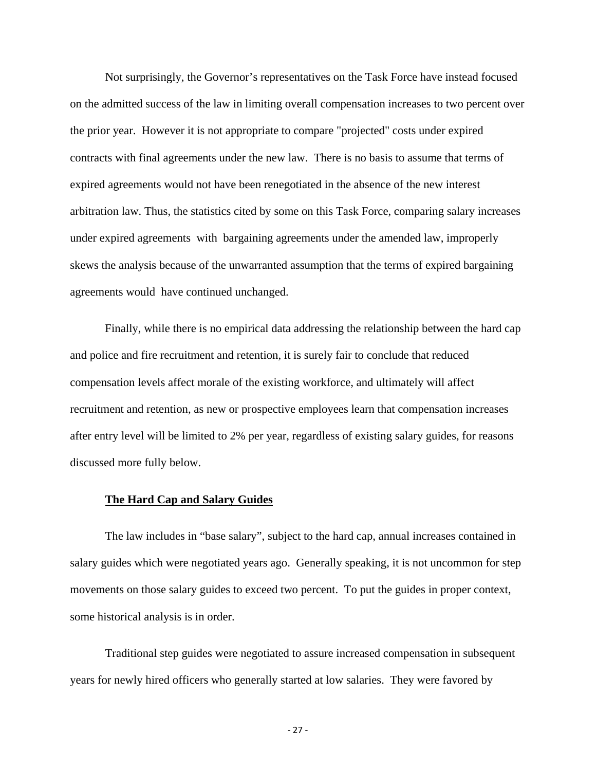Not surprisingly, the Governor's representatives on the Task Force have instead focused on the admitted success of the law in limiting overall compensation increases to two percent over the prior year. However it is not appropriate to compare "projected" costs under expired contracts with final agreements under the new law. There is no basis to assume that terms of expired agreements would not have been renegotiated in the absence of the new interest arbitration law. Thus, the statistics cited by some on this Task Force, comparing salary increases under expired agreements with bargaining agreements under the amended law, improperly skews the analysis because of the unwarranted assumption that the terms of expired bargaining agreements would have continued unchanged.

Finally, while there is no empirical data addressing the relationship between the hard cap and police and fire recruitment and retention, it is surely fair to conclude that reduced compensation levels affect morale of the existing workforce, and ultimately will affect recruitment and retention, as new or prospective employees learn that compensation increases after entry level will be limited to 2% per year, regardless of existing salary guides, for reasons discussed more fully below.

**The Hard Cap and Salary Guides**

The law includes in "base salary", subject to the hard cap, annual increases contained in salary guides which were negotiated years ago. Generally speaking, it is not uncommon for step movements on those salary guides to exceed two percent. To put the guides in proper context, some historical analysis is in order.

Traditional step guides were negotiated to assure increased compensation in subsequent years for newly hired officers who generally started at low salaries. They were favored by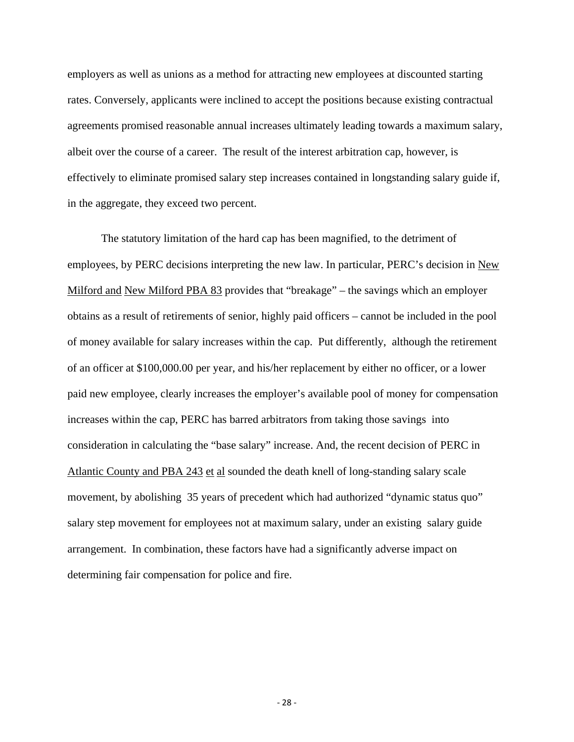employers as well as unions as a method for attracting new employees at discounted starting rates. Conversely, applicants were inclined to accept the positions because existing contractual agreements promised reasonable annual increases ultimately leading towards a maximum salary, albeit over the course of a career. The result of the interest arbitration cap, however, is effectively to eliminate promised salary step increases contained in longstanding salary guide if, in the aggregate, they exceed two percent.

The statutory limitation of the hard cap has been magnified, to the detriment of employees, by PERC decisions interpreting the new law. In particular, PERC's decision in New Milford and New Milford PBA 83 provides that "breakage" – the savings which an employer obtains as a result of retirements of senior, highly paid officers – cannot be included in the pool of money available for salary increases within the cap. Put differently, although the retirement of an officer at $100,000.00 per year, and his/her replacement by either no officer, or a lower paid new employee, clearly increases the employer's available pool of money for compensation increases within the cap, PERC has barred arbitrators from taking those savings into consideration in calculating the "base salary" increase. And, the recent decision of PERC in Atlantic County and PBA 243 et al sounded the death knell of long-standing salary scale movement, by abolishing 35 years of precedent which had authorized "dynamic status quo" salary step movement for employees not at maximum salary, under an existing salary guide arrangement. In combination, these factors have had a significantly adverse impact on determining fair compensation for police and fire.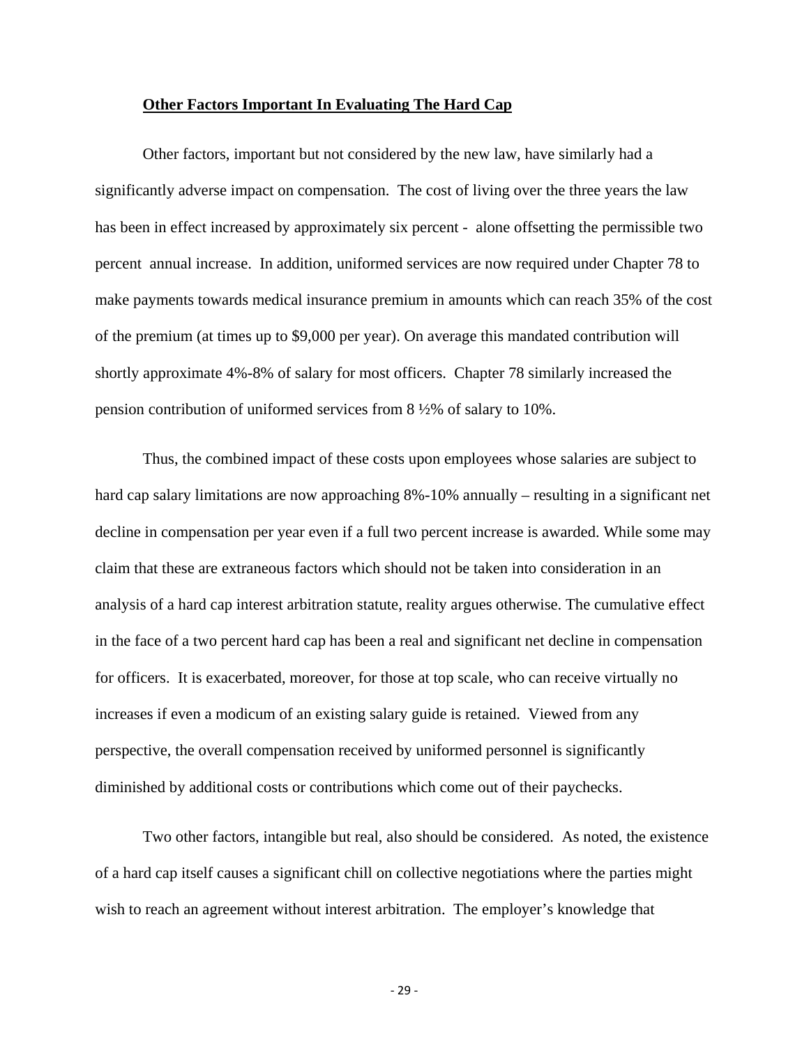**Other Factors Important In Evaluating The Hard Cap**

Other factors, important but not considered by the new law, have similarly had a significantly adverse impact on compensation. The cost of living over the three years the law has been in effect increased by approximately six percent - alone offsetting the permissible two percent annual increase. In addition, uniformed services are now required under Chapter 78 to make payments towards medical insurance premium in amounts which can reach 35% of the cost of the premium (at times up to $9,000 per year). On average this mandated contribution will shortly approximate 4%-8% of salary for most officers. Chapter 78 similarly increased the pension contribution of uniformed services from 8 ½% of salary to 10%.

Thus, the combined impact of these costs upon employees whose salaries are subject to hard cap salary limitations are now approaching 8%-10% annually – resulting in a significant net decline in compensation per year even if a full two percent increase is awarded. While some may claim that these are extraneous factors which should not be taken into consideration in an analysis of a hard cap interest arbitration statute, reality argues otherwise. The cumulative effect in the face of a two percent hard cap has been a real and significant net decline in compensation for officers. It is exacerbated, moreover, for those at top scale, who can receive virtually no increases if even a modicum of an existing salary guide is retained. Viewed from any perspective, the overall compensation received by uniformed personnel is significantly diminished by additional costs or contributions which come out of their paychecks.

Two other factors, intangible but real, also should be considered. As noted, the existence of a hard cap itself causes a significant chill on collective negotiations where the parties might wish to reach an agreement without interest arbitration. The employer's knowledge that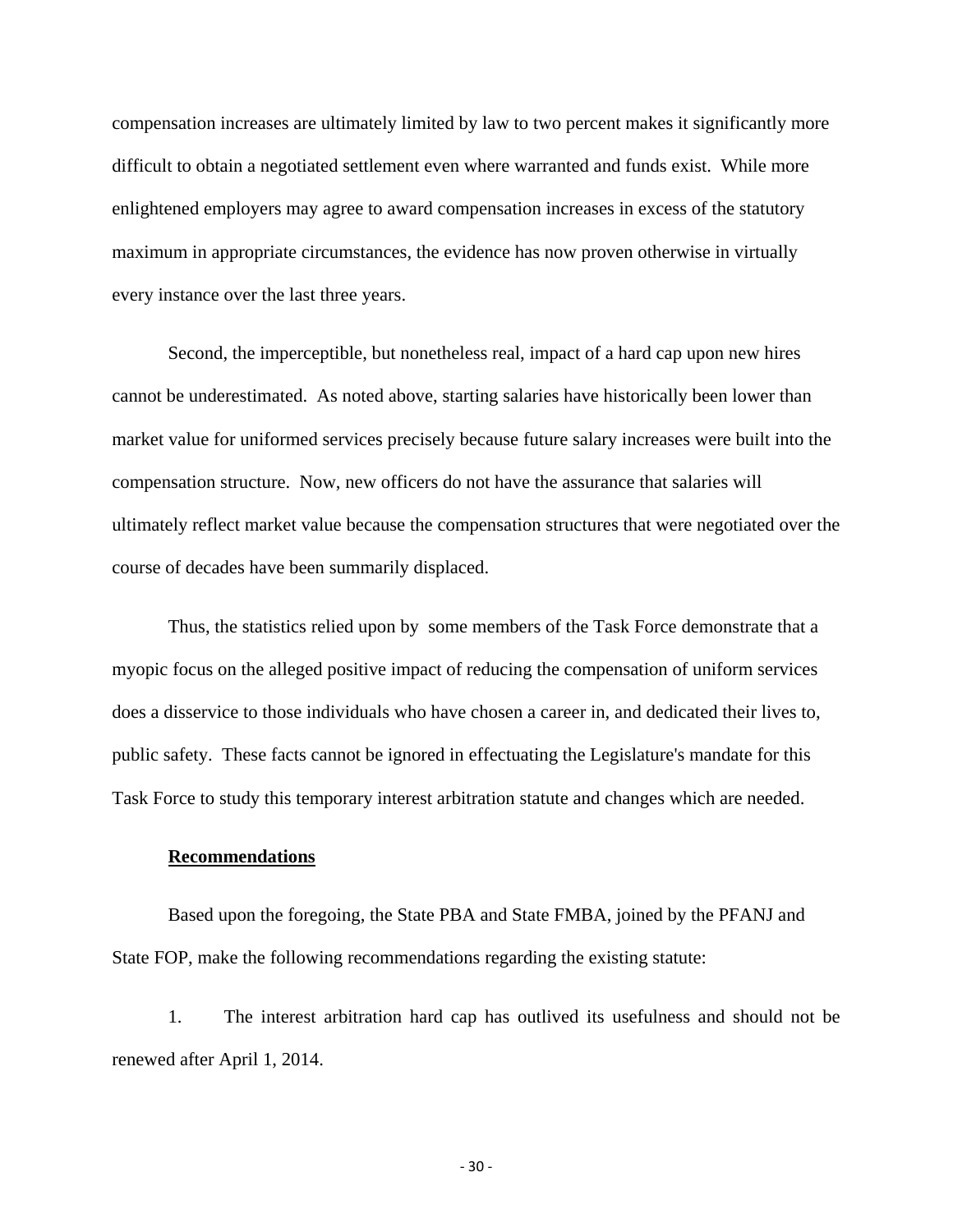compensation increases are ultimately limited by law to two percent makes it significantly more difficult to obtain a negotiated settlement even where warranted and funds exist. While more enlightened employers may agree to award compensation increases in excess of the statutory maximum in appropriate circumstances, the evidence has now proven otherwise in virtually every instance over the last three years.

Second, the imperceptible, but nonetheless real, impact of a hard cap upon new hires cannot be underestimated. As noted above, starting salaries have historically been lower than market value for uniformed services precisely because future salary increases were built into the compensation structure. Now, new officers do not have the assurance that salaries will ultimately reflect market value because the compensation structures that were negotiated over the course of decades have been summarily displaced.

Thus, the statistics relied upon by some members of the Task Force demonstrate that a myopic focus on the alleged positive impact of reducing the compensation of uniform services does a disservice to those individuals who have chosen a career in, and dedicated their lives to, public safety. These facts cannot be ignored in effectuating the Legislature's mandate for this Task Force to study this temporary interest arbitration statute and changes which are needed.

**Recommendations**

Based upon the foregoing, the State PBA and State FMBA, joined by the PFANJ and State FOP, make the following recommendations regarding the existing statute:

1. The interest arbitration hard cap has outlived its usefulness and should not be renewed after April 1, 2014.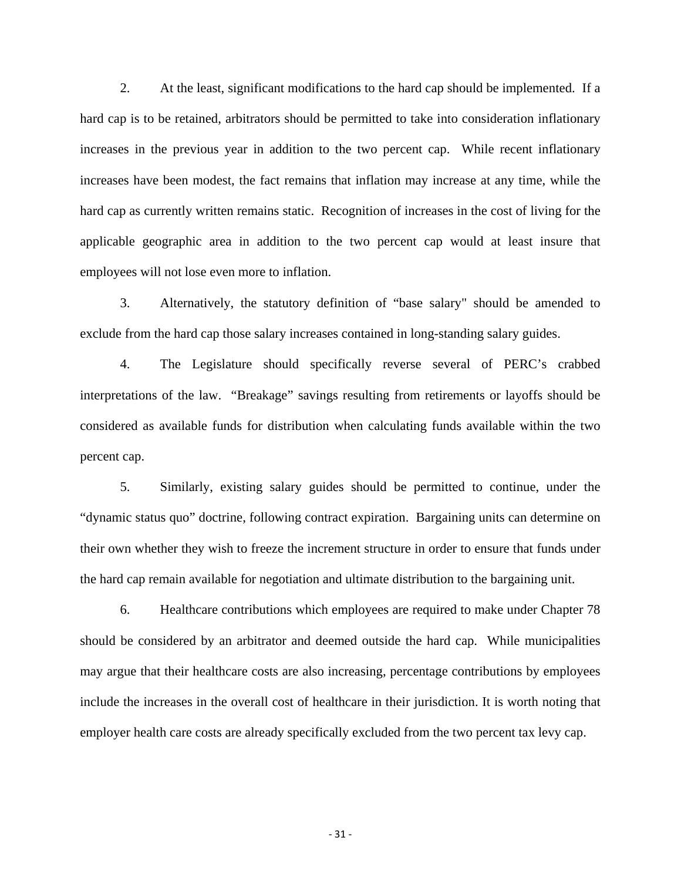2. At the least, significant modifications to the hard cap should be implemented. If a hard cap is to be retained, arbitrators should be permitted to take into consideration inflationary increases in the previous year in addition to the two percent cap. While recent inflationary increases have been modest, the fact remains that inflation may increase at any time, while the hard cap as currently written remains static. Recognition of increases in the cost of living for the applicable geographic area in addition to the two percent cap would at least insure that employees will not lose even more to inflation.

3. Alternatively, the statutory definition of "base salary" should be amended to exclude from the hard cap those salary increases contained in long-standing salary guides.

4. The Legislature should specifically reverse several of PERC's crabbed interpretations of the law. "Breakage" savings resulting from retirements or layoffs should be considered as available funds for distribution when calculating funds available within the two percent cap.

5. Similarly, existing salary guides should be permitted to continue, under the "dynamic status quo" doctrine, following contract expiration. Bargaining units can determine on their own whether they wish to freeze the increment structure in order to ensure that funds under the hard cap remain available for negotiation and ultimate distribution to the bargaining unit.

6. Healthcare contributions which employees are required to make under Chapter 78 should be considered by an arbitrator and deemed outside the hard cap. While municipalities may argue that their healthcare costs are also increasing, percentage contributions by employees include the increases in the overall cost of healthcare in their jurisdiction. It is worth noting that employer health care costs are already specifically excluded from the two percent tax levy cap.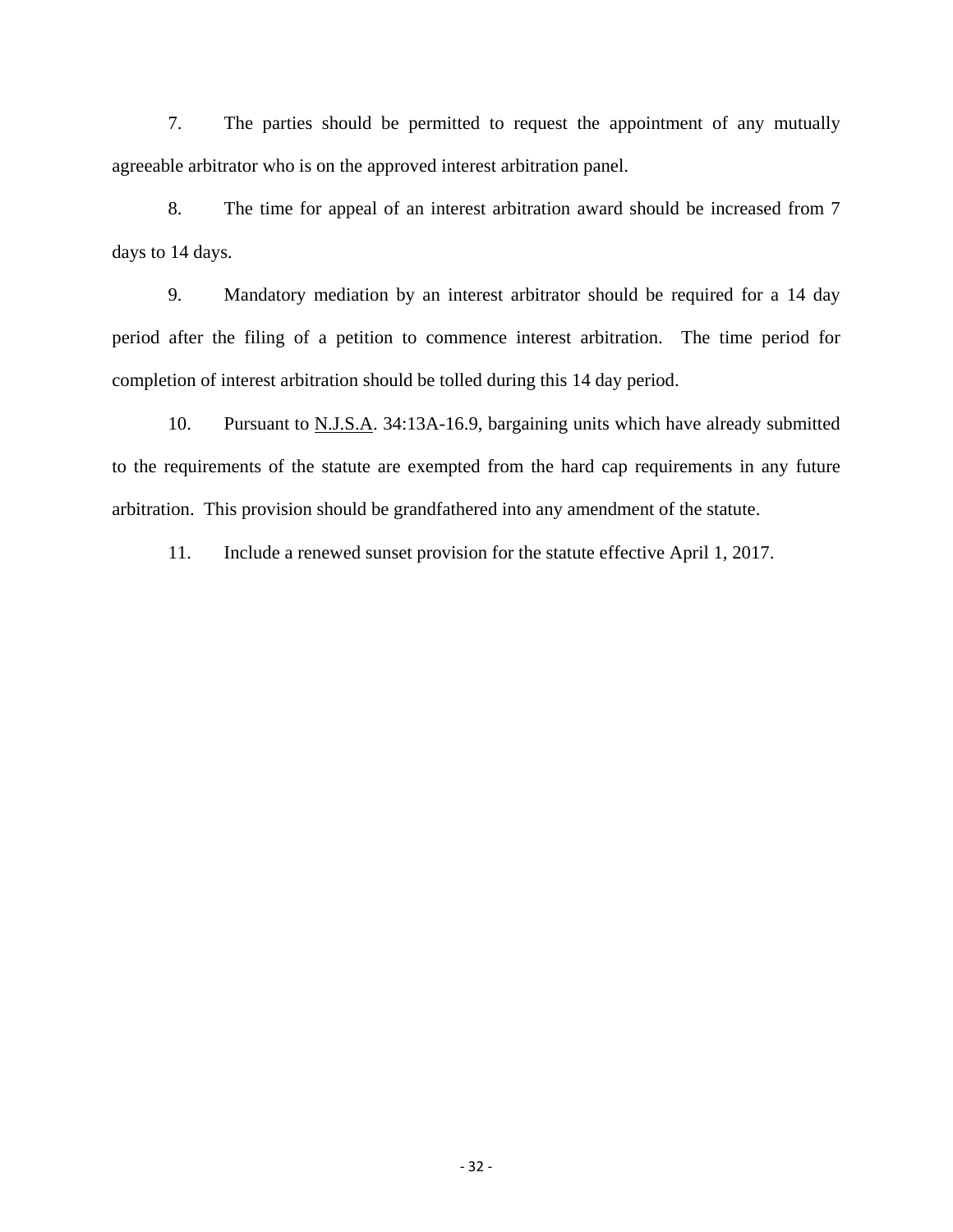7. The parties should be permitted to request the appointment of any mutually agreeable arbitrator who is on the approved interest arbitration panel.

8. The time for appeal of an interest arbitration award should be increased from 7 days to 14 days.

9. Mandatory mediation by an interest arbitrator should be required for a 14 day period after the filing of a petition to commence interest arbitration. The time period for completion of interest arbitration should be tolled during this 14 day period.

10. Pursuant to N.J.S.A. 34:13A-16.9, bargaining units which have already submitted to the requirements of the statute are exempted from the hard cap requirements in any future arbitration. This provision should be grandfathered into any amendment of the statute.

11. Include a renewed sunset provision for the statute effective April 1, 2017.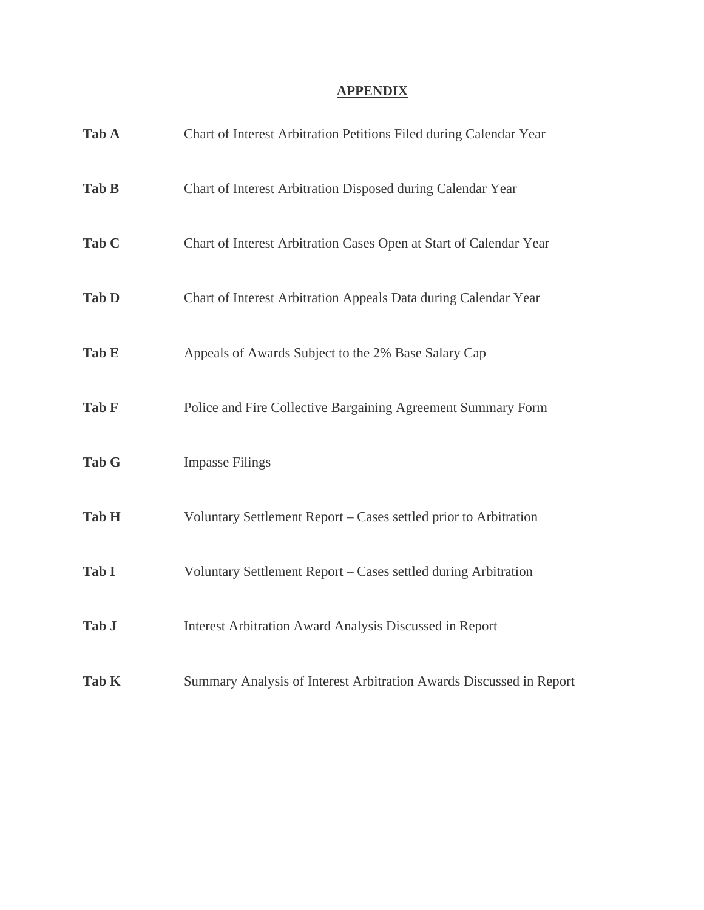# APPENDIX

| | |
|---|---|
| **Tab A** | Chart of Interest Arbitration Petitions Filed during Calendar Year |
| **Tab B** | Chart of Interest Arbitration Disposed during Calendar Year |
| **Tab C** | Chart of Interest Arbitration Cases Open at Start of Calendar Year |
| **Tab D** | Chart of Interest Arbitration Appeals Data during Calendar Year |
| **Tab E** | Appeals of Awards Subject to the 2% Base Salary Cap |
| **Tab F** | Police and Fire Collective Bargaining Agreement Summary Form |
| **Tab G** | Impasse Filings |
| **Tab H** | Voluntary Settlement Report – Cases settled prior to Arbitration |
| **Tab I** | Voluntary Settlement Report – Cases settled during Arbitration |
| **Tab J** | Interest Arbitration Award Analysis Discussed in Report |
| **Tab K** | Summary Analysis of Interest Arbitration Awards Discussed in Report |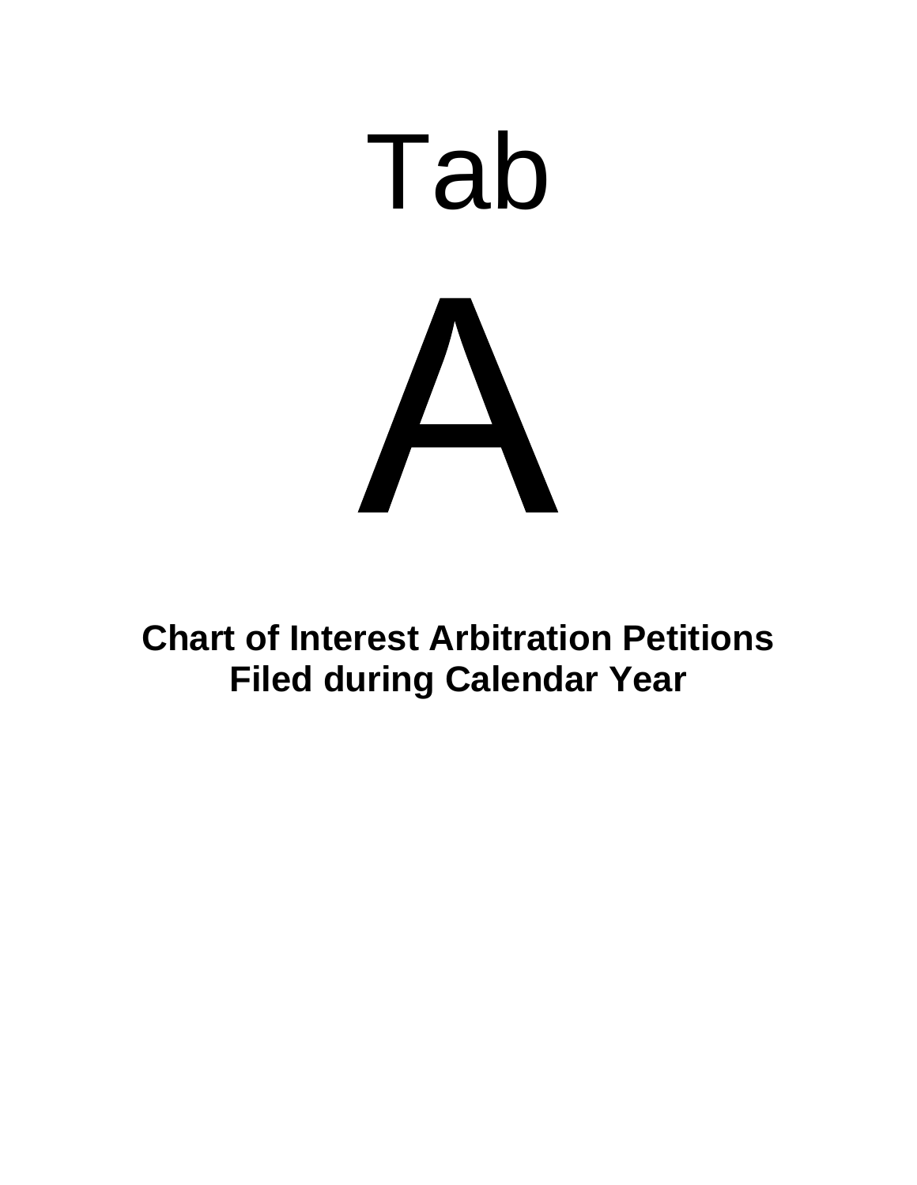# Tab

# A

**Chart of Interest Arbitration Petitions Filed during Calendar Year**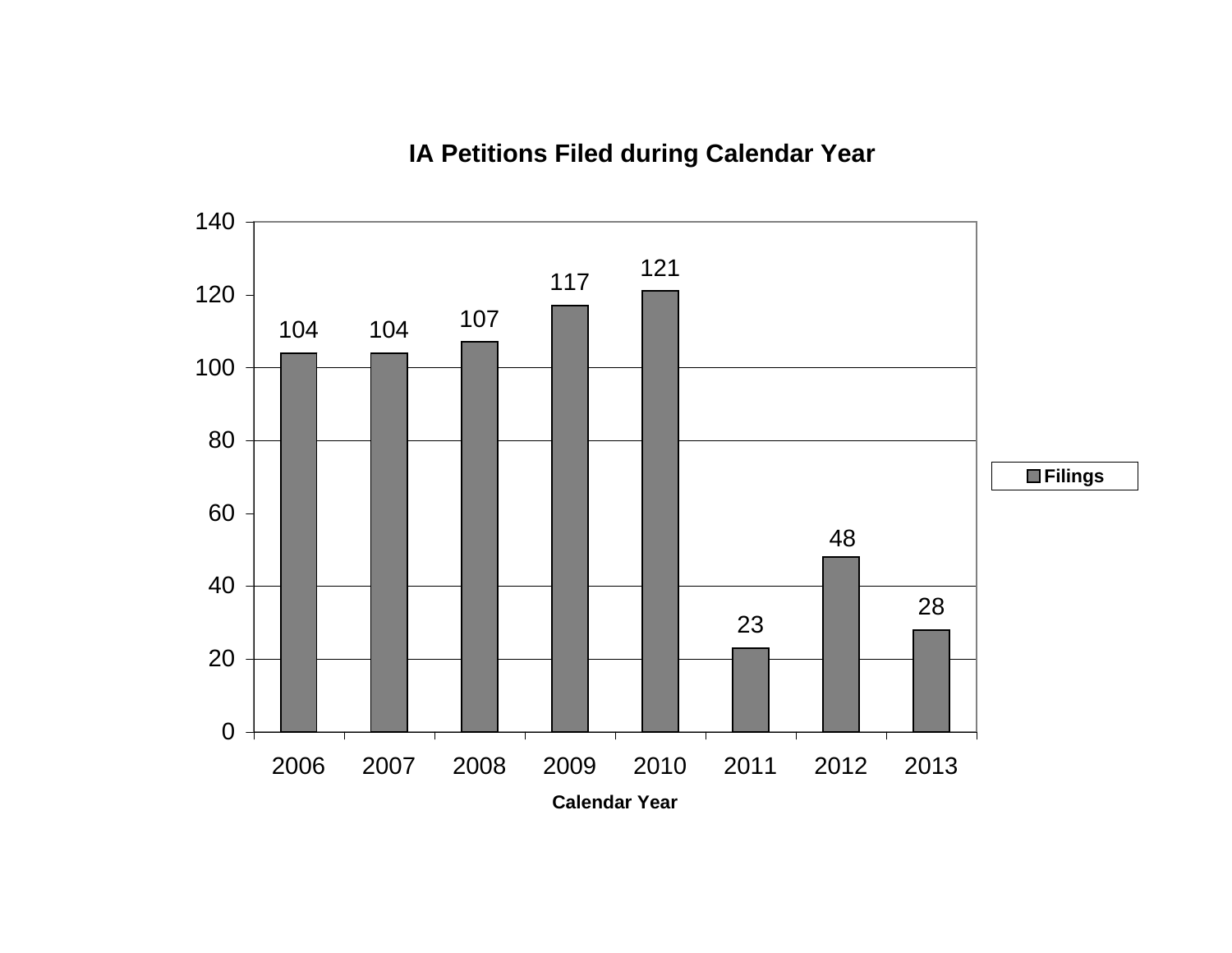**IA Petitions Filed during Calendar Year**

| Calendar Year | Filings |
|---|---|
| 2006 | 104 |
| 2007 | 104 |
| 2008 | 107 |
| 2009 | 117 |
| 2010 | 121 |
| 2011 | 23 |
| 2012 | 48 |
| 2013 | 28 |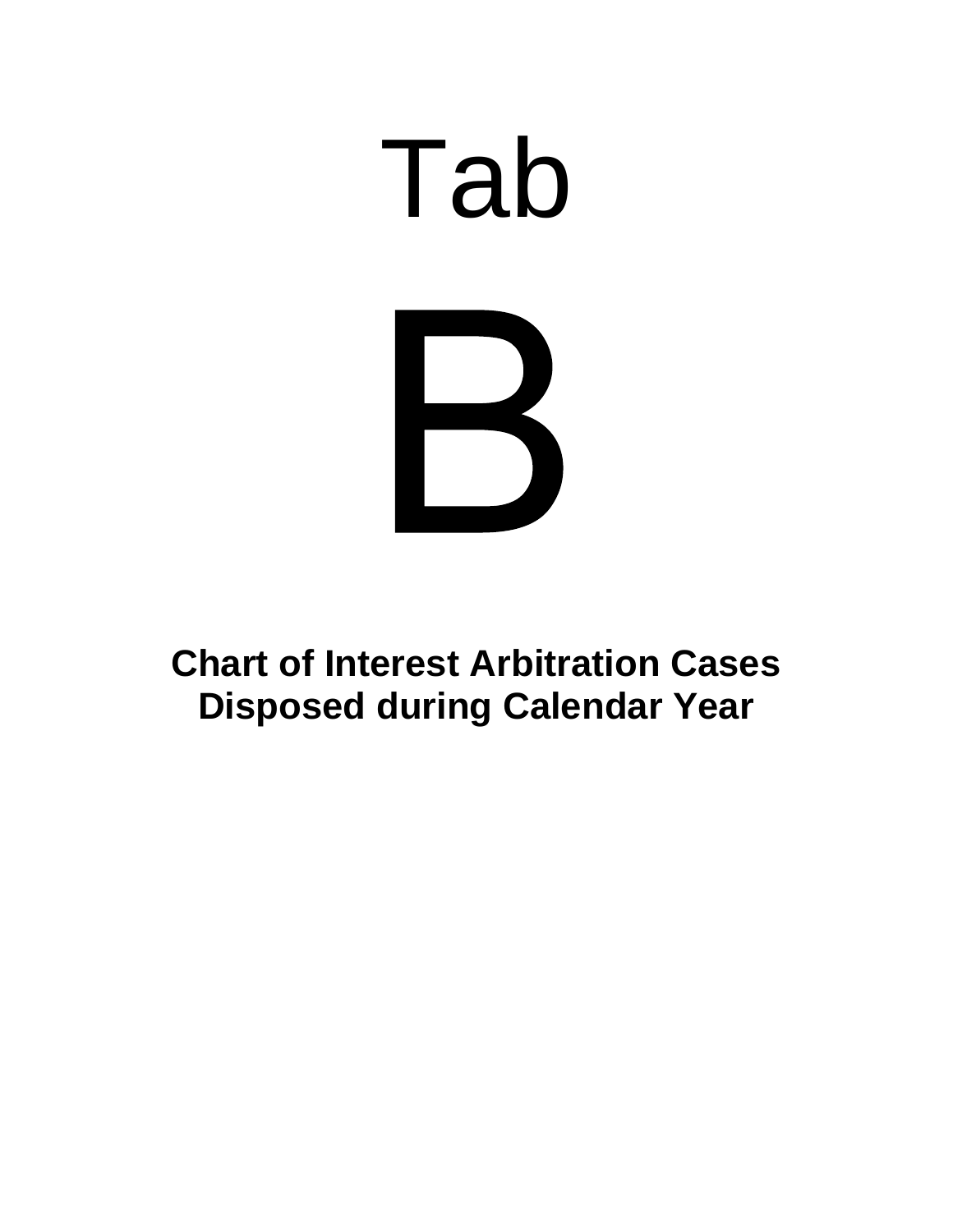# Tab

# B

**Chart of Interest Arbitration Cases Disposed during Calendar Year**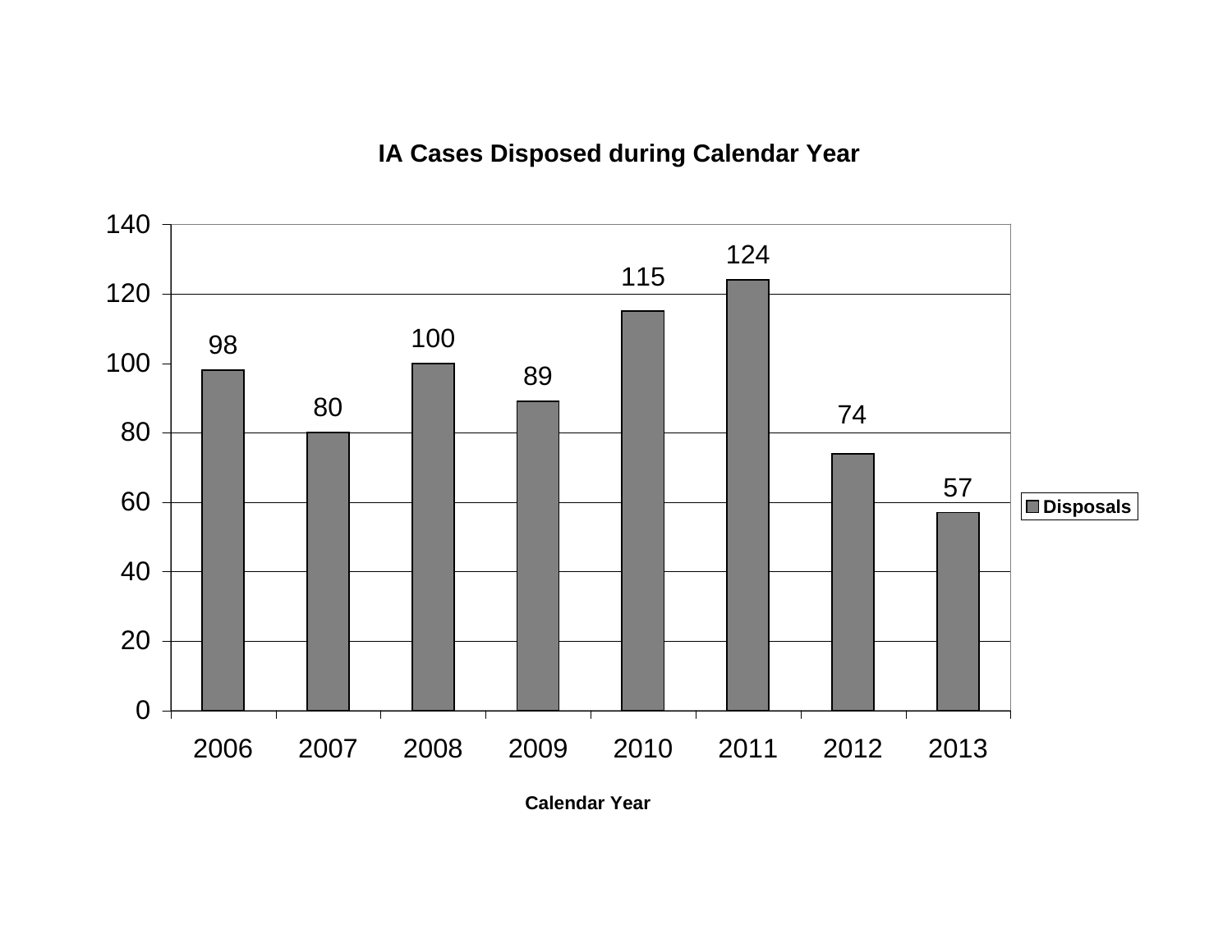**IA Cases Disposed during Calendar Year**

| Calendar Year | Disposals |
|---|---|
| 2006 | 98 |
| 2007 | 80 |
| 2008 | 100 |
| 2009 | 89 |
| 2010 | 115 |
| 2011 | 124 |
| 2012 | 74 |
| 2013 | 57 |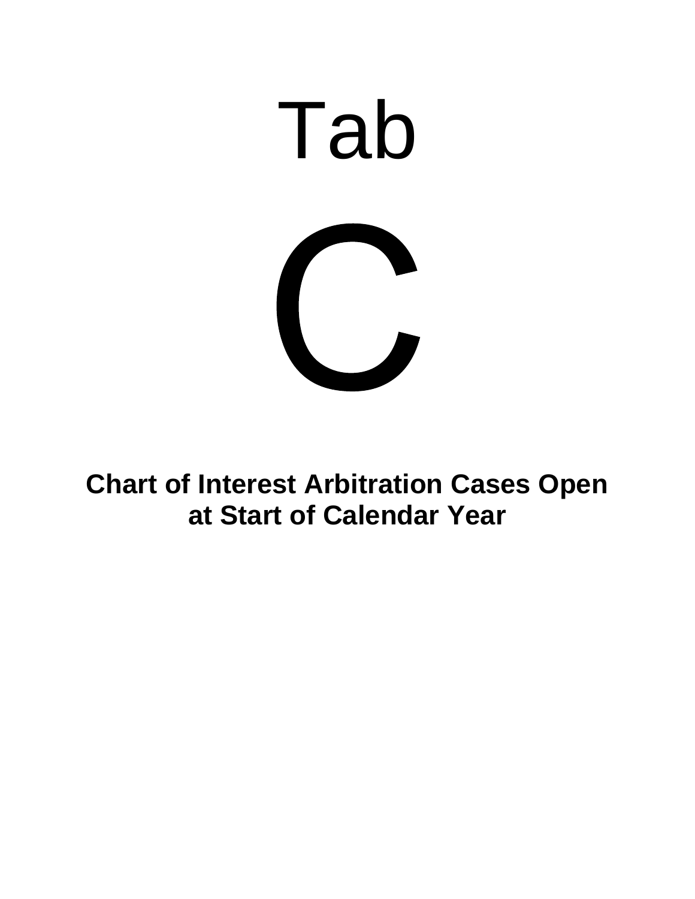# Tab

# C

**Chart of Interest Arbitration Cases Open at Start of Calendar Year**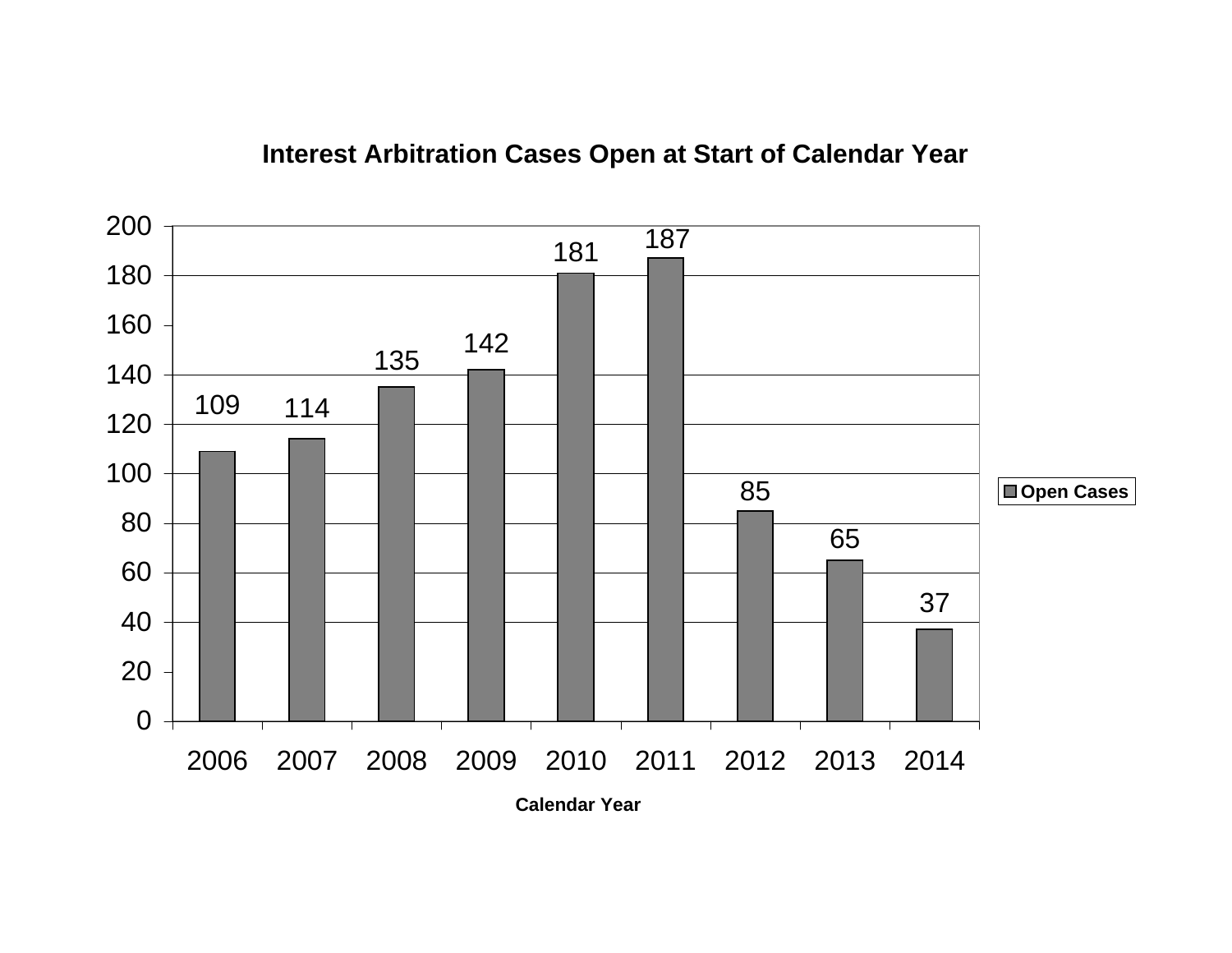## Interest Arbitration Cases Open at Start of Calendar Year

| Calendar Year | Open Cases |
|---|---|
| 2006 | 109 |
| 2007 | 114 |
| 2008 | 135 |
| 2009 | 142 |
| 2010 | 181 |
| 2011 | 187 |
| 2012 | 85 |
| 2013 | 65 |
| 2014 | 37 |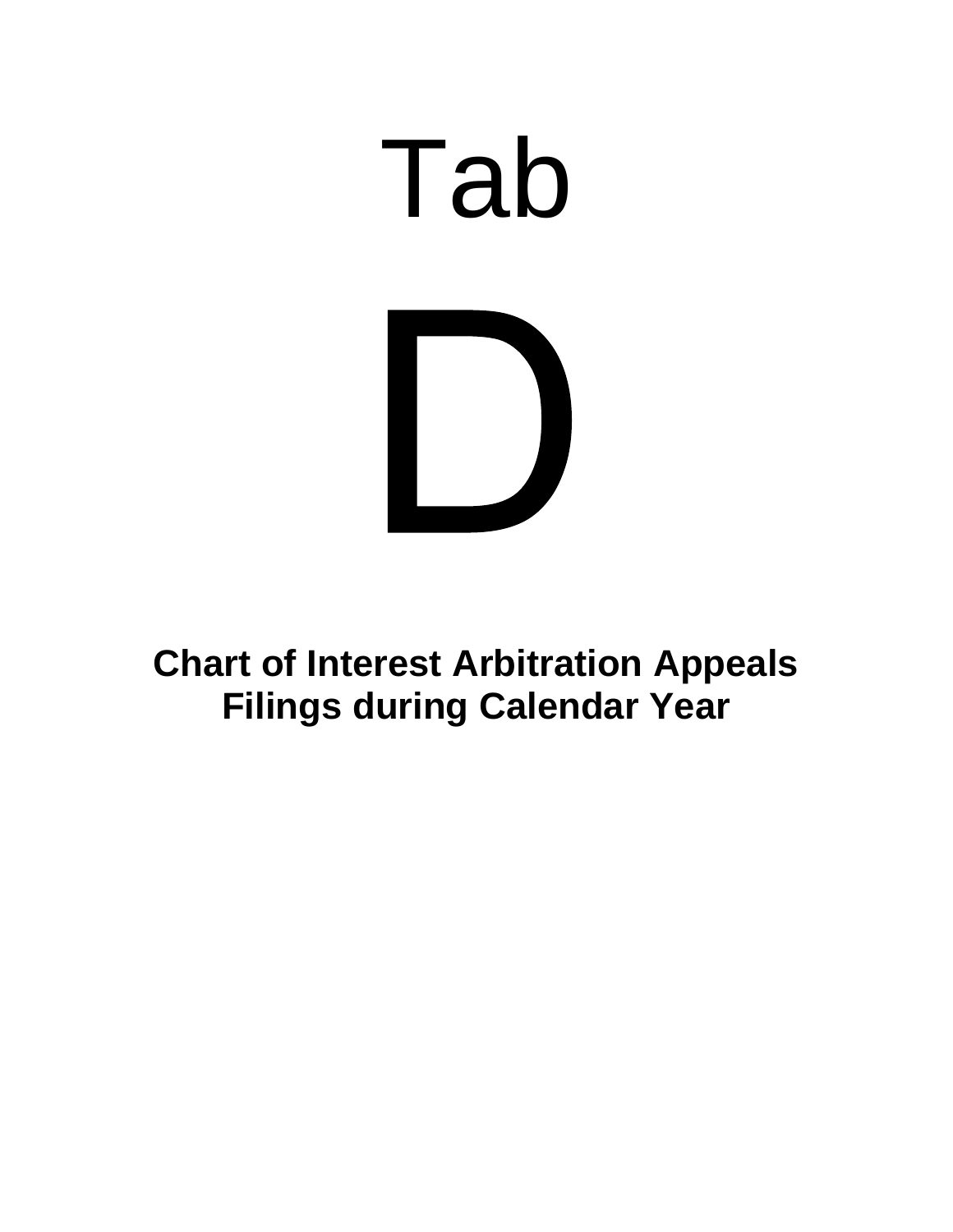# Tab

# D

**Chart of Interest Arbitration Appeals Filings during Calendar Year**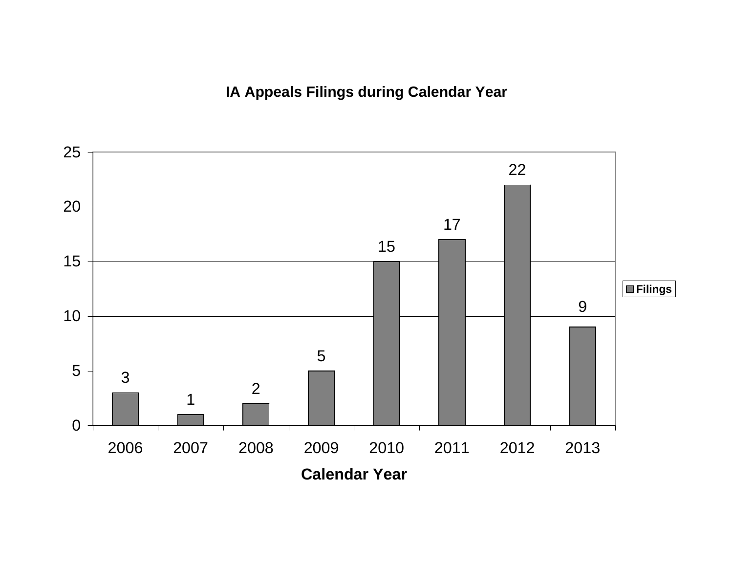**IA Appeals Filings during Calendar Year**

| Calendar Year | Filings |
| --- | --- |
| 2006 | 3 |
| 2007 | 1 |
| 2008 | 2 |
| 2009 | 5 |
| 2010 | 15 |
| 2011 | 17 |
| 2012 | 22 |
| 2013 | 9 |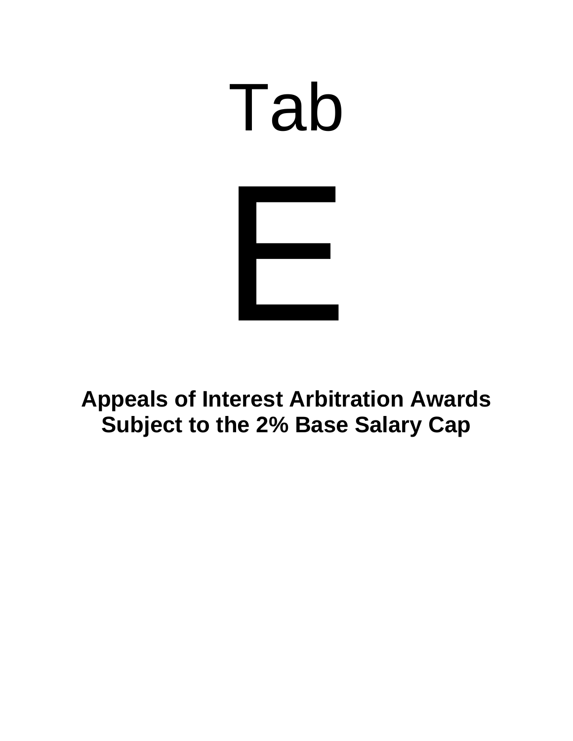# Tab

# E

**Appeals of Interest Arbitration Awards Subject to the 2% Base Salary Cap**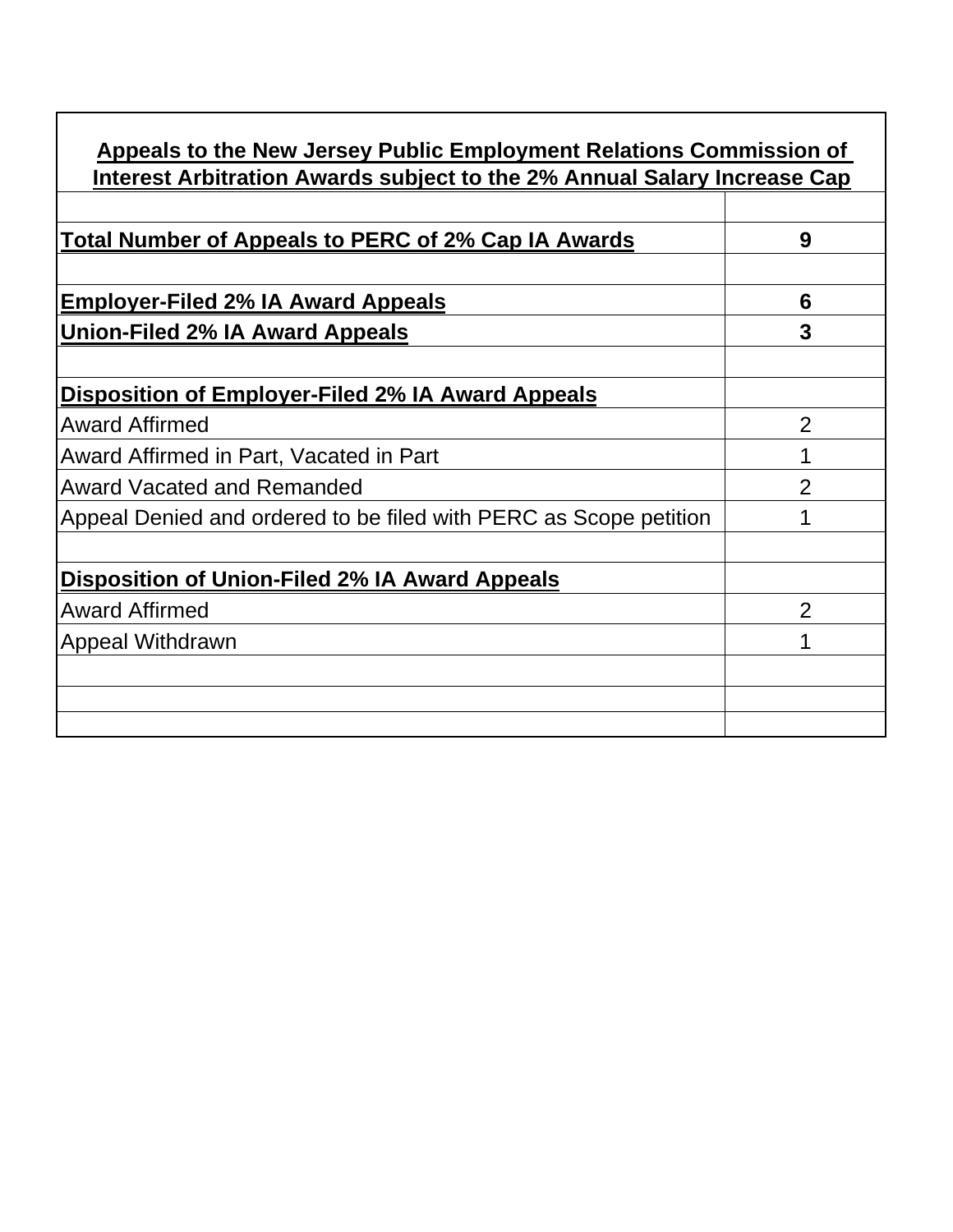| **Appeals to the New Jersey Public Employment Relations Commission of Interest Arbitration Awards subject to the 2% Annual Salary Increase Cap** | |
|---|---|
| | |
| **Total Number of Appeals to PERC of 2% Cap IA Awards** | **9** |
| | |
| **Employer-Filed 2% IA Award Appeals** | **6** |
| **Union-Filed 2% IA Award Appeals** | **3** |
| | |
| **Disposition of Employer-Filed 2% IA Award Appeals** | |
| Award Affirmed | 2 |
| Award Affirmed in Part, Vacated in Part | 1 |
| Award Vacated and Remanded | 2 |
| Appeal Denied and ordered to be filed with PERC as Scope petition | 1 |
| | |
| **Disposition of Union-Filed 2% IA Award Appeals** | |
| Award Affirmed | 2 |
| Appeal Withdrawn | 1 |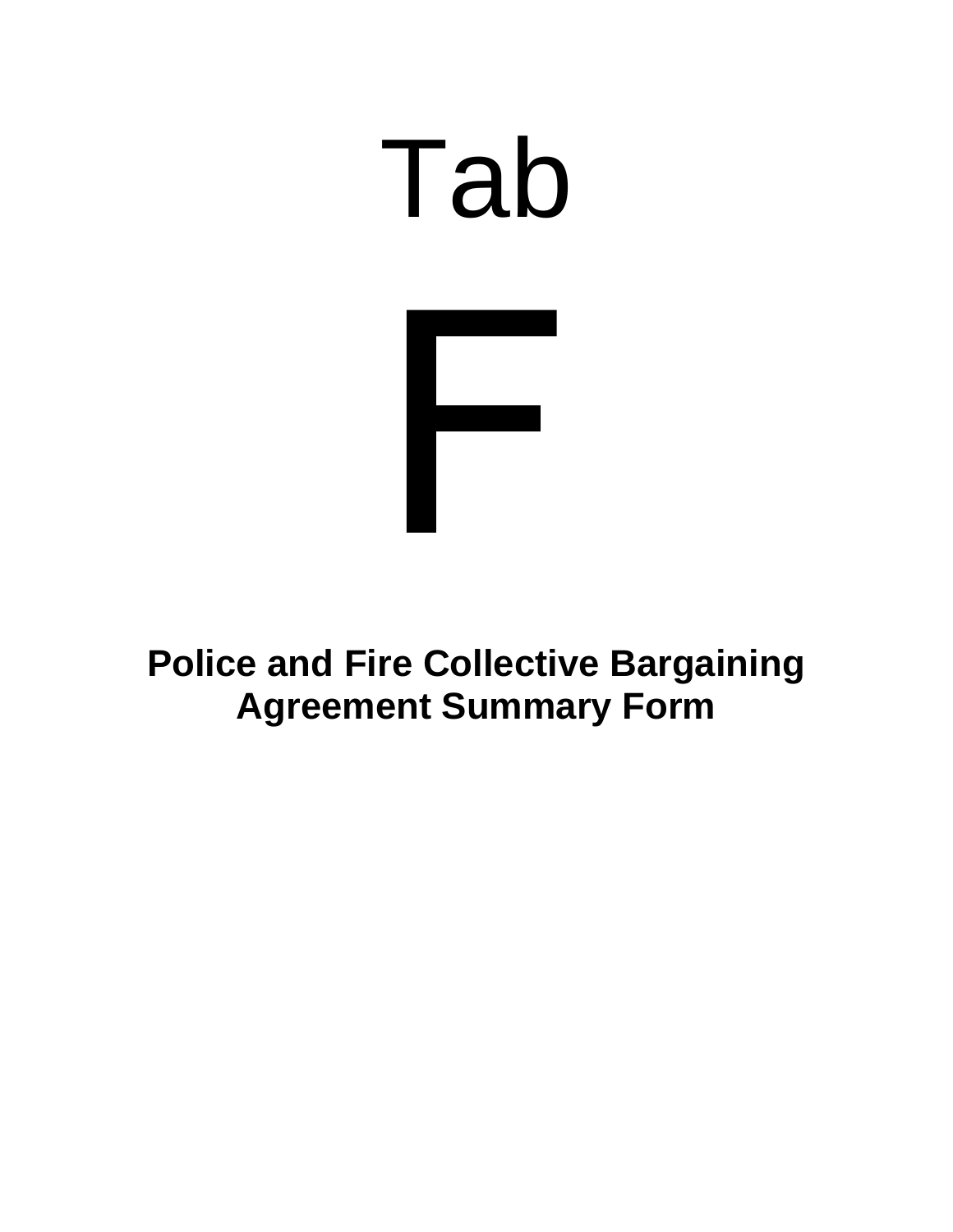# Tab

# F

**Police and Fire Collective Bargaining Agreement Summary Form**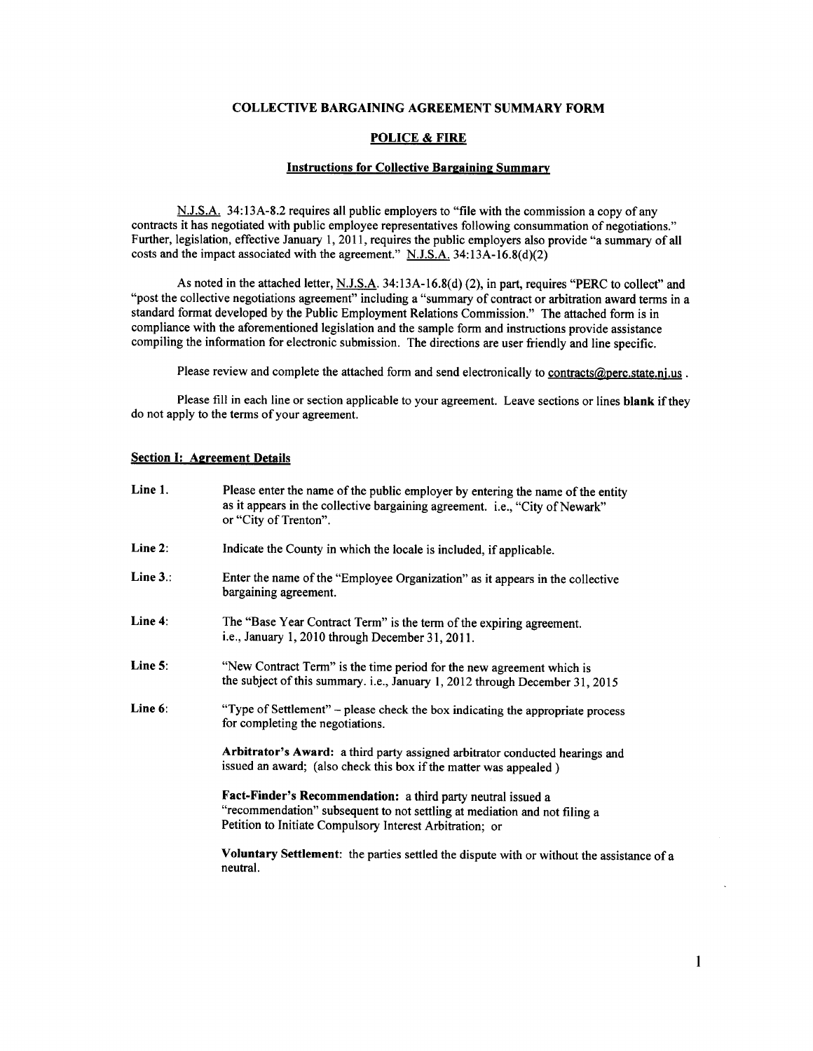**COLLECTIVE BARGAINING AGREEMENT SUMMARY FORM**

**POLICE & FIRE**

**Instructions for Collective Bargaining Summary**

N.J.S.A. 34:13A-8.2 requires all public employers to "file with the commission a copy of any contracts it has negotiated with public employee representatives following consummation of negotiations." Further, legislation, effective January 1, 2011, requires the public employers also provide "a summary of **all** costs and the impact associated with the agreement." N.J.S.A. 34:13A-16.8(d)(2)

As noted in the attached letter, N.J.S.A. 34:13A-16.8(d) (2), in part, requires "PERC to collect" and "post the collective negotiations agreement" including a "summary of contract or arbitration award terms in a standard format developed by the Public Employment Relations Commission." The attached form is in compliance with the aforementioned legislation and the sample form and instructions provide assistance compiling the information for electronic submission. The directions are user friendly and line specific.

Please review and complete the attached form and send electronically to contracts@perc.state.nj.us .

Please fill in each line or section applicable to your agreement. Leave sections or lines **blank** if they do not apply to the terms of your agreement.

**Section I: Agreement Details**

**Line 1.** Please enter the name of the public employer by entering the name of the entity as it appears in the collective bargaining agreement. i.e., "City of Newark" or "City of Trenton".

**Line 2:** Indicate the County in which the locale is included, if applicable.

**Line 3.:** Enter the name of the "Employee Organization" as it appears in the collective bargaining agreement.

**Line 4:** The "Base Year Contract Term" is the term of the expiring agreement. i.e., January 1, 2010 through December 31, 2011.

**Line 5:** "New Contract Term" is the time period for the new agreement which is the subject of this summary. i.e., January 1, 2012 through December 31, 2015

**Line 6:** "Type of Settlement" – please check the box indicating the appropriate process for completing the negotiations.

**Arbitrator's Award:** a third party assigned arbitrator conducted hearings and issued an award; (also check this box if the matter was appealed )

**Fact-Finder's Recommendation:** a third party neutral issued a "recommendation" subsequent to not settling at mediation and not filing a Petition to Initiate Compulsory Interest Arbitration; or

**Voluntary Settlement**: the parties settled the dispute with or without the assistance of a neutral.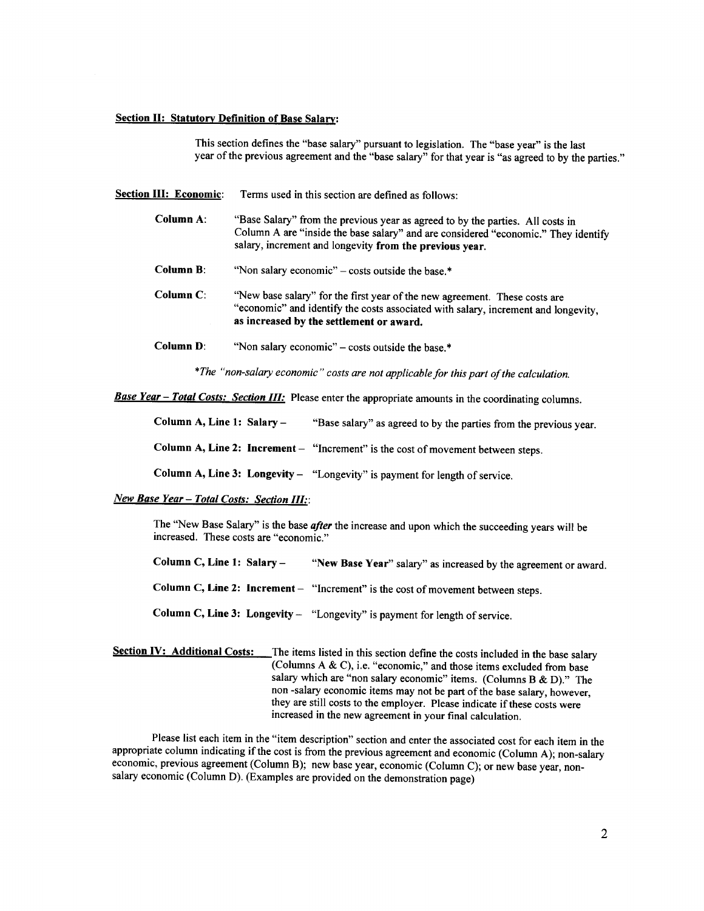**Section II: Statutory Definition of Base Salary:**

This section defines the "base salary" pursuant to legislation. The "base year" is the last year of the previous agreement and the "base salary" for that year is "as agreed to by the parties."

**Section III: Economic**: Terms used in this section are defined as follows:

**Column A**: "Base Salary" from the previous year as agreed to by the parties. All costs in Column A are "inside the base salary" and are considered "economic." They identify salary, increment and longevity **from the previous year.**

**Column B**: "Non salary economic" – costs outside the base.*

**Column C**: "New base salary" for the first year of the new agreement. These costs are "economic" and identify the costs associated with salary, increment and longevity, **as increased by the settlement or award.**

**Column D**: "Non salary economic" – costs outside the base.*

*\*The "non-salary economic" costs are not applicable for this part of the calculation.*

***Base Year – Total Costs: Section III:*** Please enter the appropriate amounts in the coordinating columns.

**Column A, Line 1: Salary –** "Base salary" as agreed to by the parties from the previous year.

**Column A, Line 2: Increment –** "Increment" is the cost of movement between steps.

**Column A, Line 3: Longevity –** "Longevity" is payment for length of service.

***New Base Year – Total Costs: Section III:***:

The "New Base Salary" is the base ***after*** the increase and upon which the succeeding years will be increased. These costs are "economic."

**Column C, Line 1: Salary –** "**New Base Year**" salary" as increased by the agreement or award.

**Column C, Line 2: Increment –** "Increment" is the cost of movement between steps.

**Column C, Line 3: Longevity –** "Longevity" is payment for length of service.

**Section IV: Additional Costs:** The items listed in this section define the costs included in the base salary (Columns A & C), i.e. "economic," and those items excluded from base salary which are "non salary economic" items. (Columns B & D)." The non -salary economic items may not be part of the base salary, however, they are still costs to the employer. Please indicate if these costs were increased in the new agreement in your final calculation.

Please list each item in the "item description" section and enter the associated cost for each item in the appropriate column indicating if the cost is from the previous agreement and economic (Column A); non-salary economic, previous agreement (Column B); new base year, economic (Column C); or new base year, non-salary economic (Column D). (Examples are provided on the demonstration page)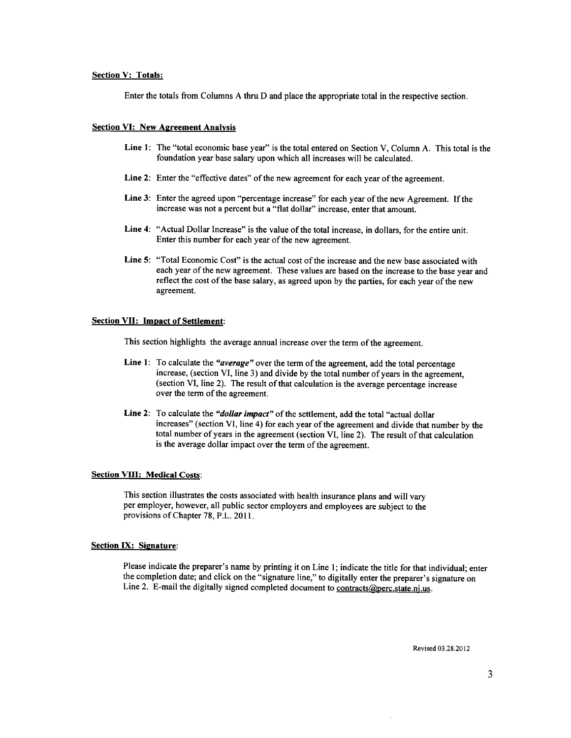**Section V: Totals:**

Enter the totals from Columns A thru D and place the appropriate total in the respective section.

**Section VI: New Agreement Analysis**

**Line 1:** The "total economic base year" is the total entered on Section V, Column A. This total is the foundation year base salary upon which all increases will be calculated.

**Line 2:** Enter the "effective dates" of the new agreement for each year of the agreement.

**Line 3:** Enter the agreed upon "percentage increase" for each year of the new Agreement. If the increase was not a percent but a "flat dollar" increase, enter that amount.

**Line 4:** "Actual Dollar Increase" is the value of the total increase, in dollars, for the entire unit. Enter this number for each year of the new agreement.

**Line 5:** "Total Economic Cost" is the actual cost of the increase and the new base associated with each year of the new agreement. These values are based on the increase to the base year and reflect the cost of the base salary, as agreed upon by the parties, for each year of the new agreement.

**Section VII: Impact of Settlement:**

This section highlights the average annual increase over the term of the agreement.

**Line 1:** To calculate the ***"average"*** over the term of the agreement, add the total percentage increase, (section VI, line 3) and divide by the total number of years in the agreement, (section VI, line 2). The result of that calculation is the average percentage increase over the term of the agreement.

**Line 2:** To calculate the ***"dollar impact"*** of the settlement, add the total "actual dollar increases" (section VI, line 4) for each year of the agreement and divide that number by the total number of years in the agreement (section VI, line 2). The result of that calculation is the average dollar impact over the term of the agreement.

**Section VIII: Medical Costs:**

This section illustrates the costs associated with health insurance plans and will vary per employer, however, all public sector employers and employees are subject to the provisions of Chapter 78, P.L. 2011.

**Section IX: Signature:**

Please indicate the preparer's name by printing it on Line 1; indicate the title for that individual; enter the completion date; and click on the "signature line," to digitally enter the preparer's signature on Line 2. E-mail the digitally signed completed document to contracts@perc.state.nj.us.

Revised 03.28.2012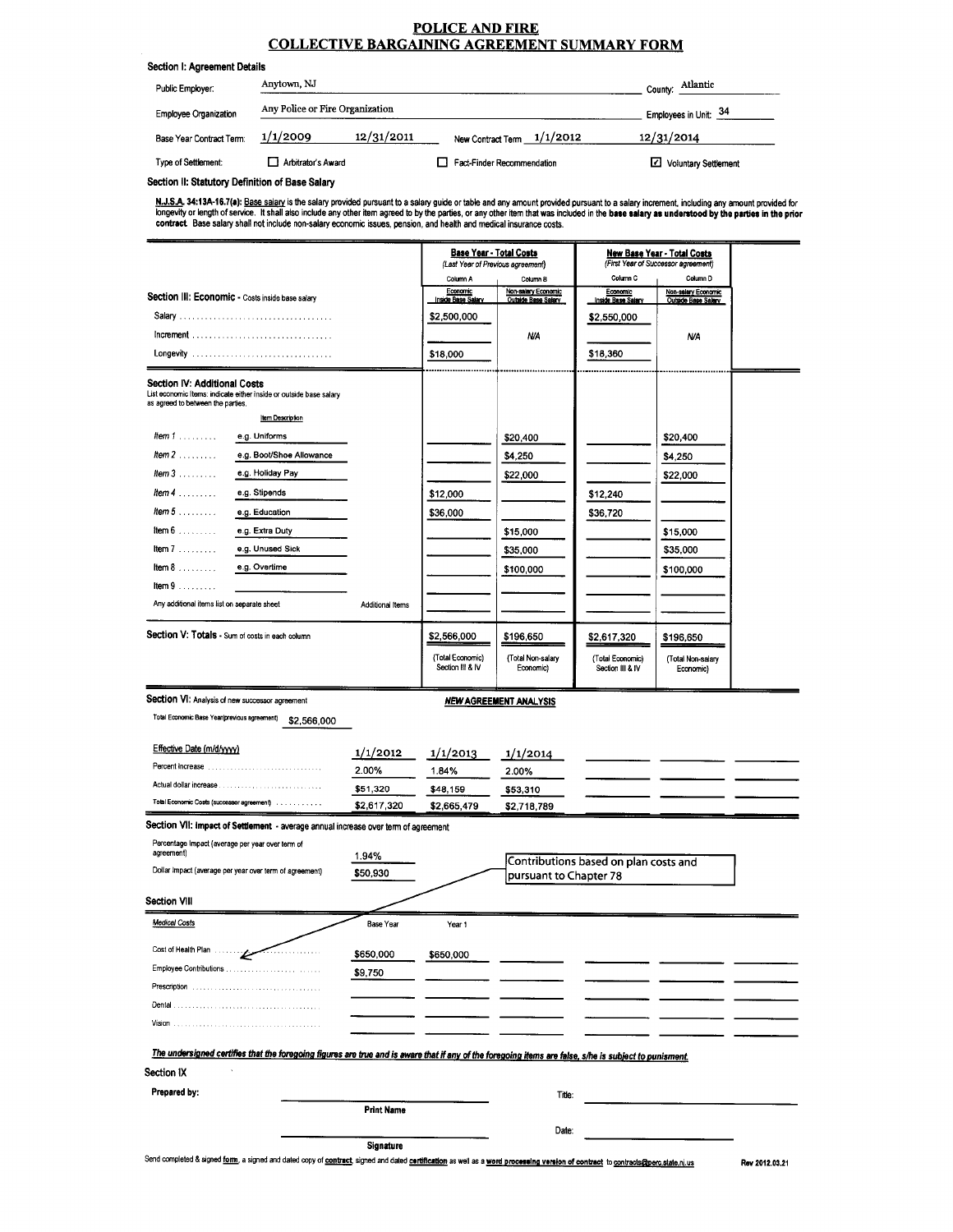# POLICE AND FIRE
# COLLECTIVE BARGAINING AGREEMENT SUMMARY FORM

### Section I: Agreement Details

| | | | |
|---|---|---|---|
| Public Employer: | Anytown, NJ | County: | Atlantic |
| Employee Organization | Any Police or Fire Organization | Employees in Unit: | 34 |
| Base Year Contract Term: | 1/1/2009 – 12/31/2011 | New Contract Term | 1/1/2012 – 12/31/2014 |
| Type of Settlement: | ☐ Arbitrator's Award | ☐ Fact-Finder Recommendation | ☑ Voluntary Settlement |

### Section II: Statutory Definition of Base Salary

**N.J.S.A. 34:13A-16.7(a):** Base salary is the salary provided pursuant to a salary guide or table and any amount provided pursuant to a salary increment, including any amount provided for longevity or length of service. It shall also include any other item agreed to by the parties, or any other item that was included in the **base salary as understood by the parties in the prior contract**. Base salary shall not include non-salary economic issues, pension, and health and medical insurance costs.

| | Base Year - Total Costs (Last Year of Previous agreement) Column A: Economic Inside Base Salary | Column B: Non-salary Economic Outside Base Salary | New Base Year - Total Costs (First Year of Successor agreement) Column C: Economic Inside Base Salary | Column D: Non-salary Economic Outside Base Salary |
|---|---|---|---|---|
| **Section III: Economic** - Costs inside base salary | | | | |
| Salary | $2,500,000 | | $2,550,000 | |
| Increment | | N/A | | N/A |
| Longevity | $18,000 | | $18,360 | |
| **Section IV: Additional Costs** List economic items; indicate either inside or outside base salary as agreed to between the parties. (Item Description) | | | | |
| Item 1 — e.g. Uniforms | | $20,400 | | $20,400 |
| Item 2 — e.g. Boot/Shoe Allowance | | $4,250 | | $4,250 |
| Item 3 — e.g. Holiday Pay | | $22,000 | | $22,000 |
| Item 4 — e.g. Stipends | $12,000 | | $12,240 | |
| Item 5 — e.g. Education | $36,000 | | $36,720 | |
| Item 6 — e.g. Extra Duty | | $15,000 | | $15,000 |
| Item 7 — e.g. Unused Sick | | $35,000 | | $35,000 |
| Item 8 — e.g. Overtime | | $100,000 | | $100,000 |
| Item 9 | | | | |
| Any additional items list on separate sheet — Additional Items | | | | |
| **Section V: Totals** - Sum of costs in each column | $2,566,000 (Total Economic) Section III & IV | $196,650 (Total Non-salary Economic) | $2,617,320 (Total Economic) Section III & IV | $196,650 (Total Non-salary Economic) |

### Section VI: Analysis of new successor agreement

**NEW AGREEMENT ANALYSIS**

Total Economic Base Year(previous agreement) $2,566,000

| Effective Date (m/d/yyyy) | 1/1/2012 | 1/1/2013 | 1/1/2014 |
|---|---|---|---|
| Percent increase | 2.00% | 1.84% | 2.00% |
| Actual dollar increase | $51,320 | $48,159 | $53,310 |
| Total Economic Costs (successor agreement) | $2,617,320 | $2,665,479 | $2,718,789 |

### Section VII: Impact of Settlement - average annual increase over term of agreement

Percentage Impact (average per year over term of agreement) 1.94%

Dollar Impact (average per year over term of agreement) $50,930

Contributions based on plan costs and pursuant to Chapter 78

### Section VIII

| Medical Costs | Base Year | Year 1 |
|---|---|---|
| Cost of Health Plan | $650,000 | $650,000 |
| Employee Contributions | $9,750 | |
| Prescription | | |
| Dental | | |
| Vision | | |

***The undersigned certifies that the foregoing figures are true and is aware that if any of the foregoing items are false, s/he is subject to punishment.***

### Section IX

Prepared by: ______________________ Title: ______________________

Print Name

______________________ Date: ______________________

Signature

Send completed & signed form, a signed and dated copy of contract, signed and dated certification as well as a word processing version of contract to contracts@perc.state.nj.us

Rev 2012.03.21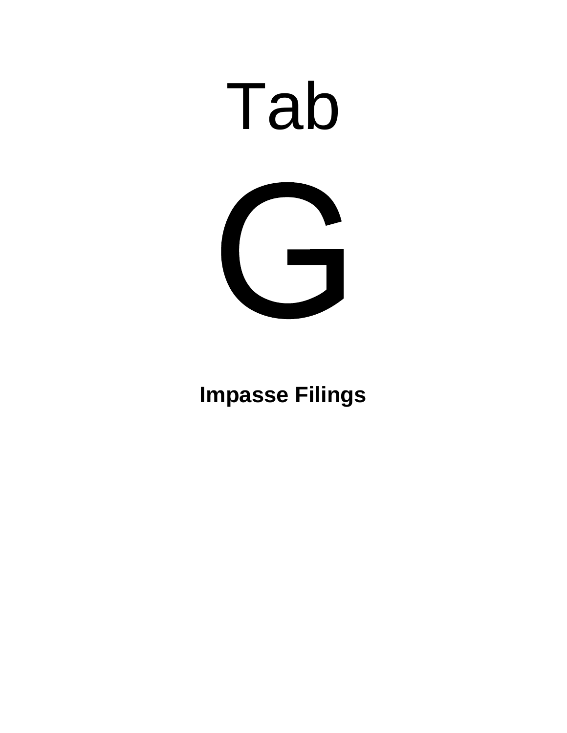# Tab

# G

**Impasse Filings**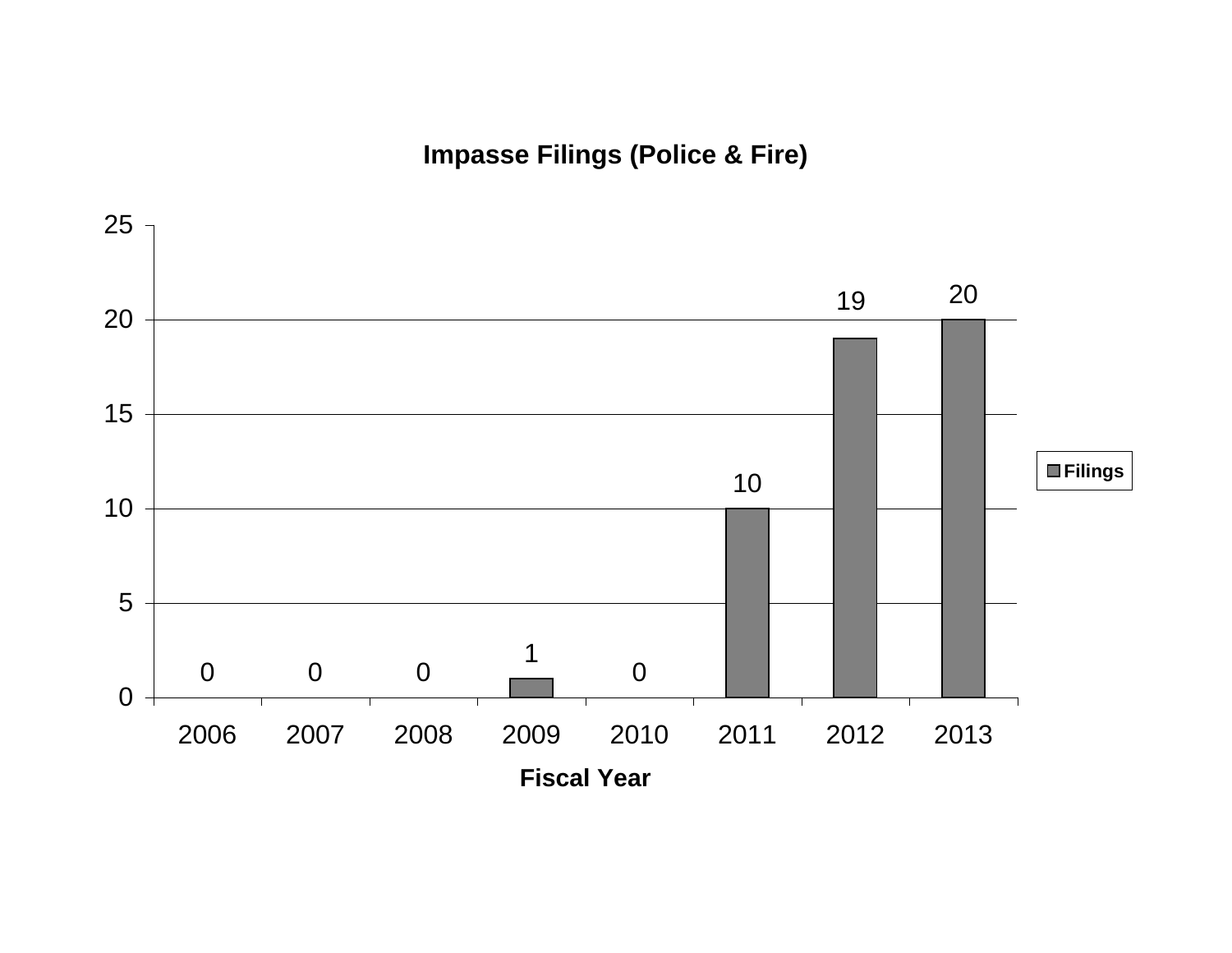**Impasse Filings (Police & Fire)**

| Fiscal Year | Filings |
|---|---|
| 2006 | 0 |
| 2007 | 0 |
| 2008 | 0 |
| 2009 | 1 |
| 2010 | 0 |
| 2011 | 10 |
| 2012 | 19 |
| 2013 | 20 |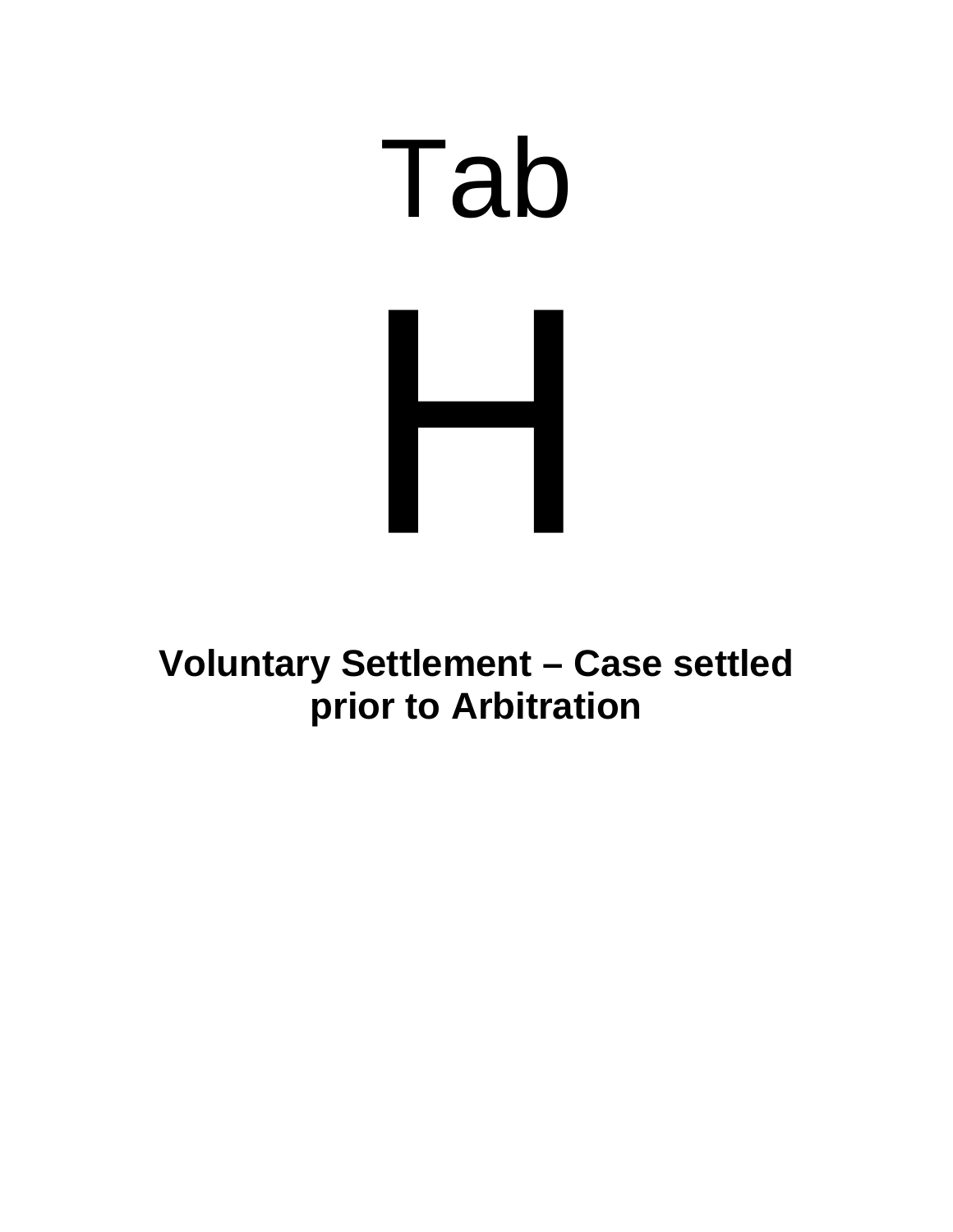# Tab

# H

**Voluntary Settlement – Case settled prior to Arbitration**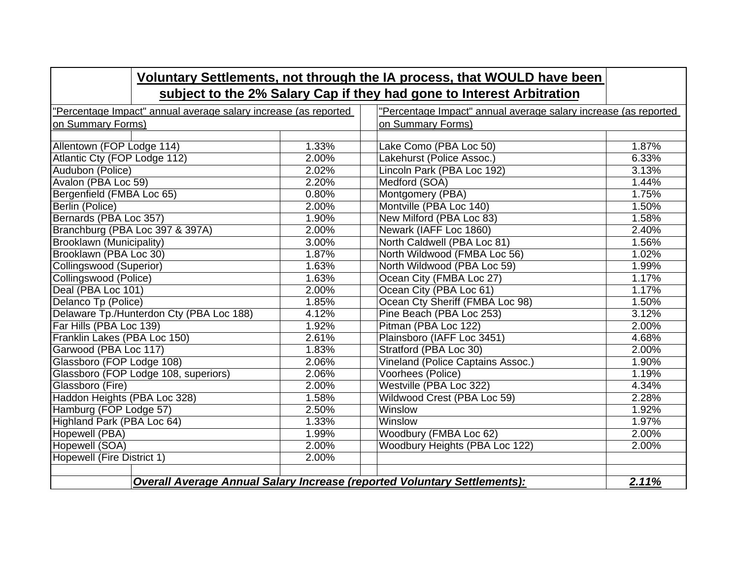## Voluntary Settlements, not through the IA process, that WOULD have been subject to the 2% Salary Cap if they had gone to Interest Arbitration

| "Percentage Impact" annual average salary increase (as reported on Summary Forms) | | "Percentage Impact" annual average salary increase (as reported on Summary Forms) | |
|---|---|---|---|
| Allentown (FOP Lodge 114) | 1.33% | Lake Como (PBA Loc 50) | 1.87% |
| Atlantic Cty (FOP Lodge 112) | 2.00% | Lakehurst (Police Assoc.) | 6.33% |
| Audubon (Police) | 2.02% | Lincoln Park (PBA Loc 192) | 3.13% |
| Avalon (PBA Loc 59) | 2.20% | Medford (SOA) | 1.44% |
| Bergenfield (FMBA Loc 65) | 0.80% | Montgomery (PBA) | 1.75% |
| Berlin (Police) | 2.00% | Montville (PBA Loc 140) | 1.50% |
| Bernards (PBA Loc 357) | 1.90% | New Milford (PBA Loc 83) | 1.58% |
| Branchburg (PBA Loc 397 & 397A) | 2.00% | Newark (IAFF Loc 1860) | 2.40% |
| Brooklawn (Municipality) | 3.00% | North Caldwell (PBA Loc 81) | 1.56% |
| Brooklawn (PBA Loc 30) | 1.87% | North Wildwood (FMBA Loc 56) | 1.02% |
| Collingswood (Superior) | 1.63% | North Wildwood (PBA Loc 59) | 1.99% |
| Collingswood (Police) | 1.63% | Ocean City (FMBA Loc 27) | 1.17% |
| Deal (PBA Loc 101) | 2.00% | Ocean City (PBA Loc 61) | 1.17% |
| Delanco Tp (Police) | 1.85% | Ocean Cty Sheriff (FMBA Loc 98) | 1.50% |
| Delaware Tp./Hunterdon Cty (PBA Loc 188) | 4.12% | Pine Beach (PBA Loc 253) | 3.12% |
| Far Hills (PBA Loc 139) | 1.92% | Pitman (PBA Loc 122) | 2.00% |
| Franklin Lakes (PBA Loc 150) | 2.61% | Plainsboro (IAFF Loc 3451) | 4.68% |
| Garwood (PBA Loc 117) | 1.83% | Stratford (PBA Loc 30) | 2.00% |
| Glassboro (FOP Lodge 108) | 2.06% | Vineland (Police Captains Assoc.) | 1.90% |
| Glassboro (FOP Lodge 108, superiors) | 2.06% | Voorhees (Police) | 1.19% |
| Glassboro (Fire) | 2.00% | Westville (PBA Loc 322) | 4.34% |
| Haddon Heights (PBA Loc 328) | 1.58% | Wildwood Crest (PBA Loc 59) | 2.28% |
| Hamburg (FOP Lodge 57) | 2.50% | Winslow | 1.92% |
| Highland Park (PBA Loc 64) | 1.33% | Winslow | 1.97% |
| Hopewell (PBA) | 1.99% | Woodbury (FMBA Loc 62) | 2.00% |
| Hopewell (SOA) | 2.00% | Woodbury Heights (PBA Loc 122) | 2.00% |
| Hopewell (Fire District 1) | 2.00% | | |
| | | | |
| ***Overall Average Annual Salary Increase (reported Voluntary Settlements):*** | | | ***2.11%*** |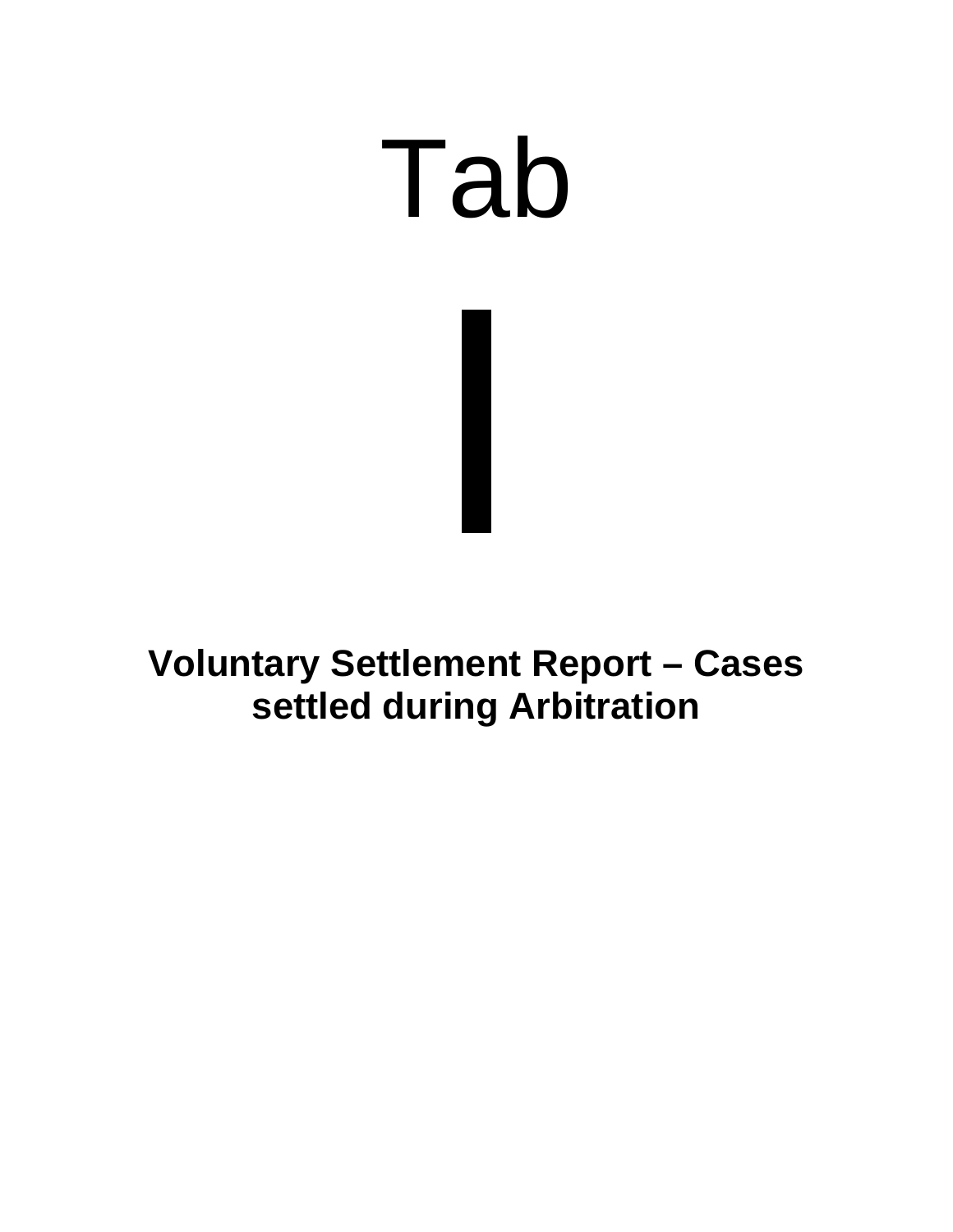# Tab

# I

**Voluntary Settlement Report – Cases settled during Arbitration**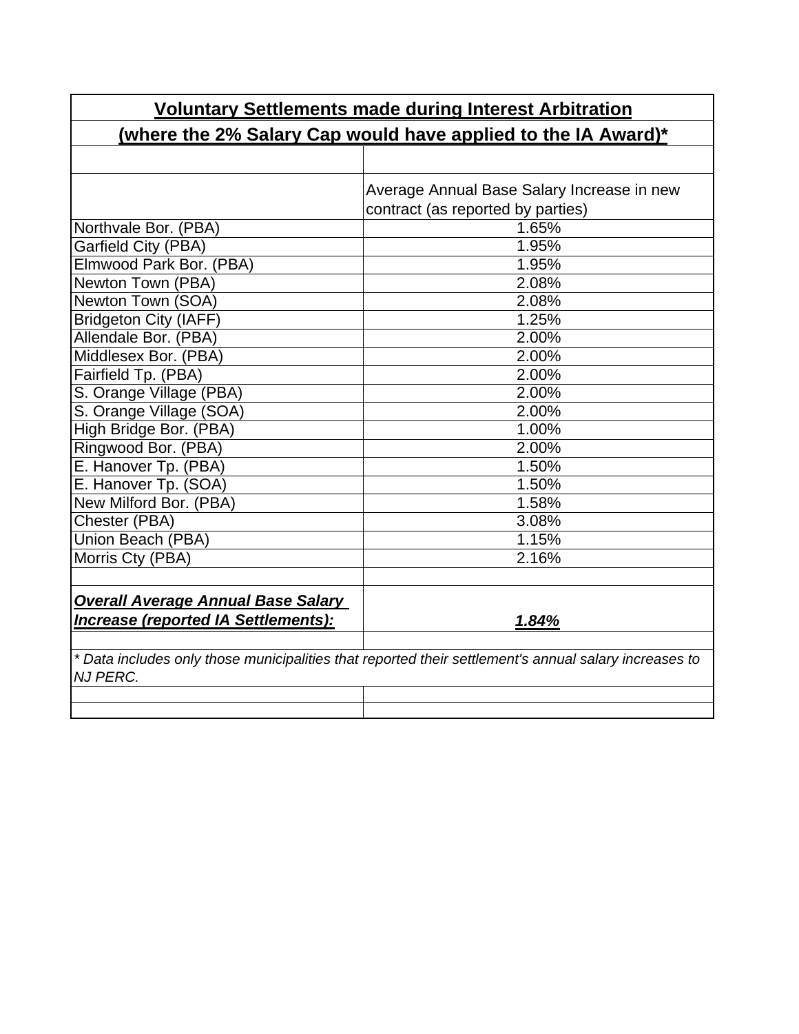## Voluntary Settlements made during Interest Arbitration

## (where the 2% Salary Cap would have applied to the IA Award)*

| | Average Annual Base Salary Increase in new contract (as reported by parties) |
|---|---|
| Northvale Bor. (PBA) | 1.65% |
| Garfield City (PBA) | 1.95% |
| Elmwood Park Bor. (PBA) | 1.95% |
| Newton Town (PBA) | 2.08% |
| Newton Town (SOA) | 2.08% |
| Bridgeton City (IAFF) | 1.25% |
| Allendale Bor. (PBA) | 2.00% |
| Middlesex Bor. (PBA) | 2.00% |
| Fairfield Tp. (PBA) | 2.00% |
| S. Orange Village (PBA) | 2.00% |
| S. Orange Village (SOA) | 2.00% |
| High Bridge Bor. (PBA) | 1.00% |
| Ringwood Bor. (PBA) | 2.00% |
| E. Hanover Tp. (PBA) | 1.50% |
| E. Hanover Tp. (SOA) | 1.50% |
| New Milford Bor. (PBA) | 1.58% |
| Chester (PBA) | 3.08% |
| Union Beach (PBA) | 1.15% |
| Morris Cty (PBA) | 2.16% |
| | |
| ***Overall Average Annual Base Salary Increase (reported IA Settlements):*** | ***1.84%*** |

*\* Data includes only those municipalities that reported their settlement's annual salary increases to NJ PERC.*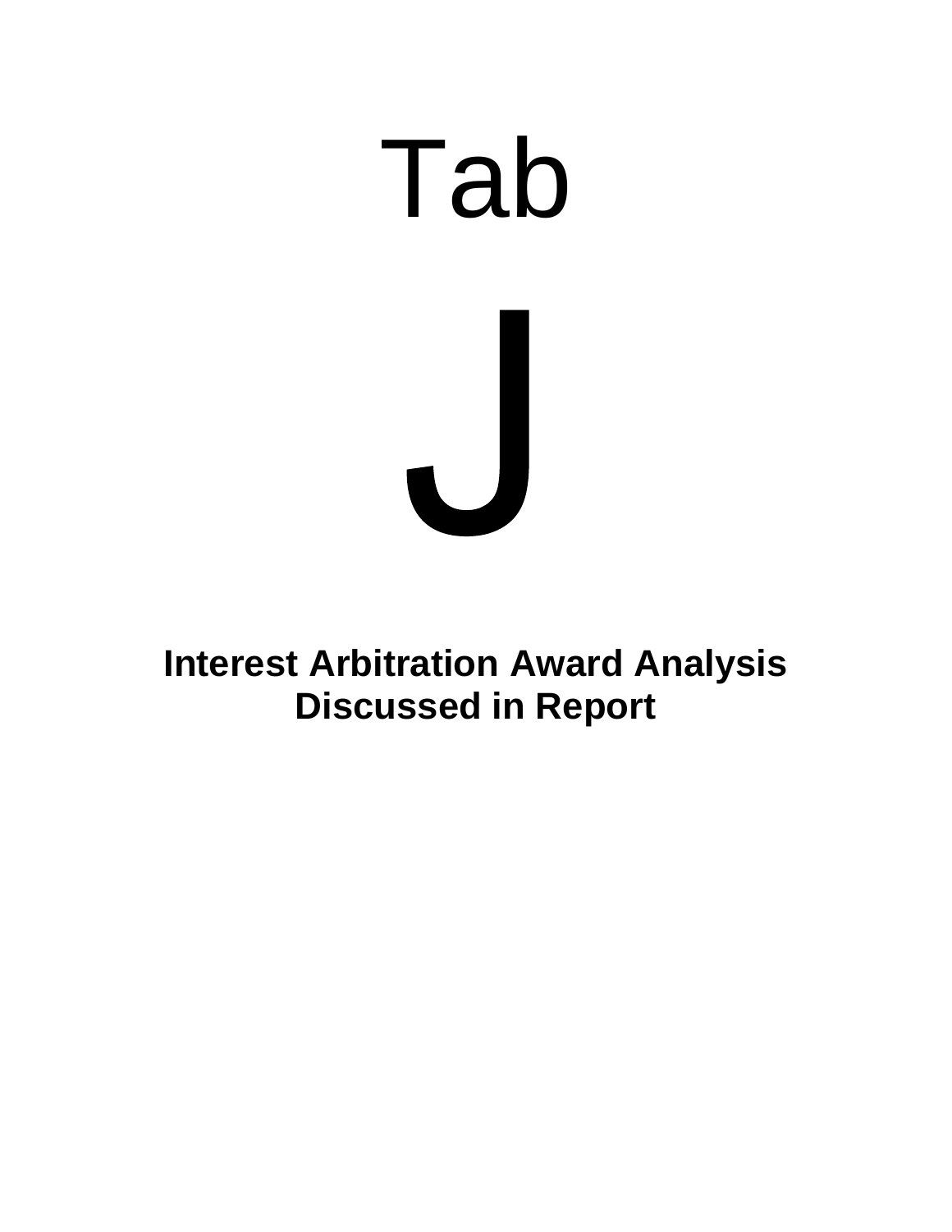# Tab

# J

**Interest Arbitration Award Analysis Discussed in Report**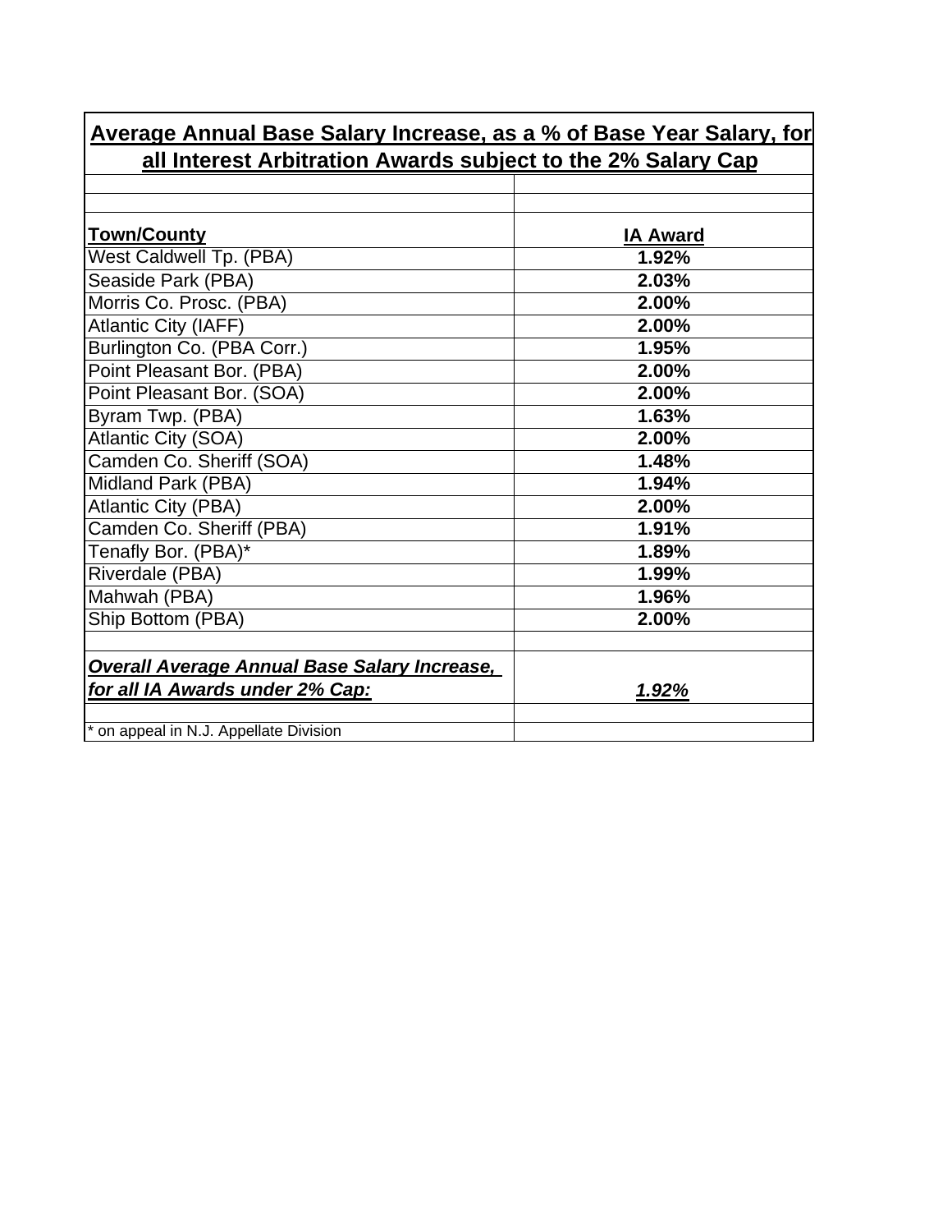## Average Annual Base Salary Increase, as a % of Base Year Salary, for all Interest Arbitration Awards subject to the 2% Salary Cap

| Town/County | IA Award |
|---|---|
| West Caldwell Tp. (PBA) | **1.92%** |
| Seaside Park (PBA) | **2.03%** |
| Morris Co. Prosc. (PBA) | **2.00%** |
| Atlantic City (IAFF) | **2.00%** |
| Burlington Co. (PBA Corr.) | **1.95%** |
| Point Pleasant Bor. (PBA) | **2.00%** |
| Point Pleasant Bor. (SOA) | **2.00%** |
| Byram Twp. (PBA) | **1.63%** |
| Atlantic City (SOA) | **2.00%** |
| Camden Co. Sheriff (SOA) | **1.48%** |
| Midland Park (PBA) | **1.94%** |
| Atlantic City (PBA) | **2.00%** |
| Camden Co. Sheriff (PBA) | **1.91%** |
| Tenafly Bor. (PBA)* | **1.89%** |
| Riverdale (PBA) | **1.99%** |
| Mahwah (PBA) | **1.96%** |
| Ship Bottom (PBA) | **2.00%** |
| | |
| ***Overall Average Annual Base Salary Increase, for all IA Awards under 2% Cap:*** | ***1.92%*** |

\* on appeal in N.J. Appellate Division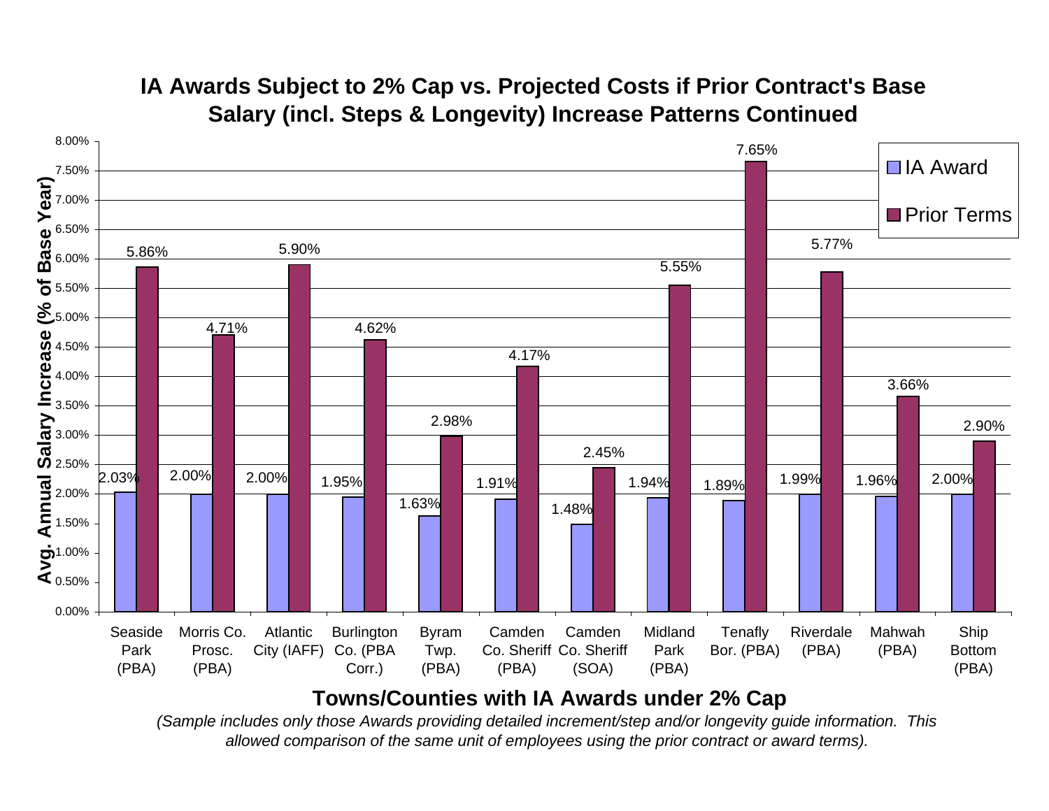## IA Awards Subject to 2% Cap vs. Projected Costs if Prior Contract's Base Salary (incl. Steps & Longevity) Increase Patterns Continued

| Towns/Counties with IA Awards under 2% Cap | IA Award | Prior Terms |
|---|---|---|
| Seaside Park (PBA) | 2.03% | 5.86% |
| Morris Co. Prosc. (PBA) | 2.00% | 4.71% |
| Atlantic City (IAFF) | 2.00% | 5.90% |
| Burlington Co. (PBA Corr.) | 1.95% | 4.62% |
| Byram Twp. (PBA) | 1.63% | 2.98% |
| Camden Co. Sheriff (PBA) | 1.91% | 4.17% |
| Camden Co. Sheriff (SOA) | 1.48% | 2.45% |
| Midland Park (PBA) | 1.94% | 5.55% |
| Tenafly Bor. (PBA) | 1.89% | 7.65% |
| Riverdale (PBA) | 1.99% | 5.77% |
| Mahwah (PBA) | 1.96% | 3.66% |
| Ship Bottom (PBA) | 2.00% | 2.90% |

Y-axis: Avg. Annual Salary Increase (% of Base Year)

**Towns/Counties with IA Awards under 2% Cap**

*(Sample includes only those Awards providing detailed increment/step and/or longevity guide information. This allowed comparison of the same unit of employees using the prior contract or award terms).*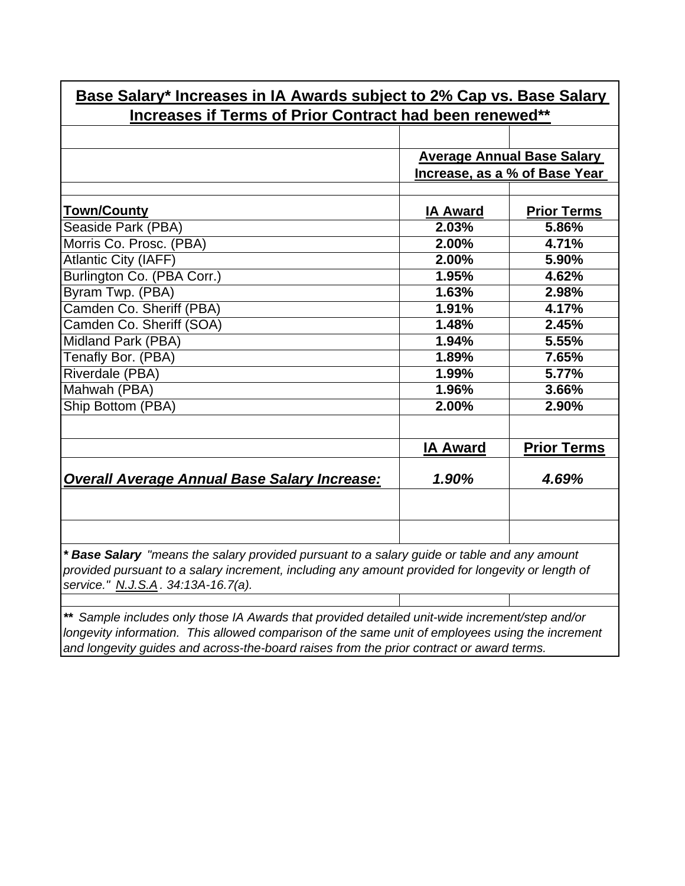## Base Salary* Increases in IA Awards subject to 2% Cap vs. Base Salary Increases if Terms of Prior Contract had been renewed**

| | Average Annual Base Salary Increase, as a % of Base Year | |
|---|---|---|
| **Town/County** | **IA Award** | **Prior Terms** |
| Seaside Park (PBA) | **2.03%** | **5.86%** |
| Morris Co. Prosc. (PBA) | **2.00%** | **4.71%** |
| Atlantic City (IAFF) | **2.00%** | **5.90%** |
| Burlington Co. (PBA Corr.) | **1.95%** | **4.62%** |
| Byram Twp. (PBA) | **1.63%** | **2.98%** |
| Camden Co. Sheriff (PBA) | **1.91%** | **4.17%** |
| Camden Co. Sheriff (SOA) | **1.48%** | **2.45%** |
| Midland Park (PBA) | **1.94%** | **5.55%** |
| Tenafly Bor. (PBA) | **1.89%** | **7.65%** |
| Riverdale (PBA) | **1.99%** | **5.77%** |
| Mahwah (PBA) | **1.96%** | **3.66%** |
| Ship Bottom (PBA) | **2.00%** | **2.90%** |
| | **IA Award** | **Prior Terms** |
| ***Overall Average Annual Base Salary Increase:*** | ***1.90%*** | ***4.69%*** |

***Base Salary** *"means the salary provided pursuant to a salary guide or table and any amount provided pursuant to a salary increment, including any amount provided for longevity or length of service." N.J.S.A. 34:13A-16.7(a).*

**** *Sample includes only those IA Awards that provided detailed unit-wide increment/step and/or longevity information. This allowed comparison of the same unit of employees using the increment and longevity guides and across-the-board raises from the prior contract or award terms.*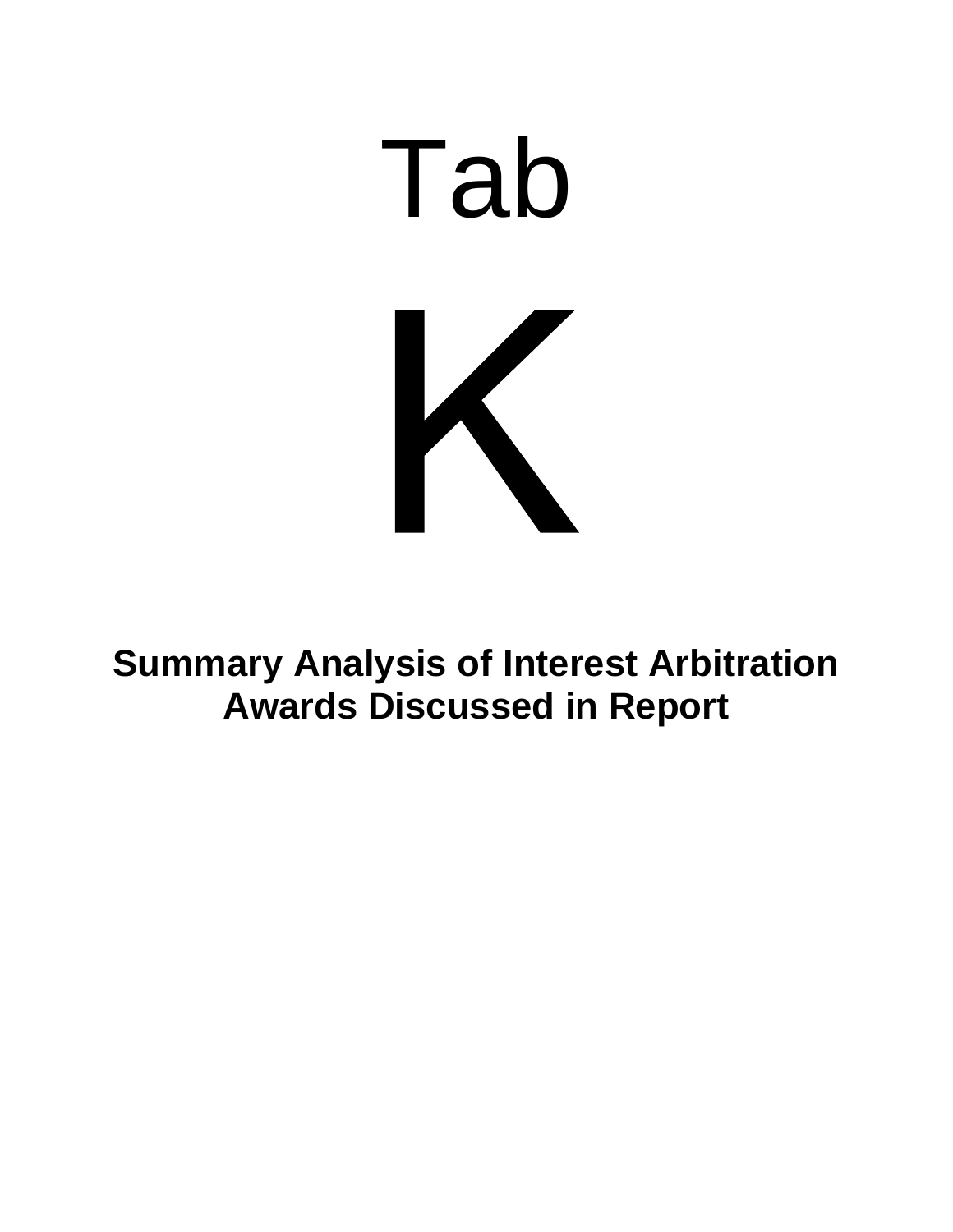# Tab

# K

**Summary Analysis of Interest Arbitration Awards Discussed in Report**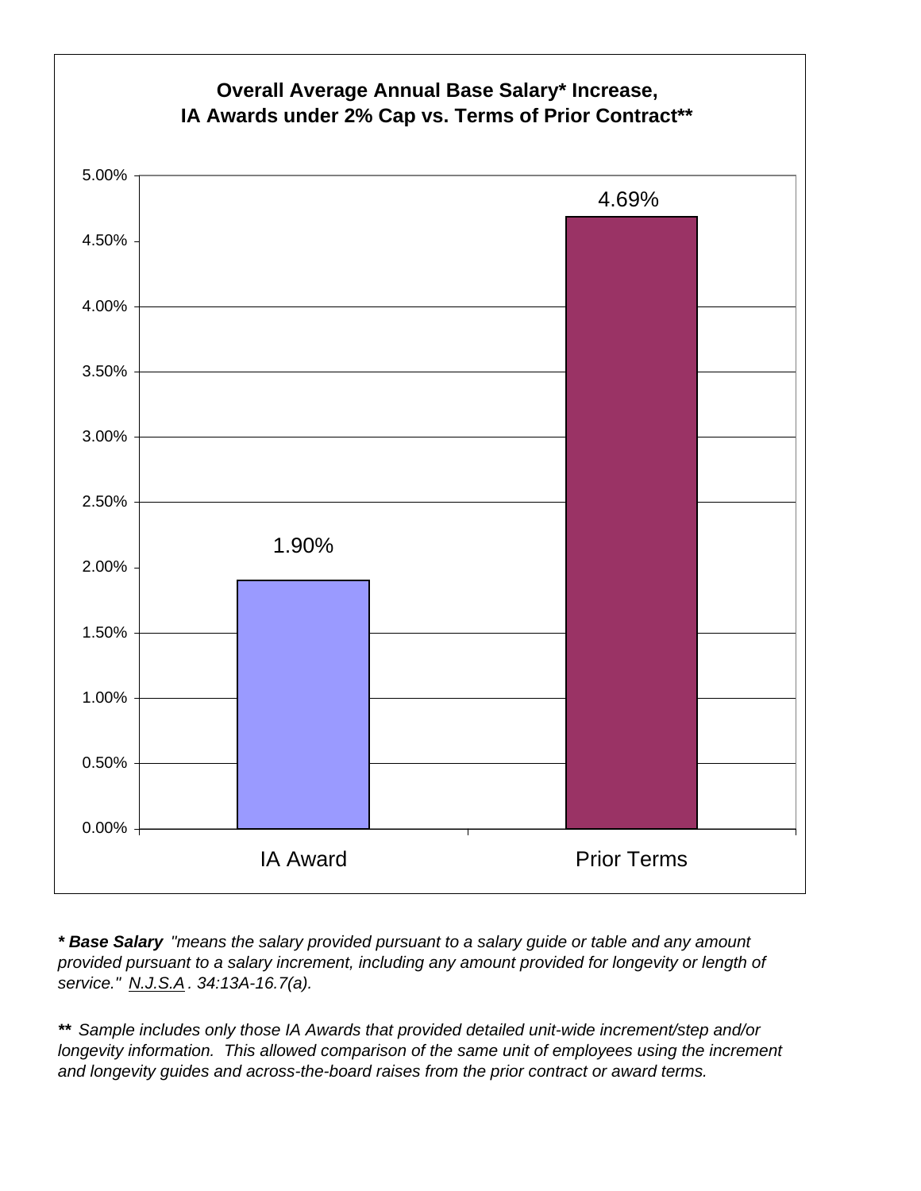**Overall Average Annual Base Salary* Increase, IA Awards under 2% Cap vs. Terms of Prior Contract****

| | IA Award | Prior Terms |
|---|---|---|
| Overall Average Annual Base Salary Increase | 1.90% | 4.69% |

***Base Salary*** *"means the salary provided pursuant to a salary guide or table and any amount provided pursuant to a salary increment, including any amount provided for longevity or length of service."* *N.J.S.A. 34:13A-16.7(a).*

**** *Sample includes only those IA Awards that provided detailed unit-wide increment/step and/or longevity information. This allowed comparison of the same unit of employees using the increment and longevity guides and across-the-board raises from the prior contract or award terms.*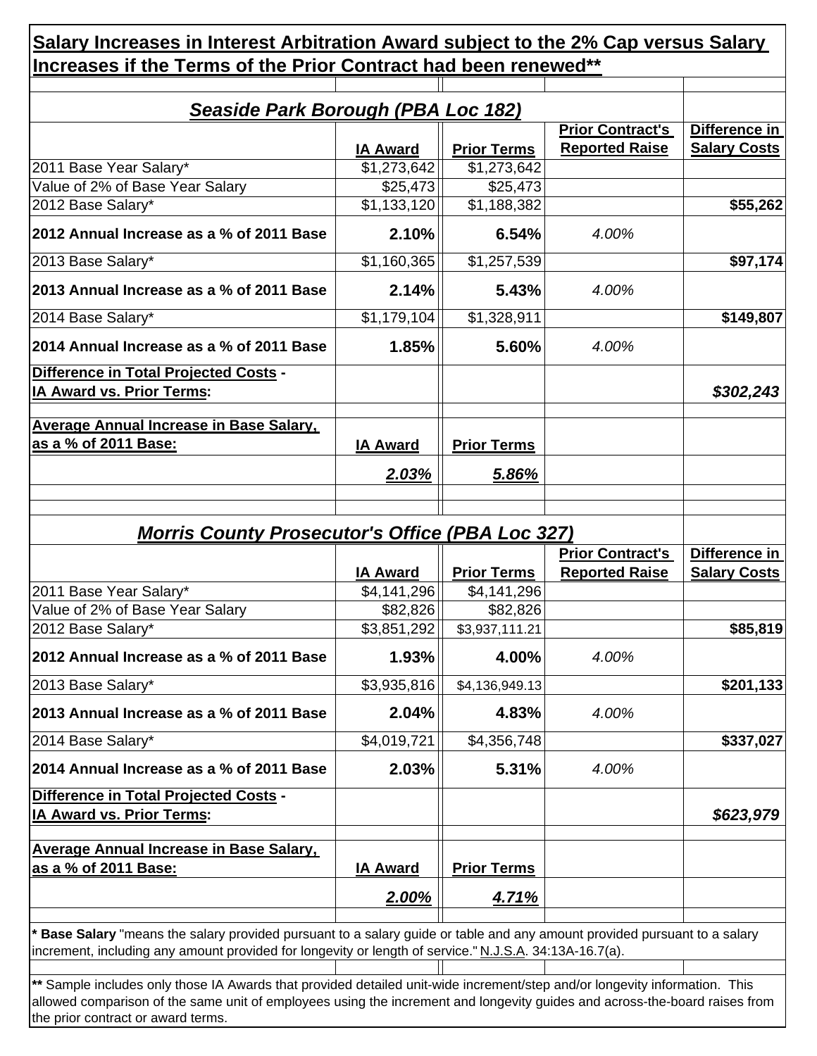## Salary Increases in Interest Arbitration Award subject to the 2% Cap versus Salary Increases if the Terms of the Prior Contract had been renewed**

### *Seaside Park Borough (PBA Loc 182)*

| | IA Award | Prior Terms | Prior Contract's Reported Raise | Difference in Salary Costs |
|---|---|---|---|---|
| 2011 Base Year Salary* | $1,273,642 | $1,273,642 | | |
| Value of 2% of Base Year Salary | $25,473 | $25,473 | | |
| 2012 Base Salary* | $1,133,120 | $1,188,382 | | **$55,262** |
| **2012 Annual Increase as a % of 2011 Base** | **2.10%** | **6.54%** | *4.00%* | |
| 2013 Base Salary* | $1,160,365 | $1,257,539 | | **$97,174** |
| **2013 Annual Increase as a % of 2011 Base** | **2.14%** | **5.43%** | *4.00%* | |
| 2014 Base Salary* | $1,179,104 | $1,328,911 | | **$149,807** |
| **2014 Annual Increase as a % of 2011 Base** | **1.85%** | **5.60%** | *4.00%* | |
| **Difference in Total Projected Costs - IA Award vs. Prior Terms:** | | | | ***$302,243*** |
| **Average Annual Increase in Base Salary, as a % of 2011 Base:** | **IA Award** | **Prior Terms** | | |
| | ***2.03%*** | ***5.86%*** | | |

### *Morris County Prosecutor's Office (PBA Loc 327)*

| | IA Award | Prior Terms | Prior Contract's Reported Raise | Difference in Salary Costs |
|---|---|---|---|---|
| 2011 Base Year Salary* | $4,141,296 | $4,141,296 | | |
| Value of 2% of Base Year Salary | $82,826 | $82,826 | | |
| 2012 Base Salary* | $3,851,292 | $3,937,111.21 | | **$85,819** |
| **2012 Annual Increase as a % of 2011 Base** | **1.93%** | **4.00%** | *4.00%* | |
| 2013 Base Salary* | $3,935,816 | $4,136,949.13 | | **$201,133** |
| **2013 Annual Increase as a % of 2011 Base** | **2.04%** | **4.83%** | *4.00%* | |
| 2014 Base Salary* | $4,019,721 | $4,356,748 | | **$337,027** |
| **2014 Annual Increase as a % of 2011 Base** | **2.03%** | **5.31%** | *4.00%* | |
| **Difference in Total Projected Costs - IA Award vs. Prior Terms:** | | | | ***$623,979*** |
| **Average Annual Increase in Base Salary, as a % of 2011 Base:** | **IA Award** | **Prior Terms** | | |
| | ***2.00%*** | ***4.71%*** | | |

**\* Base Salary** "means the salary provided pursuant to a salary guide or table and any amount provided pursuant to a salary increment, including any amount provided for longevity or length of service." N.J.S.A. 34:13A-16.7(a).

**\*\*** Sample includes only those IA Awards that provided detailed unit-wide increment/step and/or longevity information. This allowed comparison of the same unit of employees using the increment and longevity guides and across-the-board raises from the prior contract or award terms.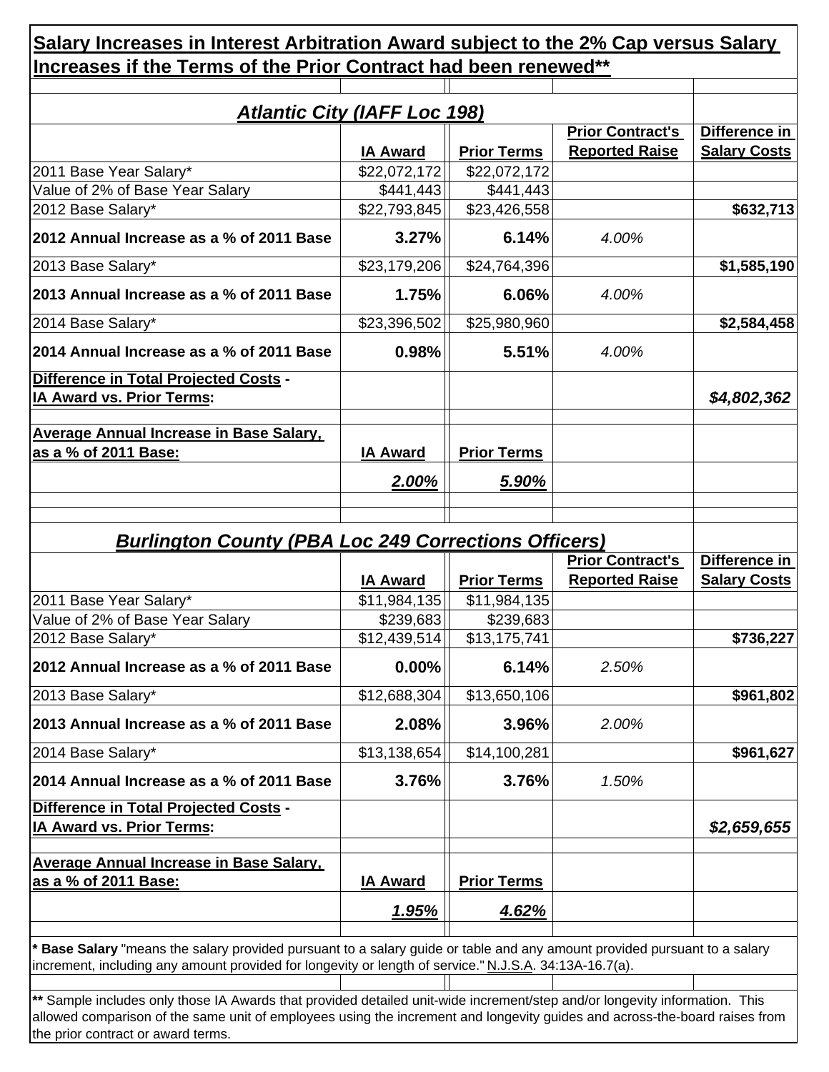## Salary Increases in Interest Arbitration Award subject to the 2% Cap versus Salary Increases if the Terms of the Prior Contract had been renewed**

### Atlantic City (IAFF Loc 198)

| | IA Award | Prior Terms | Prior Contract's Reported Raise | Difference in Salary Costs |
|---|---|---|---|---|
| 2011 Base Year Salary* | $22,072,172 | $22,072,172 | | |
| Value of 2% of Base Year Salary | $441,443 | $441,443 | | |
| 2012 Base Salary* | $22,793,845 | $23,426,558 | | $632,713 |
| **2012 Annual Increase as a % of 2011 Base** | **3.27%** | **6.14%** | *4.00%* | |
| 2013 Base Salary* | $23,179,206 | $24,764,396 | | $1,585,190 |
| **2013 Annual Increase as a % of 2011 Base** | **1.75%** | **6.06%** | *4.00%* | |
| 2014 Base Salary* | $23,396,502 | $25,980,960 | | $2,584,458 |
| **2014 Annual Increase as a % of 2011 Base** | **0.98%** | **5.51%** | *4.00%* | |
| **Difference in Total Projected Costs - IA Award vs. Prior Terms:** | | | | ***$4,802,362*** |
| **Average Annual Increase in Base Salary, as a % of 2011 Base:** | **IA Award** | **Prior Terms** | | |
| | ***2.00%*** | ***5.90%*** | | |

### Burlington County (PBA Loc 249 Corrections Officers)

| | IA Award | Prior Terms | Prior Contract's Reported Raise | Difference in Salary Costs |
|---|---|---|---|---|
| 2011 Base Year Salary* | $11,984,135 | $11,984,135 | | |
| Value of 2% of Base Year Salary | $239,683 | $239,683 | | |
| 2012 Base Salary* | $12,439,514 | $13,175,741 | | $736,227 |
| **2012 Annual Increase as a % of 2011 Base** | **0.00%** | **6.14%** | *2.50%* | |
| 2013 Base Salary* | $12,688,304 | $13,650,106 | | $961,802 |
| **2013 Annual Increase as a % of 2011 Base** | **2.08%** | **3.96%** | *2.00%* | |
| 2014 Base Salary* | $13,138,654 | $14,100,281 | | $961,627 |
| **2014 Annual Increase as a % of 2011 Base** | **3.76%** | **3.76%** | *1.50%* | |
| **Difference in Total Projected Costs - IA Award vs. Prior Terms:** | | | | ***$2,659,655*** |
| **Average Annual Increase in Base Salary, as a % of 2011 Base:** | **IA Award** | **Prior Terms** | | |
| | ***1.95%*** | ***4.62%*** | | |

**\* Base Salary** "means the salary provided pursuant to a salary guide or table and any amount provided pursuant to a salary increment, including any amount provided for longevity or length of service." N.J.S.A. 34:13A-16.7(a).

**\*\*** Sample includes only those IA Awards that provided detailed unit-wide increment/step and/or longevity information. This allowed comparison of the same unit of employees using the increment and longevity guides and across-the-board raises from the prior contract or award terms.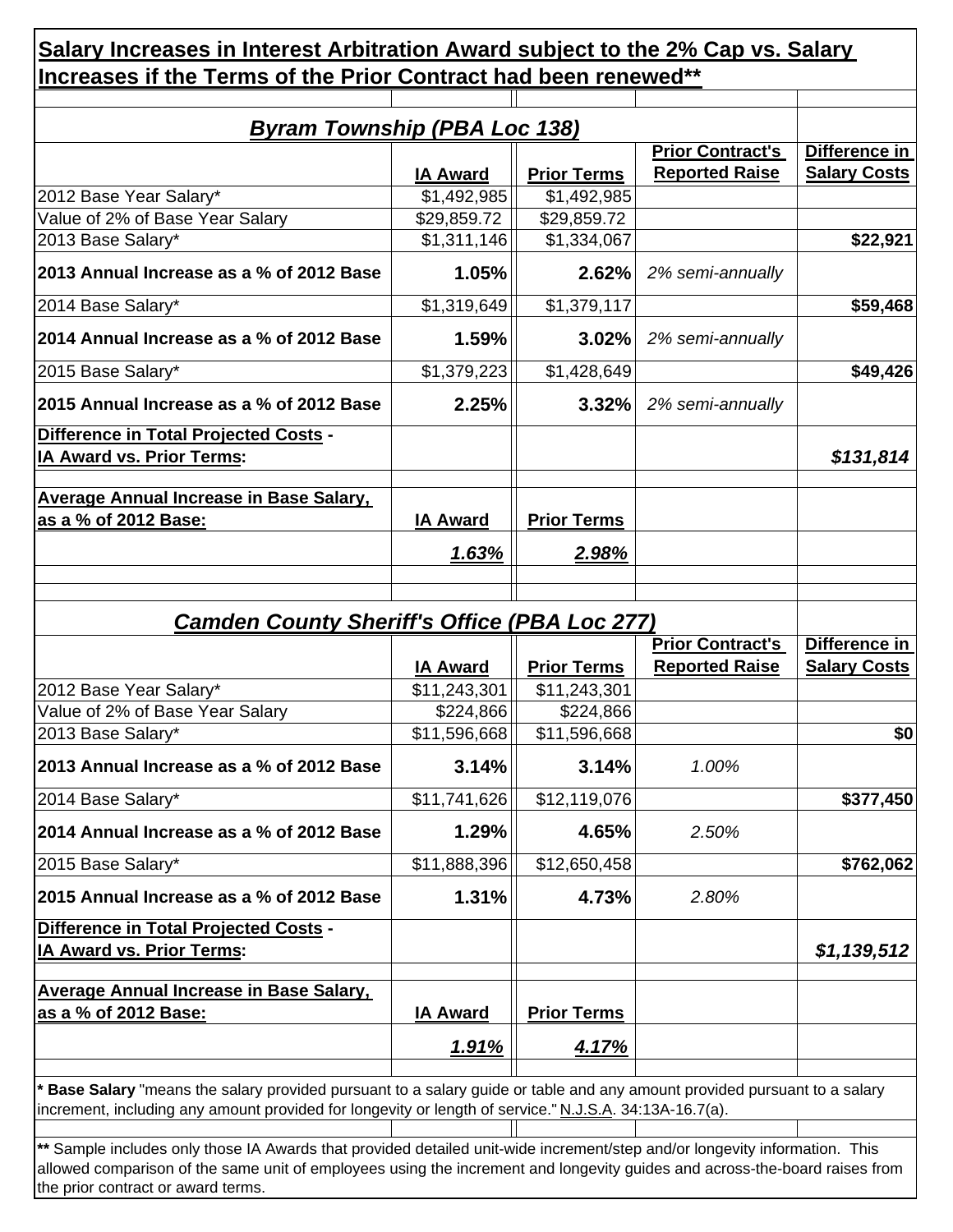## Salary Increases in Interest Arbitration Award subject to the 2% Cap vs. Salary Increases if the Terms of the Prior Contract had been renewed**

### *Byram Township (PBA Loc 138)*

| | IA Award | Prior Terms | Prior Contract's Reported Raise | Difference in Salary Costs |
|---|---|---|---|---|
| 2012 Base Year Salary* | $1,492,985 | $1,492,985 | | |
| Value of 2% of Base Year Salary | $29,859.72 | $29,859.72 | | |
| 2013 Base Salary* | $1,311,146 | $1,334,067 | | **$22,921** |
| **2013 Annual Increase as a % of 2012 Base** | **1.05%** | **2.62%** | *2% semi-annually* | |
| 2014 Base Salary* | $1,319,649 | $1,379,117 | | **$59,468** |
| **2014 Annual Increase as a % of 2012 Base** | **1.59%** | **3.02%** | *2% semi-annually* | |
| 2015 Base Salary* | $1,379,223 | $1,428,649 | | **$49,426** |
| **2015 Annual Increase as a % of 2012 Base** | **2.25%** | **3.32%** | *2% semi-annually* | |
| **Difference in Total Projected Costs - IA Award vs. Prior Terms:** | | | | ***$131,814*** |
| **Average Annual Increase in Base Salary, as a % of 2012 Base:** | **IA Award** | **Prior Terms** | | |
| | ***1.63%*** | ***2.98%*** | | |

### *Camden County Sheriff's Office (PBA Loc 277)*

| | IA Award | Prior Terms | Prior Contract's Reported Raise | Difference in Salary Costs |
|---|---|---|---|---|
| 2012 Base Year Salary* | $11,243,301 | $11,243,301 | | |
| Value of 2% of Base Year Salary | $224,866 | $224,866 | | |
| 2013 Base Salary* | $11,596,668 | $11,596,668 | | **$0** |
| **2013 Annual Increase as a % of 2012 Base** | **3.14%** | **3.14%** | *1.00%* | |
| 2014 Base Salary* | $11,741,626 | $12,119,076 | | **$377,450** |
| **2014 Annual Increase as a % of 2012 Base** | **1.29%** | **4.65%** | *2.50%* | |
| 2015 Base Salary* | $11,888,396 | $12,650,458 | | **$762,062** |
| **2015 Annual Increase as a % of 2012 Base** | **1.31%** | **4.73%** | *2.80%* | |
| **Difference in Total Projected Costs - IA Award vs. Prior Terms:** | | | | ***$1,139,512*** |
| **Average Annual Increase in Base Salary, as a % of 2012 Base:** | **IA Award** | **Prior Terms** | | |
| | ***1.91%*** | ***4.17%*** | | |

* **Base Salary** "means the salary provided pursuant to a salary guide or table and any amount provided pursuant to a salary increment, including any amount provided for longevity or length of service." N.J.S.A. 34:13A-16.7(a).

** Sample includes only those IA Awards that provided detailed unit-wide increment/step and/or longevity information. This allowed comparison of the same unit of employees using the increment and longevity guides and across-the-board raises from the prior contract or award terms.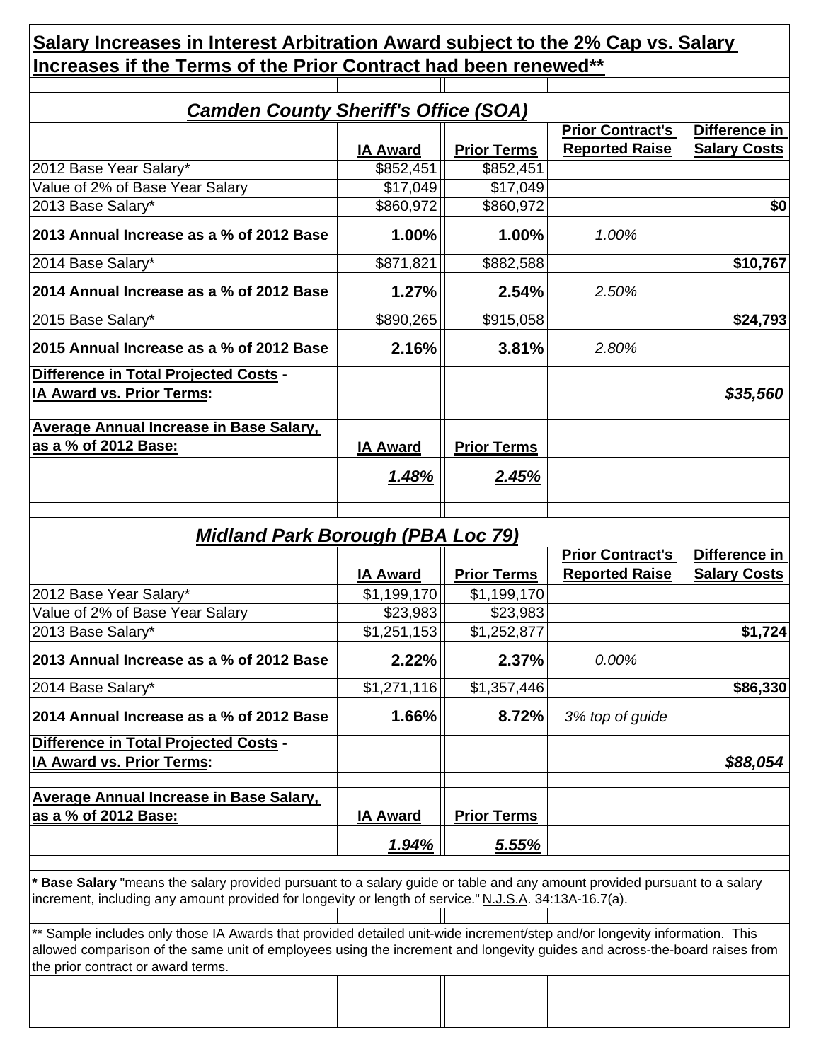## Salary Increases in Interest Arbitration Award subject to the 2% Cap vs. Salary Increases if the Terms of the Prior Contract had been renewed**

### *Camden County Sheriff's Office (SOA)*

| | IA Award | Prior Terms | Prior Contract's Reported Raise | Difference in Salary Costs |
|---|---|---|---|---|
| 2012 Base Year Salary* | $852,451 | $852,451 | | |
| Value of 2% of Base Year Salary | $17,049 | $17,049 | | |
| 2013 Base Salary* | $860,972 | $860,972 | | **$0** |
| **2013 Annual Increase as a % of 2012 Base** | **1.00%** | **1.00%** | *1.00%* | |
| 2014 Base Salary* | $871,821 | $882,588 | | **$10,767** |
| **2014 Annual Increase as a % of 2012 Base** | **1.27%** | **2.54%** | *2.50%* | |
| 2015 Base Salary* | $890,265 | $915,058 | | **$24,793** |
| **2015 Annual Increase as a % of 2012 Base** | **2.16%** | **3.81%** | *2.80%* | |
| **Difference in Total Projected Costs - IA Award vs. Prior Terms:** | | | | ***$35,560*** |
| **Average Annual Increase in Base Salary, as a % of 2012 Base:** | **IA Award** | **Prior Terms** | | |
| | ***1.48%*** | ***2.45%*** | | |

### *Midland Park Borough (PBA Loc 79)*

| | IA Award | Prior Terms | Prior Contract's Reported Raise | Difference in Salary Costs |
|---|---|---|---|---|
| 2012 Base Year Salary* | $1,199,170 | $1,199,170 | | |
| Value of 2% of Base Year Salary | $23,983 | $23,983 | | |
| 2013 Base Salary* | $1,251,153 | $1,252,877 | | **$1,724** |
| **2013 Annual Increase as a % of 2012 Base** | **2.22%** | **2.37%** | *0.00%* | |
| 2014 Base Salary* | $1,271,116 | $1,357,446 | | **$86,330** |
| **2014 Annual Increase as a % of 2012 Base** | **1.66%** | **8.72%** | *3% top of guide* | |
| **Difference in Total Projected Costs - IA Award vs. Prior Terms:** | | | | ***$88,054*** |
| **Average Annual Increase in Base Salary, as a % of 2012 Base:** | **IA Award** | **Prior Terms** | | |
| | ***1.94%*** | ***5.55%*** | | |

**\* Base Salary** "means the salary provided pursuant to a salary guide or table and any amount provided pursuant to a salary increment, including any amount provided for longevity or length of service." N.J.S.A. 34:13A-16.7(a).

** Sample includes only those IA Awards that provided detailed unit-wide increment/step and/or longevity information. This allowed comparison of the same unit of employees using the increment and longevity guides and across-the-board raises from the prior contract or award terms.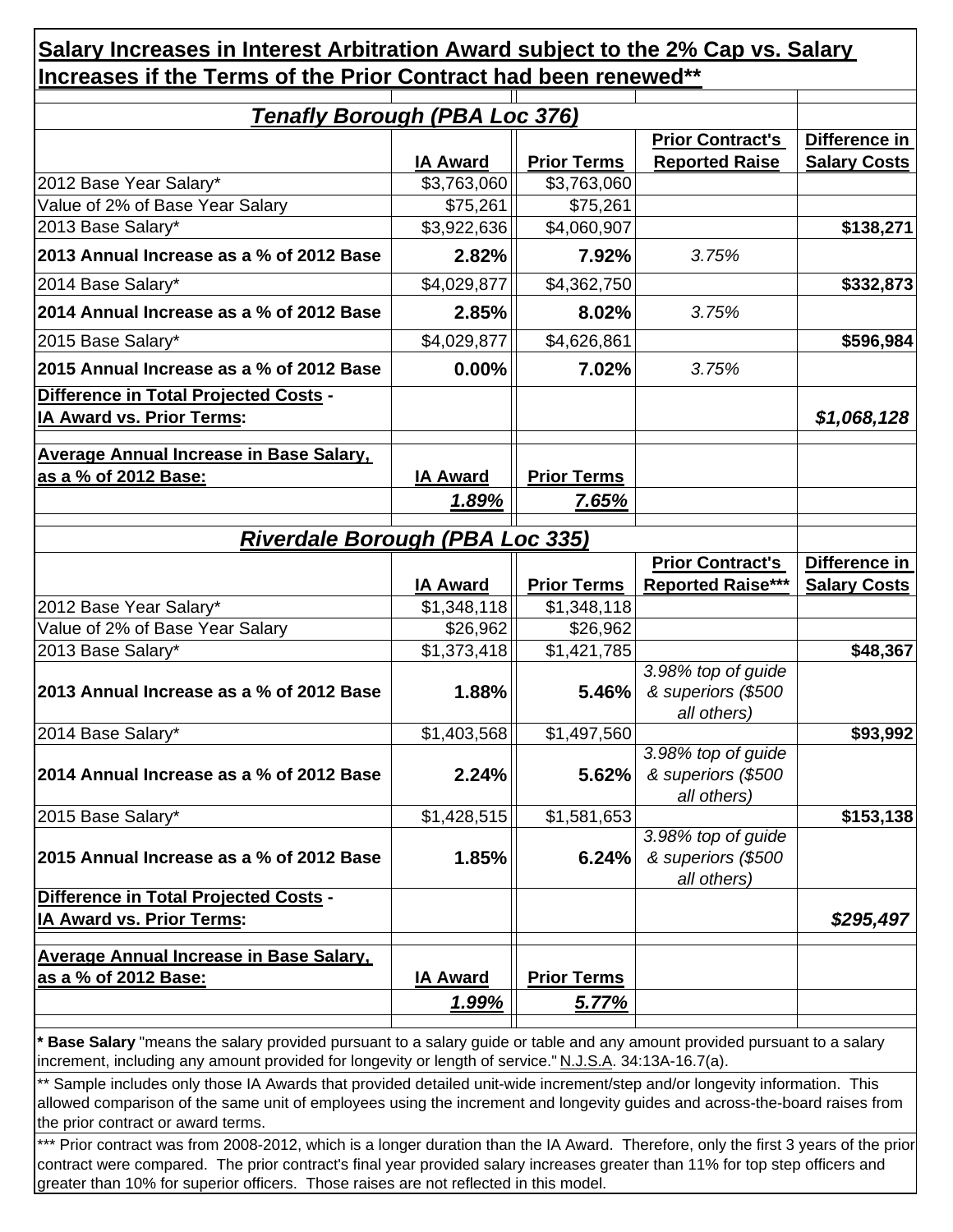## Salary Increases in Interest Arbitration Award subject to the 2% Cap vs. Salary Increases if the Terms of the Prior Contract had been renewed**

### *Tenafly Borough (PBA Loc 376)*

| | IA Award | Prior Terms | Prior Contract's Reported Raise | Difference in Salary Costs |
|---|---|---|---|---|
| 2012 Base Year Salary* | $3,763,060 | $3,763,060 | | |
| Value of 2% of Base Year Salary | $75,261 | $75,261 | | |
| 2013 Base Salary* | $3,922,636 | $4,060,907 | | **$138,271** |
| **2013 Annual Increase as a % of 2012 Base** | **2.82%** | **7.92%** | *3.75%* | |
| 2014 Base Salary* | $4,029,877 | $4,362,750 | | **$332,873** |
| **2014 Annual Increase as a % of 2012 Base** | **2.85%** | **8.02%** | *3.75%* | |
| 2015 Base Salary* | $4,029,877 | $4,626,861 | | **$596,984** |
| **2015 Annual Increase as a % of 2012 Base** | **0.00%** | **7.02%** | *3.75%* | |
| **Difference in Total Projected Costs - IA Award vs. Prior Terms:** | | | | ***$1,068,128*** |
| **Average Annual Increase in Base Salary, as a % of 2012 Base:** | **IA Award** | **Prior Terms** | | |
| | ***1.89%*** | ***7.65%*** | | |

### *Riverdale Borough (PBA Loc 335)*

| | IA Award | Prior Terms | Prior Contract's Reported Raise*** | Difference in Salary Costs |
|---|---|---|---|---|
| 2012 Base Year Salary* | $1,348,118 | $1,348,118 | | |
| Value of 2% of Base Year Salary | $26,962 | $26,962 | | |
| 2013 Base Salary* | $1,373,418 | $1,421,785 | | **$48,367** |
| **2013 Annual Increase as a % of 2012 Base** | **1.88%** | **5.46%** | *3.98% top of guide & superiors ($500 all others)* | |
| 2014 Base Salary* | $1,403,568 | $1,497,560 | | **$93,992** |
| **2014 Annual Increase as a % of 2012 Base** | **2.24%** | **5.62%** | *3.98% top of guide & superiors ($500 all others)* | |
| 2015 Base Salary* | $1,428,515 | $1,581,653 | | **$153,138** |
| **2015 Annual Increase as a % of 2012 Base** | **1.85%** | **6.24%** | *3.98% top of guide & superiors ($500 all others)* | |
| **Difference in Total Projected Costs - IA Award vs. Prior Terms:** | | | | ***$295,497*** |
| **Average Annual Increase in Base Salary, as a % of 2012 Base:** | **IA Award** | **Prior Terms** | | |
| | ***1.99%*** | ***5.77%*** | | |

\* **Base Salary** "means the salary provided pursuant to a salary guide or table and any amount provided pursuant to a salary increment, including any amount provided for longevity or length of service." N.J.S.A. 34:13A-16.7(a).

** Sample includes only those IA Awards that provided detailed unit-wide increment/step and/or longevity information. This allowed comparison of the same unit of employees using the increment and longevity guides and across-the-board raises from the prior contract or award terms.

*** Prior contract was from 2008-2012, which is a longer duration than the IA Award. Therefore, only the first 3 years of the prior contract were compared. The prior contract's final year provided salary increases greater than 11% for top step officers and greater than 10% for superior officers. Those raises are not reflected in this model.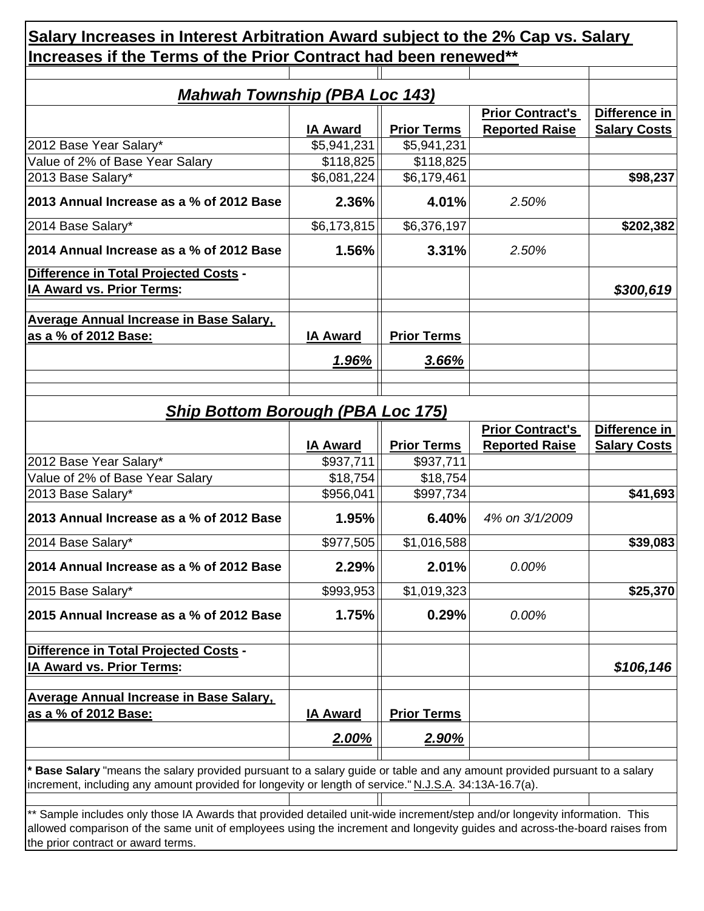## Salary Increases in Interest Arbitration Award subject to the 2% Cap vs. Salary Increases if the Terms of the Prior Contract had been renewed**

### *Mahwah Township (PBA Loc 143)*

| | IA Award | Prior Terms | Prior Contract's Reported Raise | Difference in Salary Costs |
|---|---|---|---|---|
| 2012 Base Year Salary* | $5,941,231 | $5,941,231 | | |
| Value of 2% of Base Year Salary | $118,825 | $118,825 | | |
| 2013 Base Salary* | $6,081,224 | $6,179,461 | | **$98,237** |
| **2013 Annual Increase as a % of 2012 Base** | **2.36%** | **4.01%** | *2.50%* | |
| 2014 Base Salary* | $6,173,815 | $6,376,197 | | **$202,382** |
| **2014 Annual Increase as a % of 2012 Base** | **1.56%** | **3.31%** | *2.50%* | |
| **Difference in Total Projected Costs - IA Award vs. Prior Terms:** | | | | ***$300,619*** |
| **Average Annual Increase in Base Salary, as a % of 2012 Base:** | **IA Award** | **Prior Terms** | | |
| | ***1.96%*** | ***3.66%*** | | |

### *Ship Bottom Borough (PBA Loc 175)*

| | IA Award | Prior Terms | Prior Contract's Reported Raise | Difference in Salary Costs |
|---|---|---|---|---|
| 2012 Base Year Salary* | $937,711 | $937,711 | | |
| Value of 2% of Base Year Salary | $18,754 | $18,754 | | |
| 2013 Base Salary* | $956,041 | $997,734 | | **$41,693** |
| **2013 Annual Increase as a % of 2012 Base** | **1.95%** | **6.40%** | *4% on 3/1/2009* | |
| 2014 Base Salary* | $977,505 | $1,016,588 | | **$39,083** |
| **2014 Annual Increase as a % of 2012 Base** | **2.29%** | **2.01%** | *0.00%* | |
| 2015 Base Salary* | $993,953 | $1,019,323 | | **$25,370** |
| **2015 Annual Increase as a % of 2012 Base** | **1.75%** | **0.29%** | *0.00%* | |
| **Difference in Total Projected Costs - IA Award vs. Prior Terms:** | | | | ***$106,146*** |
| **Average Annual Increase in Base Salary, as a % of 2012 Base:** | **IA Award** | **Prior Terms** | | |
| | ***2.00%*** | ***2.90%*** | | |

\* **Base Salary** "means the salary provided pursuant to a salary guide or table and any amount provided pursuant to a salary increment, including any amount provided for longevity or length of service." N.J.S.A. 34:13A-16.7(a).

** Sample includes only those IA Awards that provided detailed unit-wide increment/step and/or longevity information. This allowed comparison of the same unit of employees using the increment and longevity guides and across-the-board raises from the prior contract or award terms.